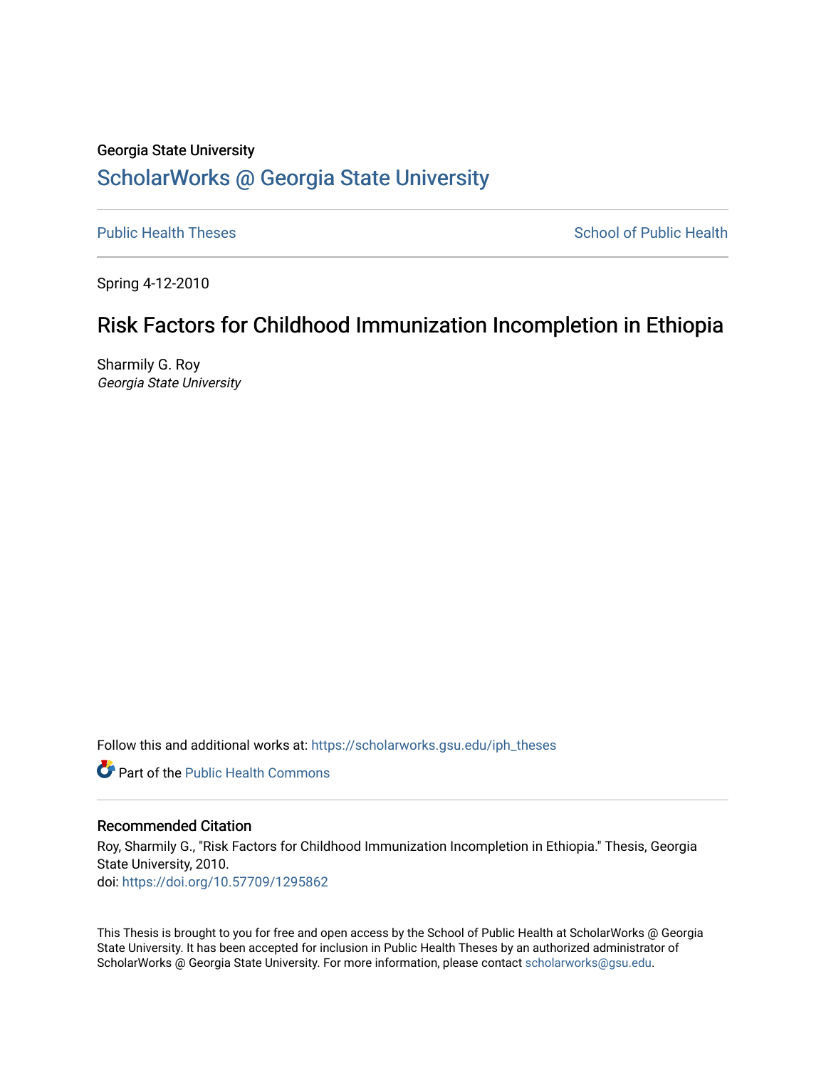Georgia State University

# ScholarWorks @ Georgia State University

Public Health Theses

School of Public Health

Spring 4-12-2010

## Risk Factors for Childhood Immunization Incompletion in Ethiopia

Sharmily G. Roy
*Georgia State University*

Follow this and additional works at: https://scholarworks.gsu.edu/iph_theses

Part of the Public Health Commons

### Recommended Citation

Roy, Sharmily G., "Risk Factors for Childhood Immunization Incompletion in Ethiopia." Thesis, Georgia State University, 2010.
doi: https://doi.org/10.57709/1295862

This Thesis is brought to you for free and open access by the School of Public Health at ScholarWorks @ Georgia State University. It has been accepted for inclusion in Public Health Theses by an authorized administrator of ScholarWorks @ Georgia State University. For more information, please contact scholarworks@gsu.edu.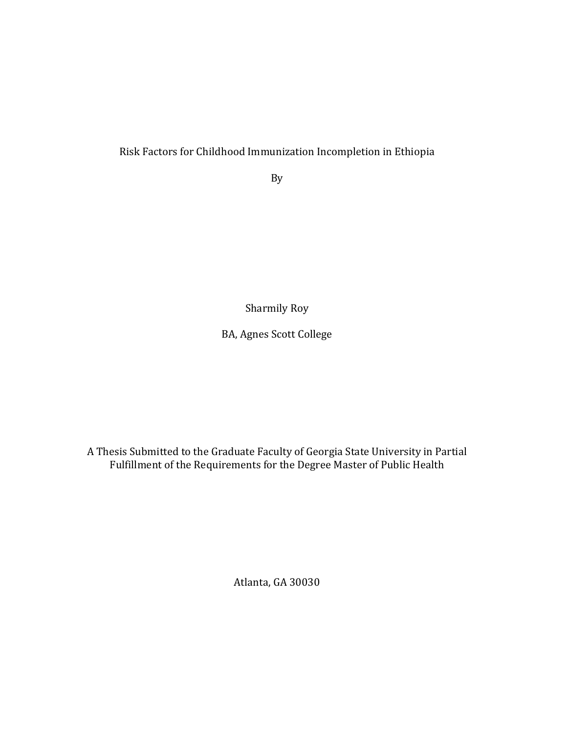Risk Factors for Childhood Immunization Incompletion in Ethiopia

By

Sharmily Roy

BA, Agnes Scott College

A Thesis Submitted to the Graduate Faculty of Georgia State University in Partial Fulfillment of the Requirements for the Degree Master of Public Health

Atlanta, GA 30030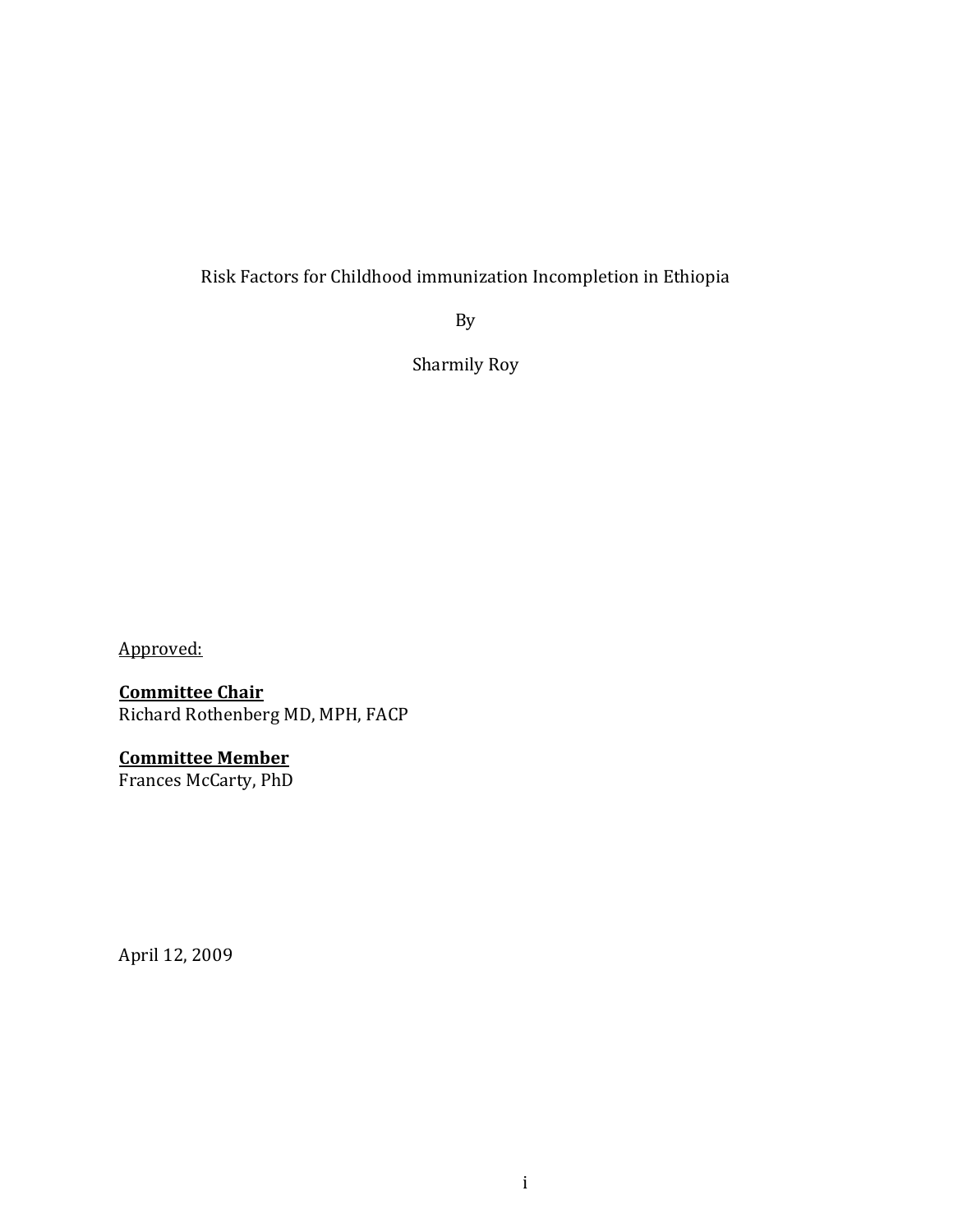Risk Factors for Childhood immunization Incompletion in Ethiopia

By

Sharmily Roy

Approved:

**Committee Chair**
Richard Rothenberg MD, MPH, FACP

**Committee Member**
Frances McCarty, PhD

April 12, 2009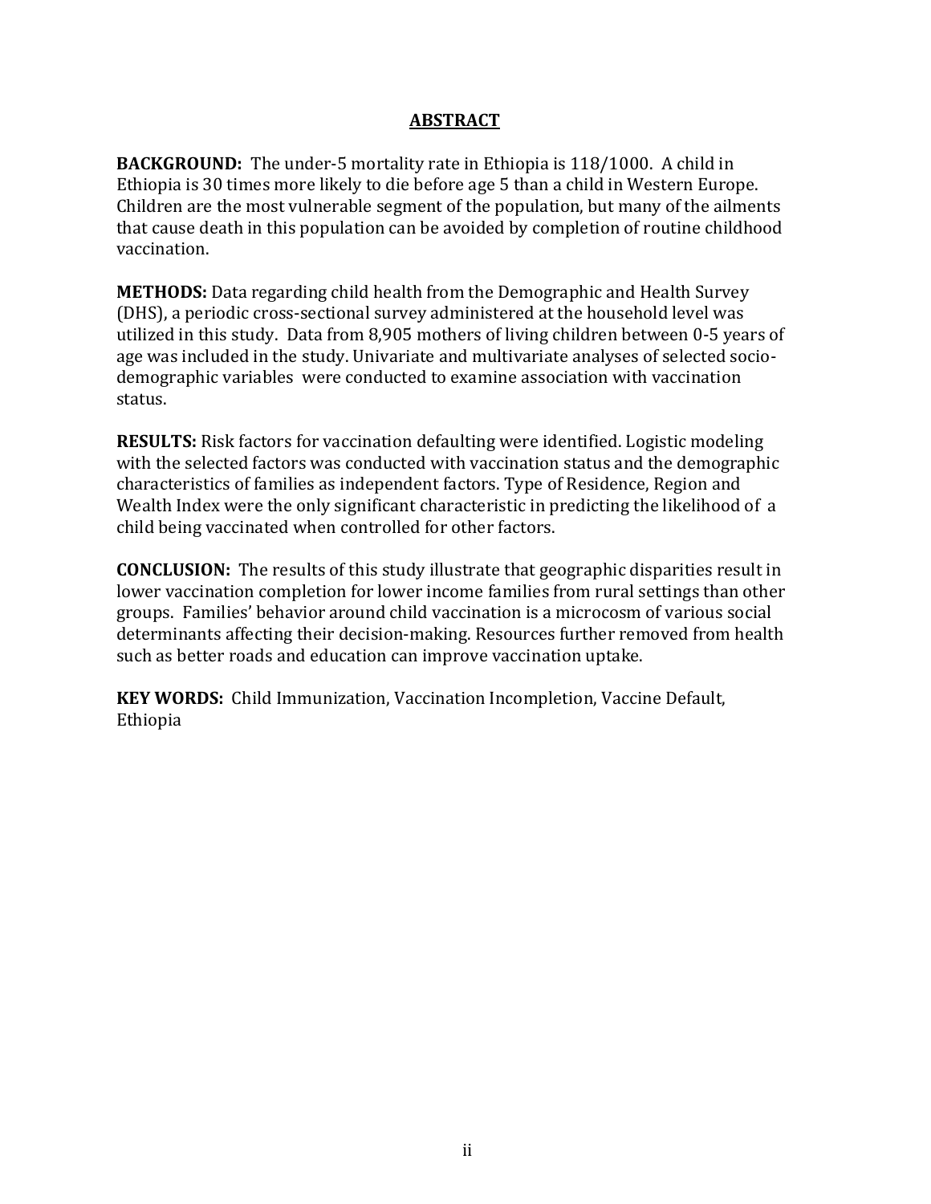## ABSTRACT

**BACKGROUND:** The under-5 mortality rate in Ethiopia is 118/1000. A child in Ethiopia is 30 times more likely to die before age 5 than a child in Western Europe. Children are the most vulnerable segment of the population, but many of the ailments that cause death in this population can be avoided by completion of routine childhood vaccination.

**METHODS:** Data regarding child health from the Demographic and Health Survey (DHS), a periodic cross-sectional survey administered at the household level was utilized in this study. Data from 8,905 mothers of living children between 0-5 years of age was included in the study. Univariate and multivariate analyses of selected socio-demographic variables were conducted to examine association with vaccination status.

**RESULTS:** Risk factors for vaccination defaulting were identified. Logistic modeling with the selected factors was conducted with vaccination status and the demographic characteristics of families as independent factors. Type of Residence, Region and Wealth Index were the only significant characteristic in predicting the likelihood of a child being vaccinated when controlled for other factors.

**CONCLUSION:** The results of this study illustrate that geographic disparities result in lower vaccination completion for lower income families from rural settings than other groups. Families' behavior around child vaccination is a microcosm of various social determinants affecting their decision-making. Resources further removed from health such as better roads and education can improve vaccination uptake.

**KEY WORDS:** Child Immunization, Vaccination Incompletion, Vaccine Default, Ethiopia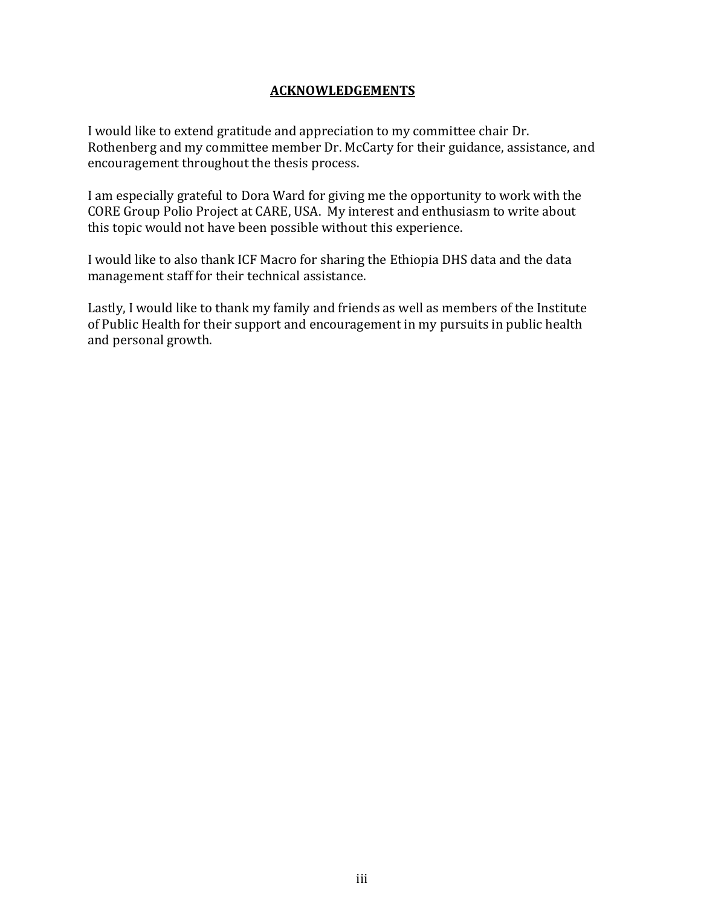## ACKNOWLEDGEMENTS

I would like to extend gratitude and appreciation to my committee chair Dr. Rothenberg and my committee member Dr. McCarty for their guidance, assistance, and encouragement throughout the thesis process.

I am especially grateful to Dora Ward for giving me the opportunity to work with the CORE Group Polio Project at CARE, USA. My interest and enthusiasm to write about this topic would not have been possible without this experience.

I would like to also thank ICF Macro for sharing the Ethiopia DHS data and the data management staff for their technical assistance.

Lastly, I would like to thank my family and friends as well as members of the Institute of Public Health for their support and encouragement in my pursuits in public health and personal growth.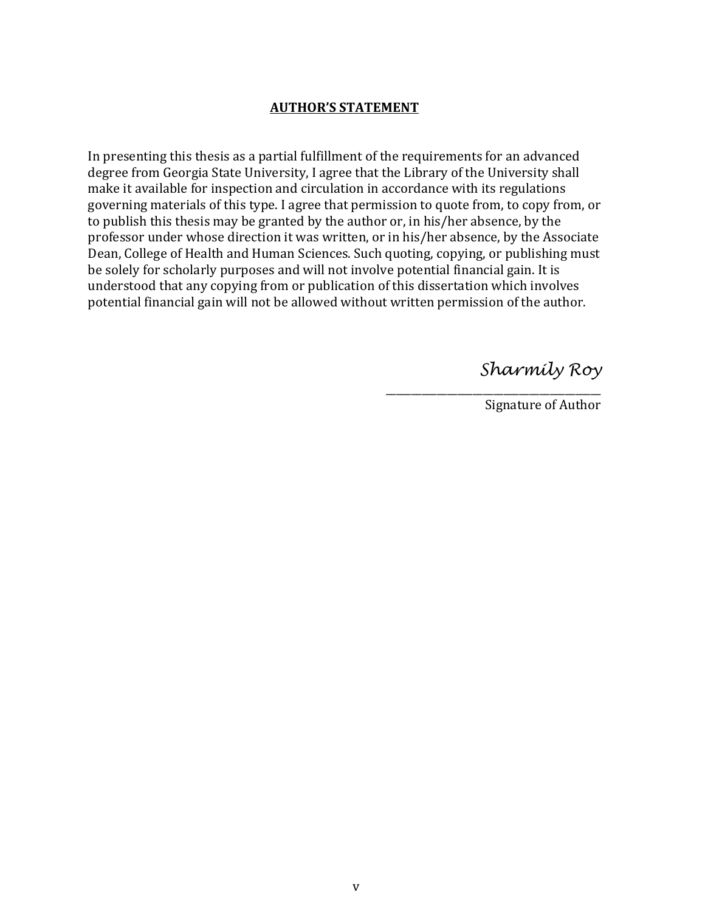## AUTHOR'S STATEMENT

In presenting this thesis as a partial fulfillment of the requirements for an advanced degree from Georgia State University, I agree that the Library of the University shall make it available for inspection and circulation in accordance with its regulations governing materials of this type. I agree that permission to quote from, to copy from, or to publish this thesis may be granted by the author or, in his/her absence, by the professor under whose direction it was written, or in his/her absence, by the Associate Dean, College of Health and Human Sciences. Such quoting, copying, or publishing must be solely for scholarly purposes and will not involve potential financial gain. It is understood that any copying from or publication of this dissertation which involves potential financial gain will not be allowed without written permission of the author.

*Sharmily Roy*
\_\_\_\_\_\_\_\_\_\_\_\_\_\_\_\_\_\_\_\_\_\_\_\_\_\_\_\_\_\_\_\_\_\_\_\_\_\_\_\_
Signature of Author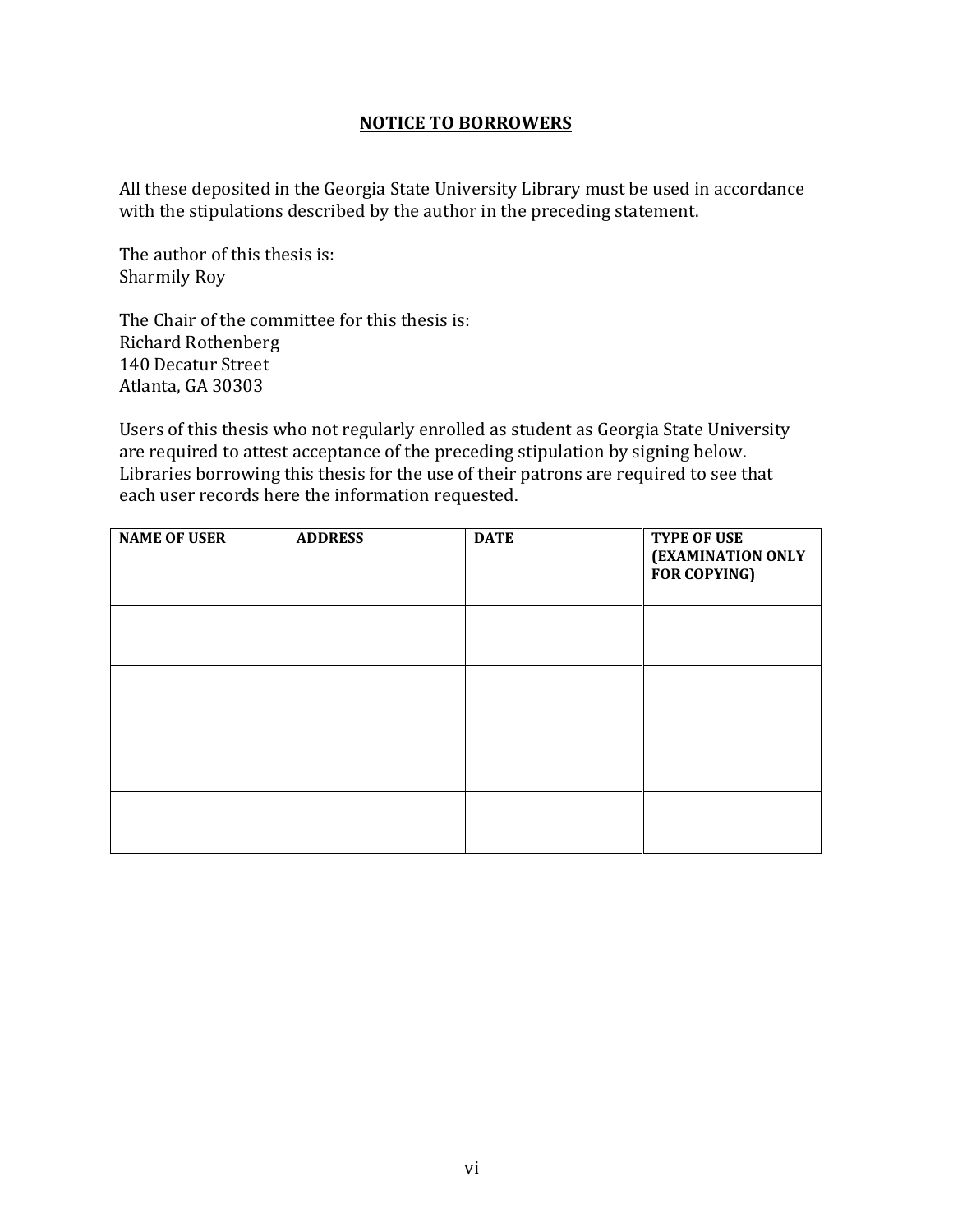## NOTICE TO BORROWERS

All these deposited in the Georgia State University Library must be used in accordance with the stipulations described by the author in the preceding statement.

The author of this thesis is:
Sharmily Roy

The Chair of the committee for this thesis is:
Richard Rothenberg
140 Decatur Street
Atlanta, GA 30303

Users of this thesis who not regularly enrolled as student as Georgia State University are required to attest acceptance of the preceding stipulation by signing below. Libraries borrowing this thesis for the use of their patrons are required to see that each user records here the information requested.

| NAME OF USER | ADDRESS | DATE | TYPE OF USE (EXAMINATION ONLY FOR COPYING) |
|---|---|---|---|
| | | | |
| | | | |
| | | | |
| | | | |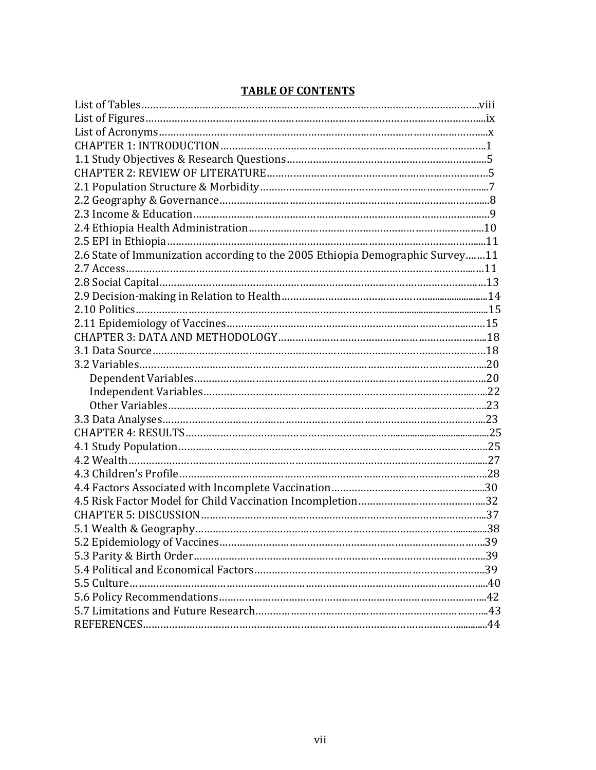**TABLE OF CONTENTS**

List of Tables....................................................................................................................viii
List of Figures.....................................................................................................................ix
List of Acronyms..................................................................................................................x
CHAPTER 1: INTRODUCTION...........................................................................................1
1.1 Study Objectives & Research Questions......................................................................5
CHAPTER 2: REVIEW OF LITERATURE..........................................................................5
2.1 Population Structure & Morbidity...............................................................................7
2.2 Geography & Governance............................................................................................8
2.3 Income & Education.....................................................................................................9
2.4 Ethiopia Health Administration.................................................................................10
2.5 EPI in Ethiopia............................................................................................................11
2.6 State of Immunization according to the 2005 Ethiopia Demographic Survey.......11
2.7 Access..........................................................................................................................11
2.8 Social Capital...............................................................................................................13
2.9 Decision-making in Relation to Health......................................................................14
2.10 Politics........................................................................................................................15
2.11 Epidemiology of Vaccines.........................................................................................15
CHAPTER 3: DATA AND METHODOLOGY....................................................................18
3.1 Data Source..................................................................................................................18
3.2 Variables.......................................................................................................................20
  Dependent Variables......................................................................................................20
  Independent Variables...................................................................................................22
  Other Variables...............................................................................................................23
3.3 Data Analyses...............................................................................................................23
CHAPTER 4: RESULTS.......................................................................................................25
4.1 Study Population..........................................................................................................25
4.2 Wealth............................................................................................................................27
4.3 Children's Profile...........................................................................................................28
4.4 Factors Associated with Incomplete Vaccination.......................................................30
4.5 Risk Factor Model for Child Vaccination Incompletion............................................32
CHAPTER 5: DISCUSSION..................................................................................................37
5.1 Wealth & Geography......................................................................................................38
5.2 Epidemiology of Vaccines..............................................................................................39
5.3 Parity & Birth Order......................................................................................................39
5.4 Political and Economical Factors..................................................................................39
5.5 Culture............................................................................................................................40
5.6 Policy Recommendations..............................................................................................42
5.7 Limitations and Future Research.................................................................................43
REFERENCES........................................................................................................................44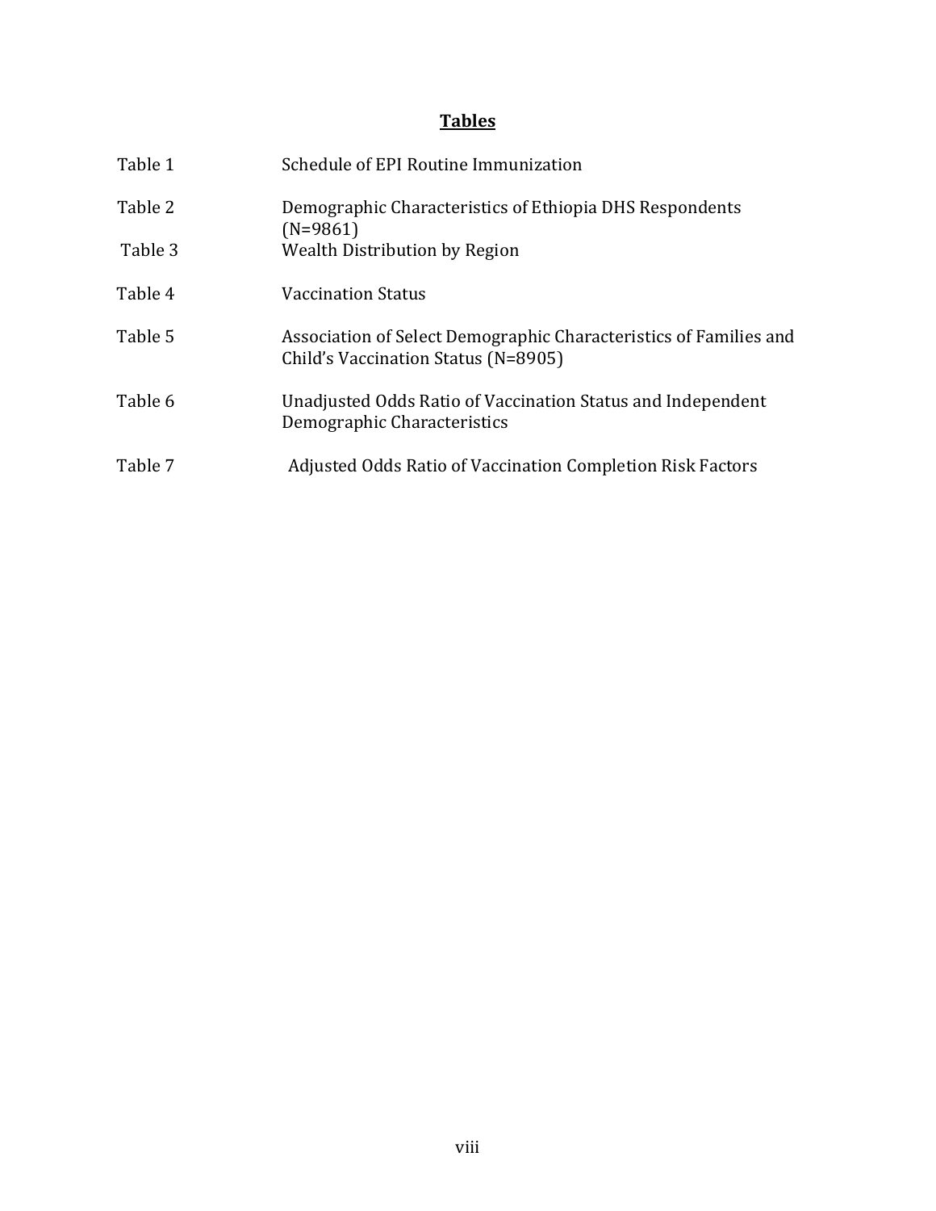# Tables

| | |
|---|---|
| Table 1 | Schedule of EPI Routine Immunization |
| Table 2 | Demographic Characteristics of Ethiopia DHS Respondents (N=9861) |
| Table 3 | Wealth Distribution by Region |
| Table 4 | Vaccination Status |
| Table 5 | Association of Select Demographic Characteristics of Families and Child's Vaccination Status (N=8905) |
| Table 6 | Unadjusted Odds Ratio of Vaccination Status and Independent Demographic Characteristics |
| Table 7 | Adjusted Odds Ratio of Vaccination Completion Risk Factors |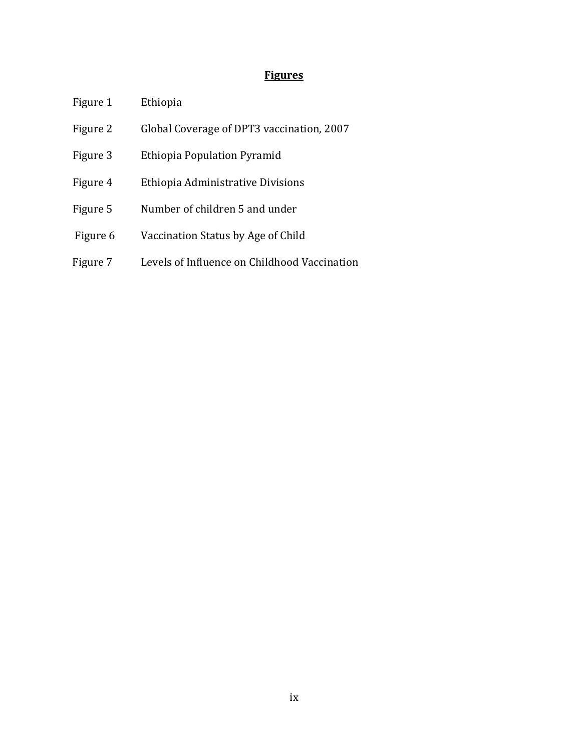## Figures

| | |
|---|---|
| Figure 1 | Ethiopia |
| Figure 2 | Global Coverage of DPT3 vaccination, 2007 |
| Figure 3 | Ethiopia Population Pyramid |
| Figure 4 | Ethiopia Administrative Divisions |
| Figure 5 | Number of children 5 and under |
| Figure 6 | Vaccination Status by Age of Child |
| Figure 7 | Levels of Influence on Childhood Vaccination |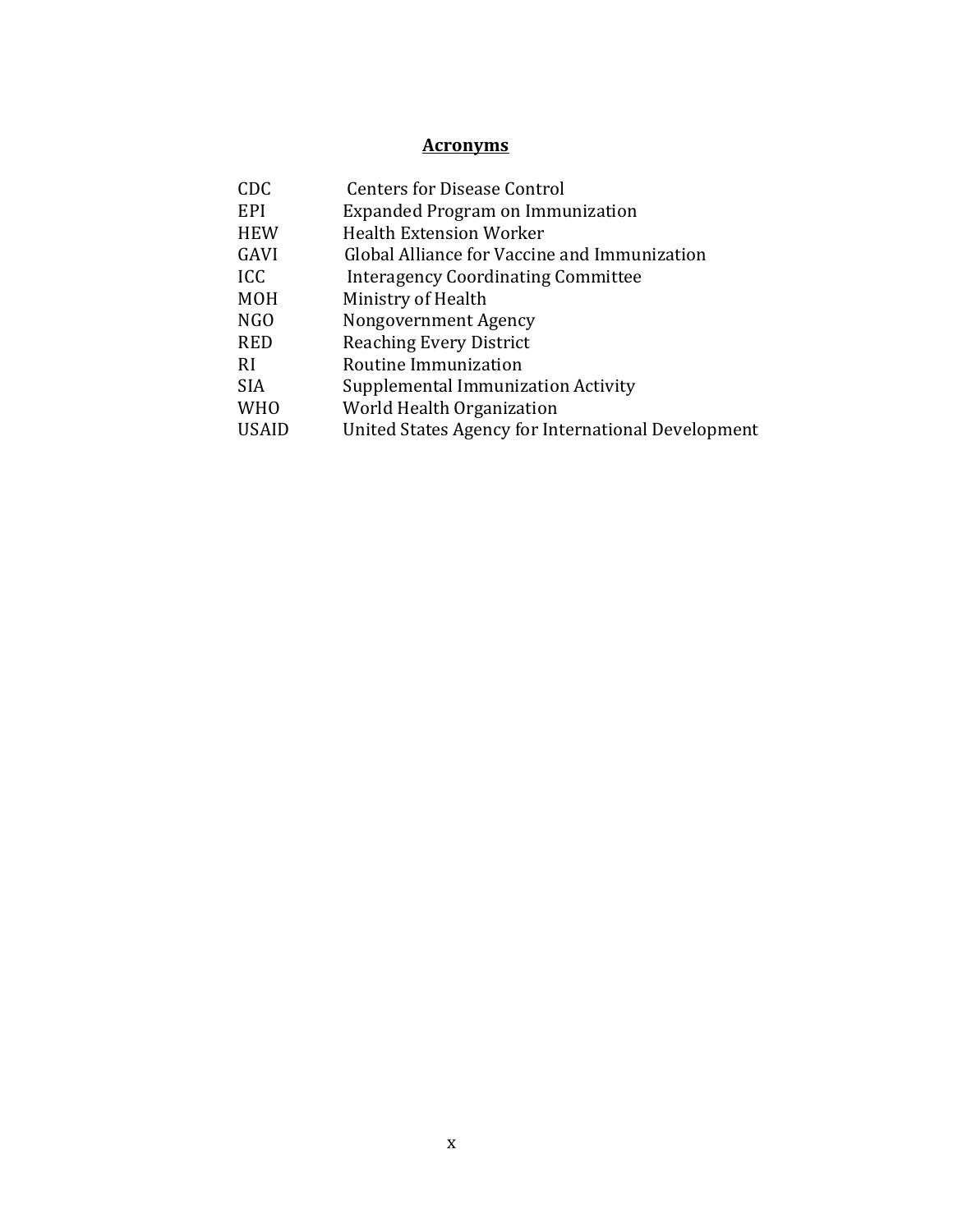## Acronyms

| | |
|---|---|
| CDC | Centers for Disease Control |
| EPI | Expanded Program on Immunization |
| HEW | Health Extension Worker |
| GAVI | Global Alliance for Vaccine and Immunization |
| ICC | Interagency Coordinating Committee |
| MOH | Ministry of Health |
| NGO | Nongovernment Agency |
| RED | Reaching Every District |
| RI | Routine Immunization |
| SIA | Supplemental Immunization Activity |
| WHO | World Health Organization |
| USAID | United States Agency for International Development |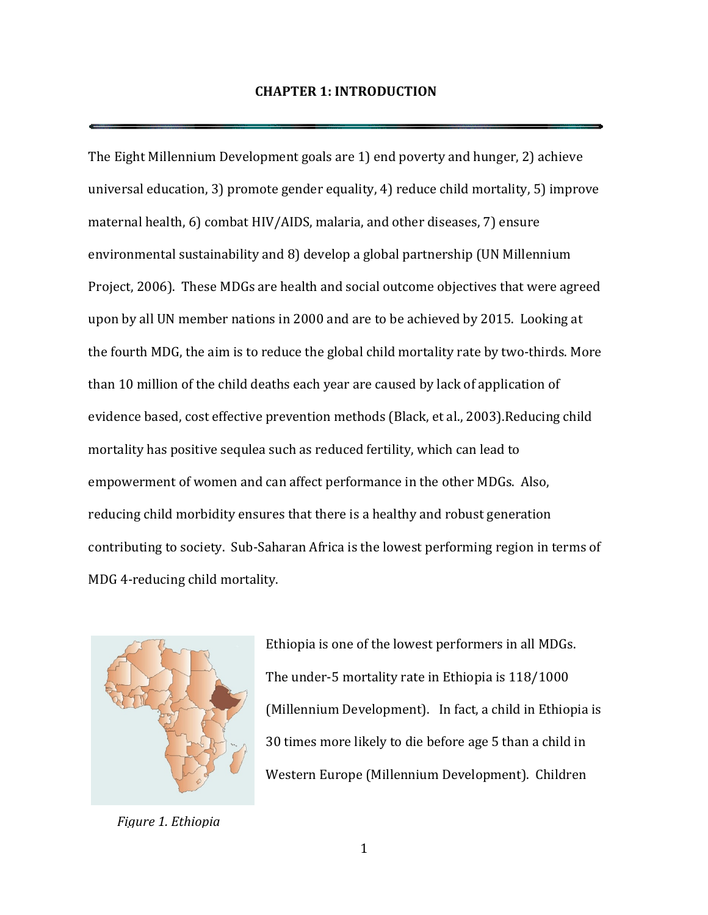# CHAPTER 1: INTRODUCTION

The Eight Millennium Development goals are 1) end poverty and hunger, 2) achieve universal education, 3) promote gender equality, 4) reduce child mortality, 5) improve maternal health, 6) combat HIV/AIDS, malaria, and other diseases, 7) ensure environmental sustainability and 8) develop a global partnership (UN Millennium Project, 2006). These MDGs are health and social outcome objectives that were agreed upon by all UN member nations in 2000 and are to be achieved by 2015. Looking at the fourth MDG, the aim is to reduce the global child mortality rate by two-thirds. More than 10 million of the child deaths each year are caused by lack of application of evidence based, cost effective prevention methods (Black, et al., 2003).Reducing child mortality has positive sequlea such as reduced fertility, which can lead to empowerment of women and can affect performance in the other MDGs. Also, reducing child morbidity ensures that there is a healthy and robust generation contributing to society. Sub-Saharan Africa is the lowest performing region in terms of MDG 4-reducing child mortality.

*Figure 1. Ethiopia*

Ethiopia is one of the lowest performers in all MDGs. The under-5 mortality rate in Ethiopia is 118/1000 (Millennium Development). In fact, a child in Ethiopia is 30 times more likely to die before age 5 than a child in Western Europe (Millennium Development). Children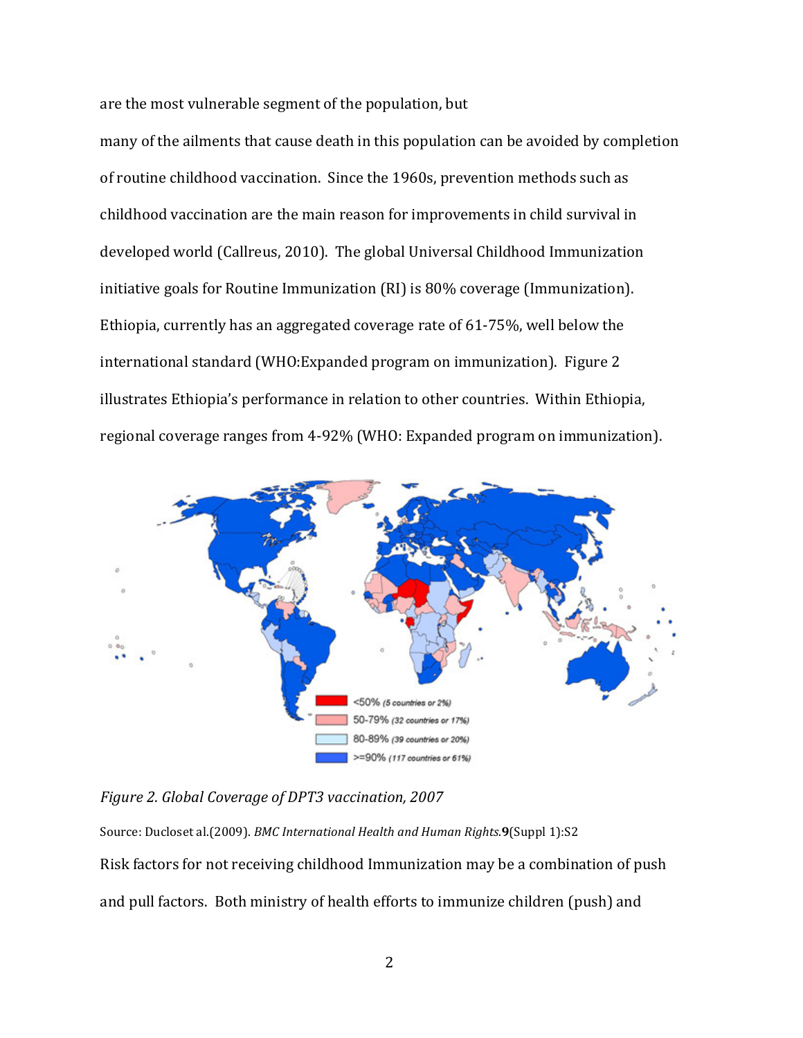are the most vulnerable segment of the population, but

many of the ailments that cause death in this population can be avoided by completion of routine childhood vaccination. Since the 1960s, prevention methods such as childhood vaccination are the main reason for improvements in child survival in developed world (Callreus, 2010). The global Universal Childhood Immunization initiative goals for Routine Immunization (RI) is 80% coverage (Immunization). Ethiopia, currently has an aggregated coverage rate of 61-75%, well below the international standard (WHO:Expanded program on immunization). Figure 2 illustrates Ethiopia's performance in relation to other countries. Within Ethiopia, regional coverage ranges from 4-92% (WHO: Expanded program on immunization).

<50% *(5 countries or 2%)*
50-79% *(32 countries or 17%)*
80-89% *(39 countries or 20%)*
>=90% *(117 countries or 61%)*

*Figure 2. Global Coverage of DPT3 vaccination, 2007*

Source: Ducloset al.(2009). *BMC International Health and Human Rights.* **9**(Suppl 1):S2

Risk factors for not receiving childhood Immunization may be a combination of push and pull factors. Both ministry of health efforts to immunize children (push) and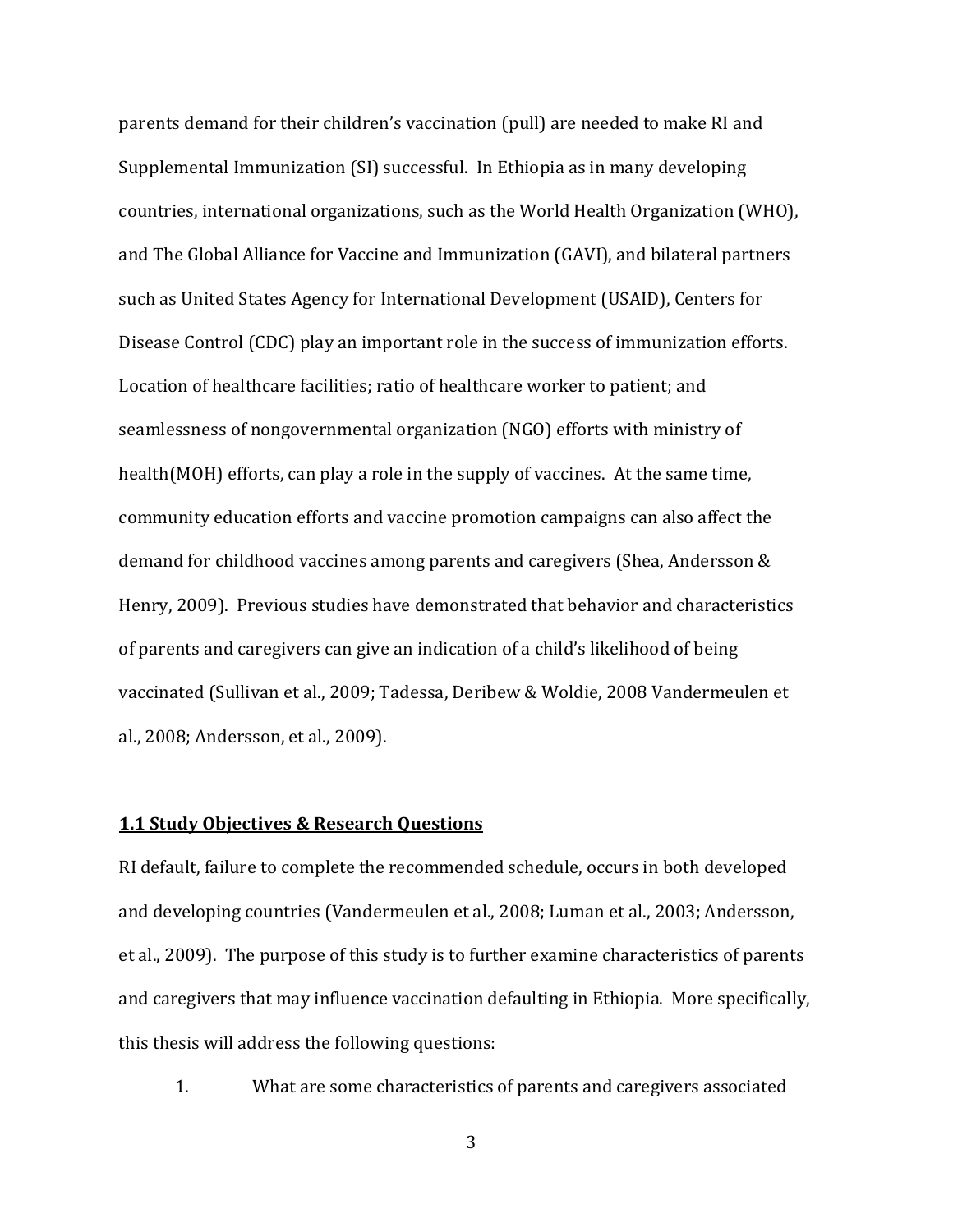parents demand for their children's vaccination (pull) are needed to make RI and Supplemental Immunization (SI) successful. In Ethiopia as in many developing countries, international organizations, such as the World Health Organization (WHO), and The Global Alliance for Vaccine and Immunization (GAVI), and bilateral partners such as United States Agency for International Development (USAID), Centers for Disease Control (CDC) play an important role in the success of immunization efforts. Location of healthcare facilities; ratio of healthcare worker to patient; and seamlessness of nongovernmental organization (NGO) efforts with ministry of health(MOH) efforts, can play a role in the supply of vaccines. At the same time, community education efforts and vaccine promotion campaigns can also affect the demand for childhood vaccines among parents and caregivers (Shea, Andersson & Henry, 2009). Previous studies have demonstrated that behavior and characteristics of parents and caregivers can give an indication of a child's likelihood of being vaccinated (Sullivan et al., 2009; Tadessa, Deribew & Woldie, 2008 Vandermeulen et al., 2008; Andersson, et al., 2009).

### 1.1 Study Objectives & Research Questions

RI default, failure to complete the recommended schedule, occurs in both developed and developing countries (Vandermeulen et al., 2008; Luman et al., 2003; Andersson, et al., 2009). The purpose of this study is to further examine characteristics of parents and caregivers that may influence vaccination defaulting in Ethiopia. More specifically, this thesis will address the following questions:

1. What are some characteristics of parents and caregivers associated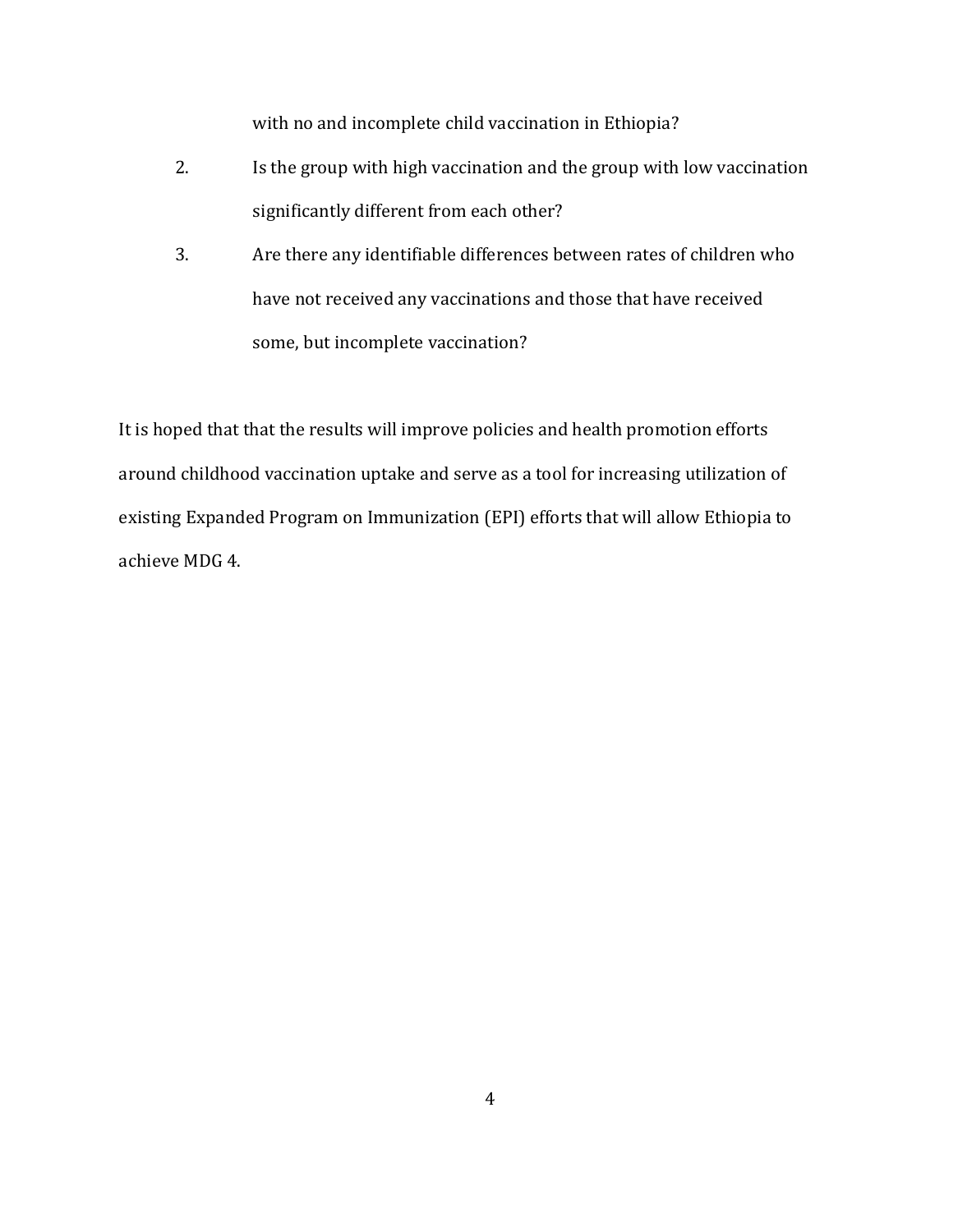with no and incomplete child vaccination in Ethiopia?

2. Is the group with high vaccination and the group with low vaccination significantly different from each other?

3. Are there any identifiable differences between rates of children who have not received any vaccinations and those that have received some, but incomplete vaccination?

It is hoped that that the results will improve policies and health promotion efforts around childhood vaccination uptake and serve as a tool for increasing utilization of existing Expanded Program on Immunization (EPI) efforts that will allow Ethiopia to achieve MDG 4.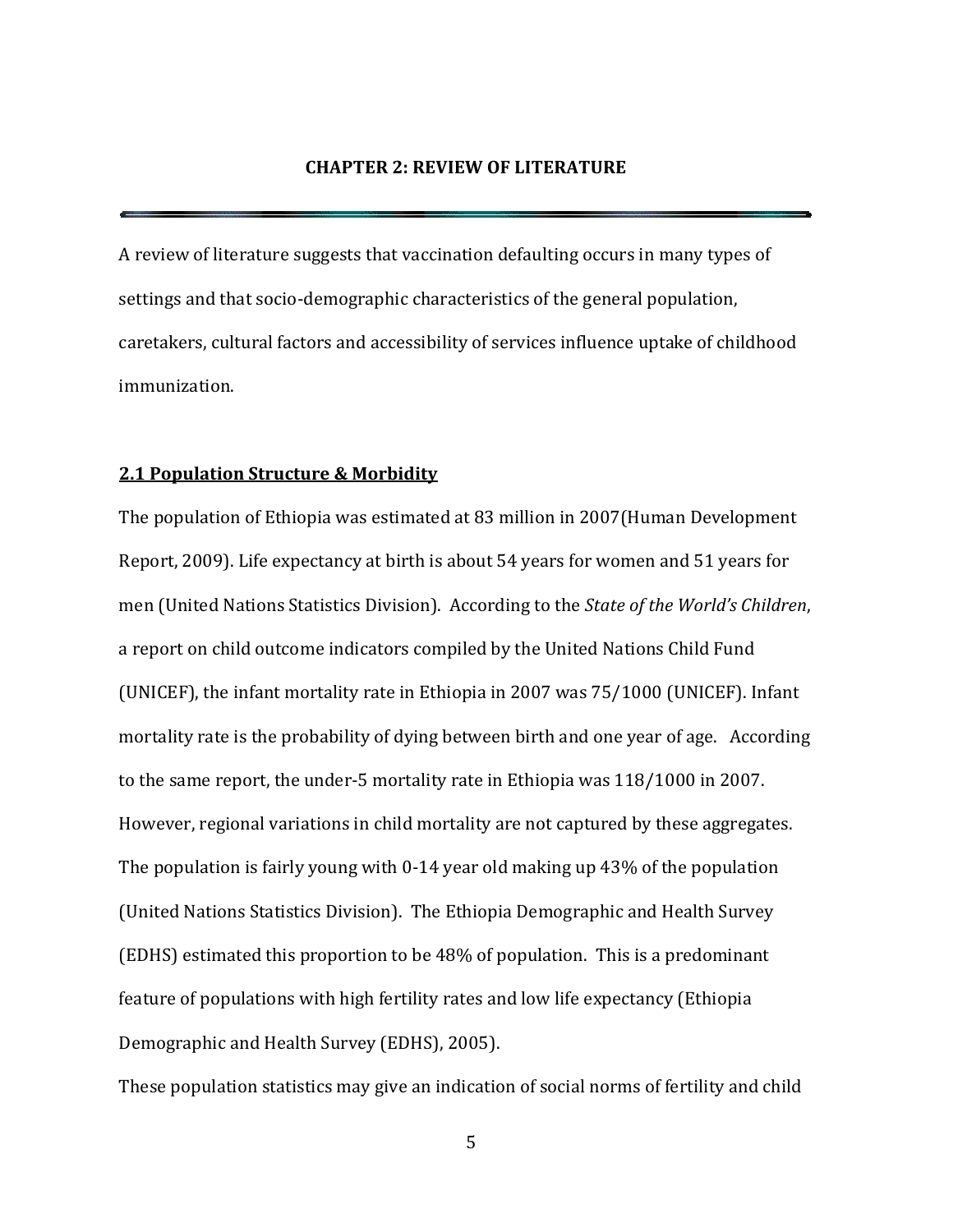# CHAPTER 2: REVIEW OF LITERATURE

A review of literature suggests that vaccination defaulting occurs in many types of settings and that socio-demographic characteristics of the general population, caretakers, cultural factors and accessibility of services influence uptake of childhood immunization.

## 2.1 Population Structure & Morbidity

The population of Ethiopia was estimated at 83 million in 2007(Human Development Report, 2009). Life expectancy at birth is about 54 years for women and 51 years for men (United Nations Statistics Division). According to the *State of the World's Children*, a report on child outcome indicators compiled by the United Nations Child Fund (UNICEF), the infant mortality rate in Ethiopia in 2007 was 75/1000 (UNICEF). Infant mortality rate is the probability of dying between birth and one year of age. According to the same report, the under-5 mortality rate in Ethiopia was 118/1000 in 2007. However, regional variations in child mortality are not captured by these aggregates. The population is fairly young with 0-14 year old making up 43% of the population (United Nations Statistics Division). The Ethiopia Demographic and Health Survey (EDHS) estimated this proportion to be 48% of population. This is a predominant feature of populations with high fertility rates and low life expectancy (Ethiopia Demographic and Health Survey (EDHS), 2005).

These population statistics may give an indication of social norms of fertility and child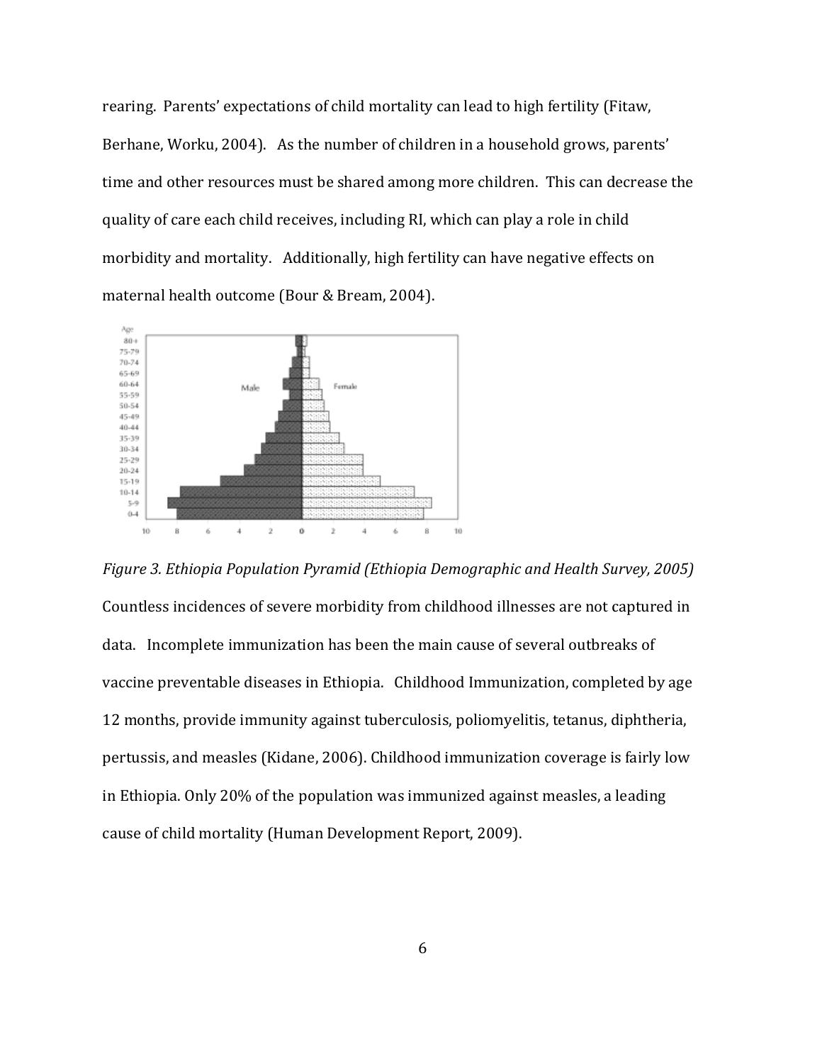rearing. Parents' expectations of child mortality can lead to high fertility (Fitaw, Berhane, Worku, 2004). As the number of children in a household grows, parents' time and other resources must be shared among more children. This can decrease the quality of care each child receives, including RI, which can play a role in child morbidity and mortality. Additionally, high fertility can have negative effects on maternal health outcome (Bour & Bream, 2004).

*Figure 3. Ethiopia Population Pyramid (Ethiopia Demographic and Health Survey, 2005)*

Countless incidences of severe morbidity from childhood illnesses are not captured in data. Incomplete immunization has been the main cause of several outbreaks of vaccine preventable diseases in Ethiopia. Childhood Immunization, completed by age 12 months, provide immunity against tuberculosis, poliomyelitis, tetanus, diphtheria, pertussis, and measles (Kidane, 2006). Childhood immunization coverage is fairly low in Ethiopia. Only 20% of the population was immunized against measles, a leading cause of child mortality (Human Development Report, 2009).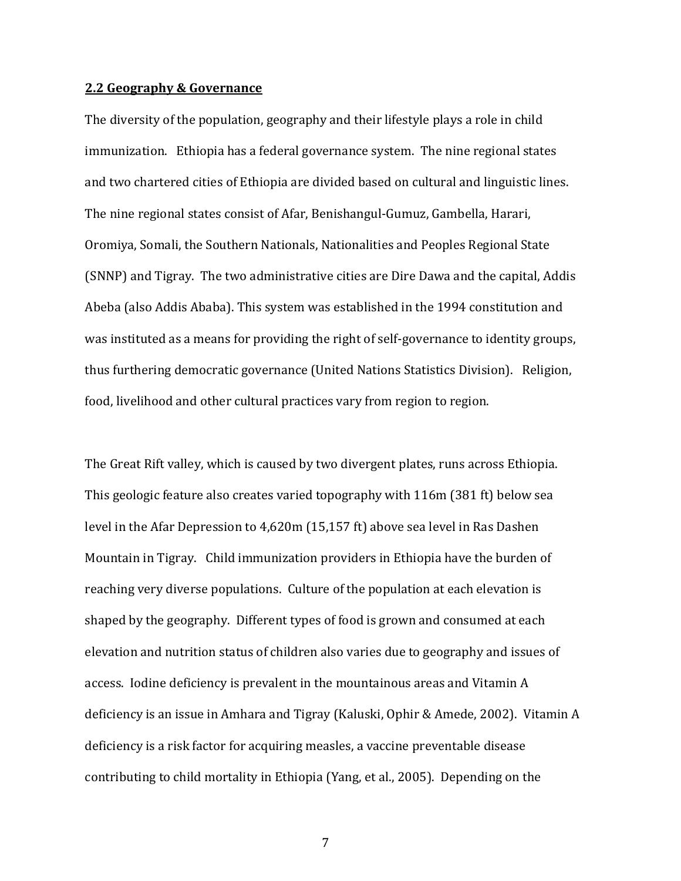### 2.2 Geography & Governance

The diversity of the population, geography and their lifestyle plays a role in child immunization. Ethiopia has a federal governance system. The nine regional states and two chartered cities of Ethiopia are divided based on cultural and linguistic lines. The nine regional states consist of Afar, Benishangul-Gumuz, Gambella, Harari, Oromiya, Somali, the Southern Nationals, Nationalities and Peoples Regional State (SNNP) and Tigray. The two administrative cities are Dire Dawa and the capital, Addis Abeba (also Addis Ababa). This system was established in the 1994 constitution and was instituted as a means for providing the right of self-governance to identity groups, thus furthering democratic governance (United Nations Statistics Division). Religion, food, livelihood and other cultural practices vary from region to region.

The Great Rift valley, which is caused by two divergent plates, runs across Ethiopia. This geologic feature also creates varied topography with 116m (381 ft) below sea level in the Afar Depression to 4,620m (15,157 ft) above sea level in Ras Dashen Mountain in Tigray. Child immunization providers in Ethiopia have the burden of reaching very diverse populations. Culture of the population at each elevation is shaped by the geography. Different types of food is grown and consumed at each elevation and nutrition status of children also varies due to geography and issues of access. Iodine deficiency is prevalent in the mountainous areas and Vitamin A deficiency is an issue in Amhara and Tigray (Kaluski, Ophir & Amede, 2002). Vitamin A deficiency is a risk factor for acquiring measles, a vaccine preventable disease contributing to child mortality in Ethiopia (Yang, et al., 2005). Depending on the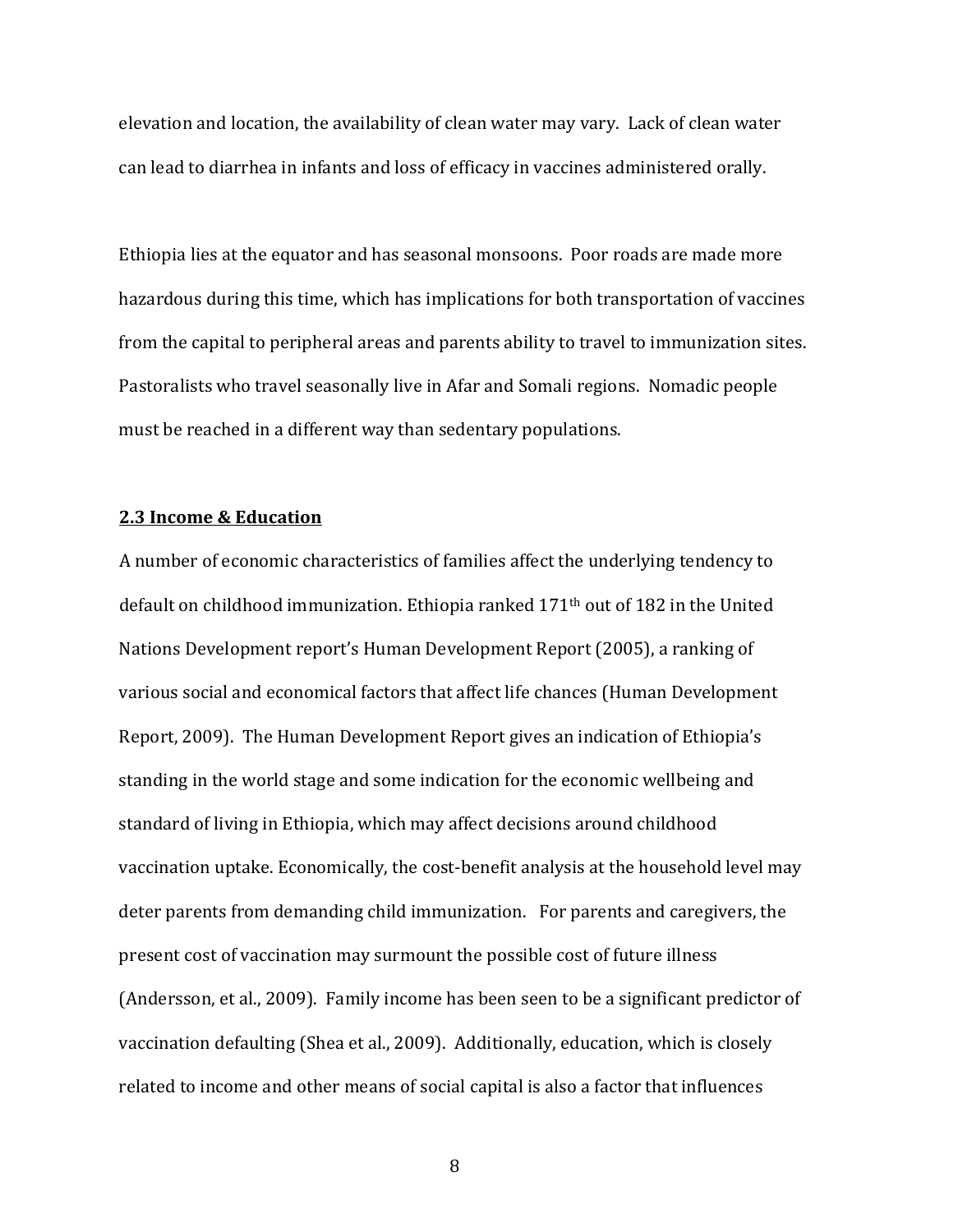elevation and location, the availability of clean water may vary. Lack of clean water can lead to diarrhea in infants and loss of efficacy in vaccines administered orally.

Ethiopia lies at the equator and has seasonal monsoons. Poor roads are made more hazardous during this time, which has implications for both transportation of vaccines from the capital to peripheral areas and parents ability to travel to immunization sites. Pastoralists who travel seasonally live in Afar and Somali regions. Nomadic people must be reached in a different way than sedentary populations.

### 2.3 Income & Education

A number of economic characteristics of families affect the underlying tendency to default on childhood immunization. Ethiopia ranked 171th out of 182 in the United Nations Development report's Human Development Report (2005), a ranking of various social and economical factors that affect life chances (Human Development Report, 2009). The Human Development Report gives an indication of Ethiopia's standing in the world stage and some indication for the economic wellbeing and standard of living in Ethiopia, which may affect decisions around childhood vaccination uptake. Economically, the cost-benefit analysis at the household level may deter parents from demanding child immunization. For parents and caregivers, the present cost of vaccination may surmount the possible cost of future illness (Andersson, et al., 2009). Family income has been seen to be a significant predictor of vaccination defaulting (Shea et al., 2009). Additionally, education, which is closely related to income and other means of social capital is also a factor that influences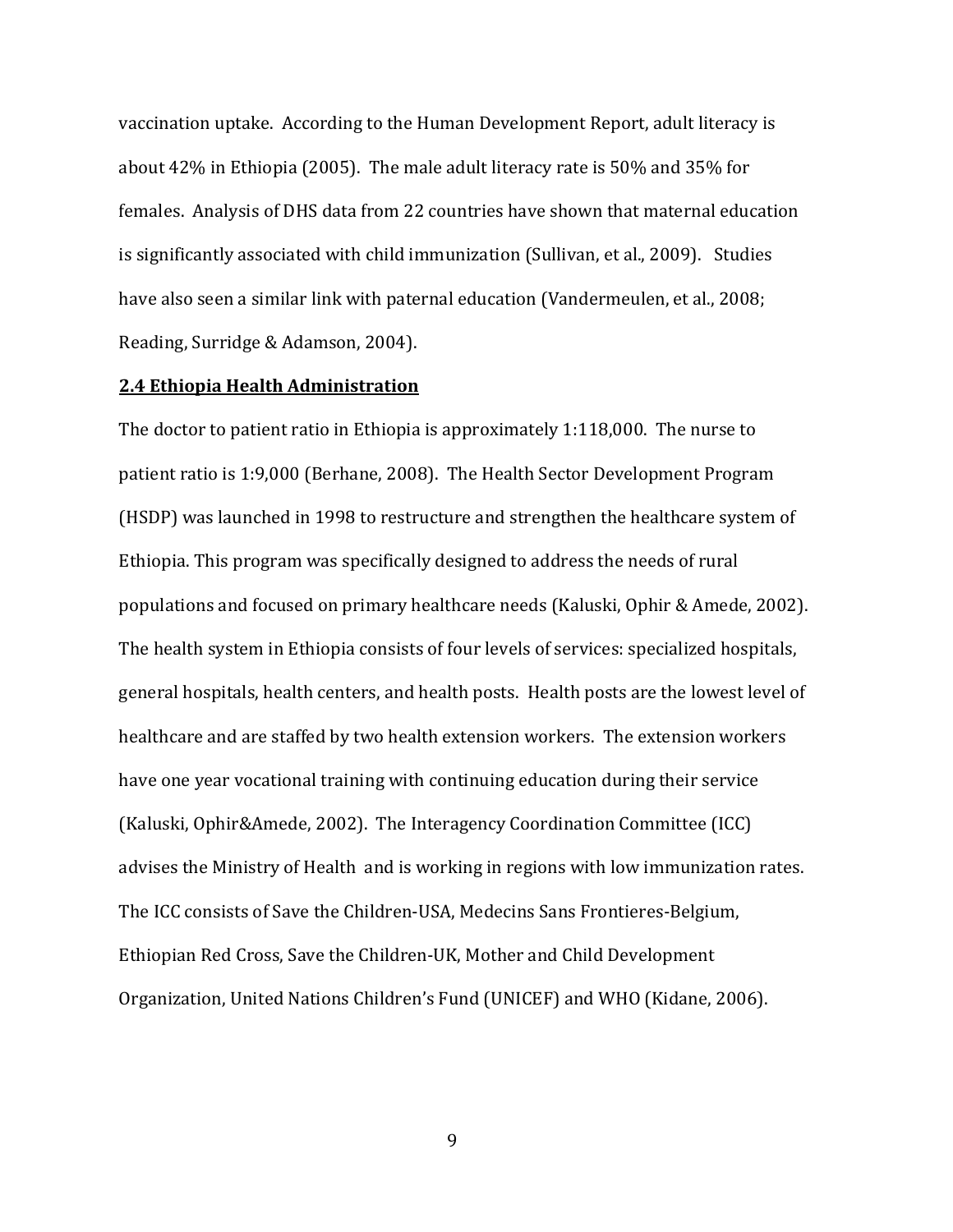vaccination uptake. According to the Human Development Report, adult literacy is about 42% in Ethiopia (2005). The male adult literacy rate is 50% and 35% for females. Analysis of DHS data from 22 countries have shown that maternal education is significantly associated with child immunization (Sullivan, et al., 2009). Studies have also seen a similar link with paternal education (Vandermeulen, et al., 2008; Reading, Surridge & Adamson, 2004).

## **2.4 Ethiopia Health Administration**

The doctor to patient ratio in Ethiopia is approximately 1:118,000. The nurse to patient ratio is 1:9,000 (Berhane, 2008). The Health Sector Development Program (HSDP) was launched in 1998 to restructure and strengthen the healthcare system of Ethiopia. This program was specifically designed to address the needs of rural populations and focused on primary healthcare needs (Kaluski, Ophir & Amede, 2002). The health system in Ethiopia consists of four levels of services: specialized hospitals, general hospitals, health centers, and health posts. Health posts are the lowest level of healthcare and are staffed by two health extension workers. The extension workers have one year vocational training with continuing education during their service (Kaluski, Ophir&Amede, 2002). The Interagency Coordination Committee (ICC) advises the Ministry of Health and is working in regions with low immunization rates. The ICC consists of Save the Children-USA, Medecins Sans Frontieres-Belgium, Ethiopian Red Cross, Save the Children-UK, Mother and Child Development Organization, United Nations Children's Fund (UNICEF) and WHO (Kidane, 2006).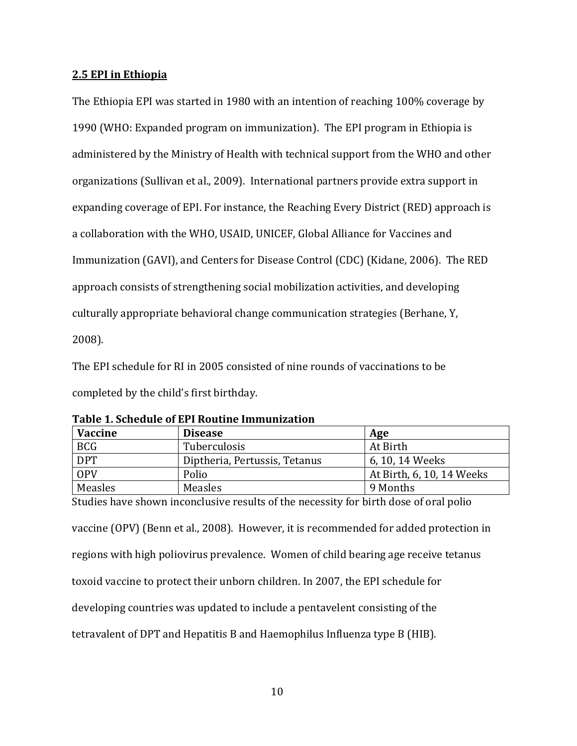## 2.5 EPI in Ethiopia

The Ethiopia EPI was started in 1980 with an intention of reaching 100% coverage by 1990 (WHO: Expanded program on immunization). The EPI program in Ethiopia is administered by the Ministry of Health with technical support from the WHO and other organizations (Sullivan et al., 2009). International partners provide extra support in expanding coverage of EPI. For instance, the Reaching Every District (RED) approach is a collaboration with the WHO, USAID, UNICEF, Global Alliance for Vaccines and Immunization (GAVI), and Centers for Disease Control (CDC) (Kidane, 2006). The RED approach consists of strengthening social mobilization activities, and developing culturally appropriate behavioral change communication strategies (Berhane, Y, 2008).

The EPI schedule for RI in 2005 consisted of nine rounds of vaccinations to be completed by the child's first birthday.

**Table 1. Schedule of EPI Routine Immunization**

| Vaccine | Disease | Age |
|---|---|---|
| BCG | Tuberculosis | At Birth |
| DPT | Diptheria, Pertussis, Tetanus | 6, 10, 14 Weeks |
| OPV | Polio | At Birth, 6, 10, 14 Weeks |
| Measles | Measles | 9 Months |

Studies have shown inconclusive results of the necessity for birth dose of oral polio vaccine (OPV) (Benn et al., 2008). However, it is recommended for added protection in regions with high poliovirus prevalence. Women of child bearing age receive tetanus toxoid vaccine to protect their unborn children. In 2007, the EPI schedule for developing countries was updated to include a pentavelent consisting of the tetravalent of DPT and Hepatitis B and Haemophilus Influenza type B (HIB).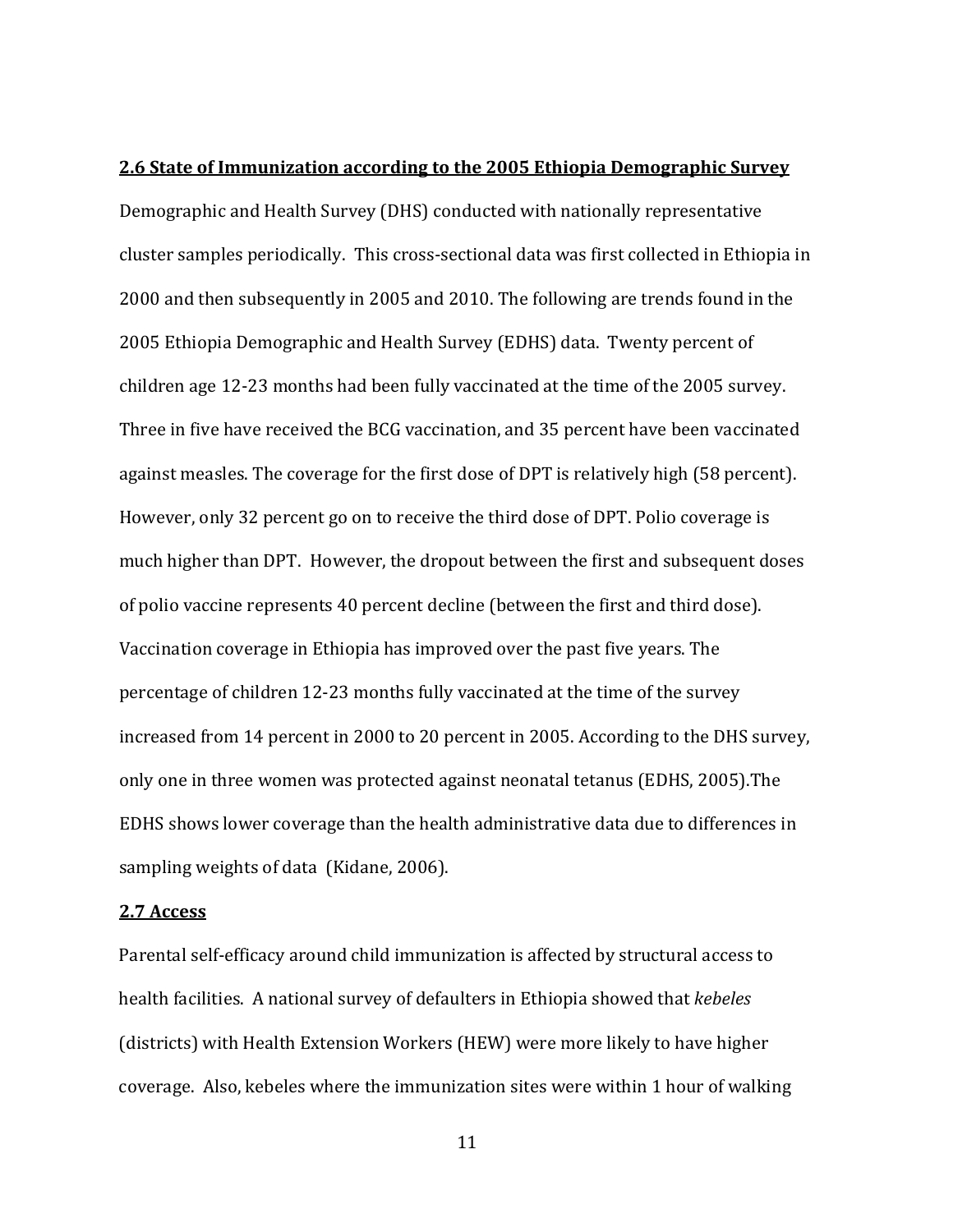## 2.6 State of Immunization according to the 2005 Ethiopia Demographic Survey

Demographic and Health Survey (DHS) conducted with nationally representative cluster samples periodically. This cross-sectional data was first collected in Ethiopia in 2000 and then subsequently in 2005 and 2010. The following are trends found in the 2005 Ethiopia Demographic and Health Survey (EDHS) data. Twenty percent of children age 12-23 months had been fully vaccinated at the time of the 2005 survey. Three in five have received the BCG vaccination, and 35 percent have been vaccinated against measles. The coverage for the first dose of DPT is relatively high (58 percent). However, only 32 percent go on to receive the third dose of DPT. Polio coverage is much higher than DPT. However, the dropout between the first and subsequent doses of polio vaccine represents 40 percent decline (between the first and third dose). Vaccination coverage in Ethiopia has improved over the past five years. The percentage of children 12-23 months fully vaccinated at the time of the survey increased from 14 percent in 2000 to 20 percent in 2005. According to the DHS survey, only one in three women was protected against neonatal tetanus (EDHS, 2005).The EDHS shows lower coverage than the health administrative data due to differences in sampling weights of data (Kidane, 2006).

## 2.7 Access

Parental self-efficacy around child immunization is affected by structural access to health facilities. A national survey of defaulters in Ethiopia showed that *kebeles* (districts) with Health Extension Workers (HEW) were more likely to have higher coverage. Also, kebeles where the immunization sites were within 1 hour of walking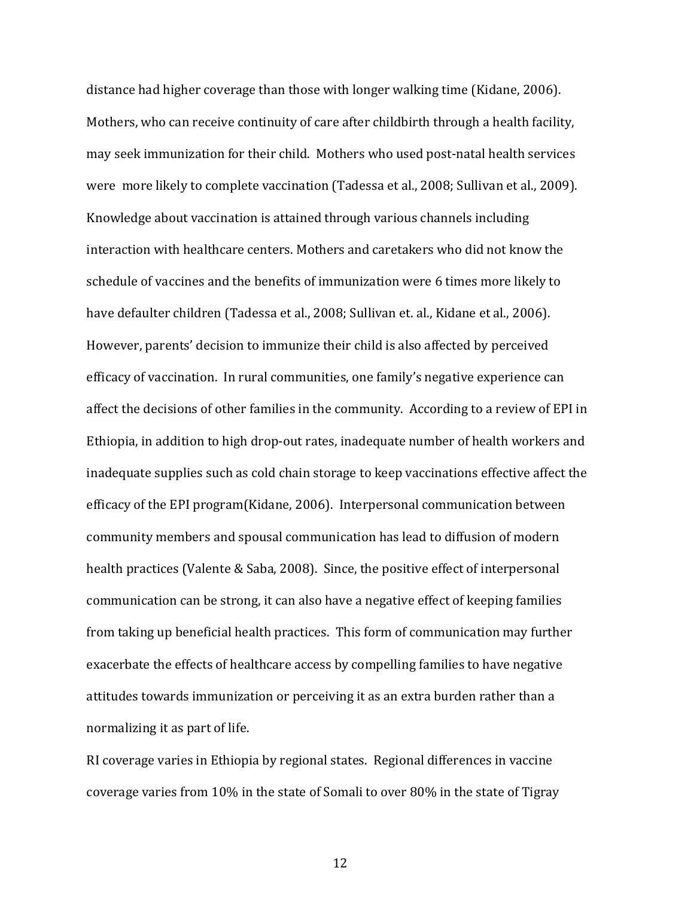distance had higher coverage than those with longer walking time (Kidane, 2006). Mothers, who can receive continuity of care after childbirth through a health facility, may seek immunization for their child. Mothers who used post-natal health services were more likely to complete vaccination (Tadessa et al., 2008; Sullivan et al., 2009). Knowledge about vaccination is attained through various channels including interaction with healthcare centers. Mothers and caretakers who did not know the schedule of vaccines and the benefits of immunization were 6 times more likely to have defaulter children (Tadessa et al., 2008; Sullivan et. al., Kidane et al., 2006). However, parents' decision to immunize their child is also affected by perceived efficacy of vaccination. In rural communities, one family's negative experience can affect the decisions of other families in the community. According to a review of EPI in Ethiopia, in addition to high drop-out rates, inadequate number of health workers and inadequate supplies such as cold chain storage to keep vaccinations effective affect the efficacy of the EPI program(Kidane, 2006). Interpersonal communication between community members and spousal communication has lead to diffusion of modern health practices (Valente & Saba, 2008). Since, the positive effect of interpersonal communication can be strong, it can also have a negative effect of keeping families from taking up beneficial health practices. This form of communication may further exacerbate the effects of healthcare access by compelling families to have negative attitudes towards immunization or perceiving it as an extra burden rather than a normalizing it as part of life.

RI coverage varies in Ethiopia by regional states. Regional differences in vaccine coverage varies from 10% in the state of Somali to over 80% in the state of Tigray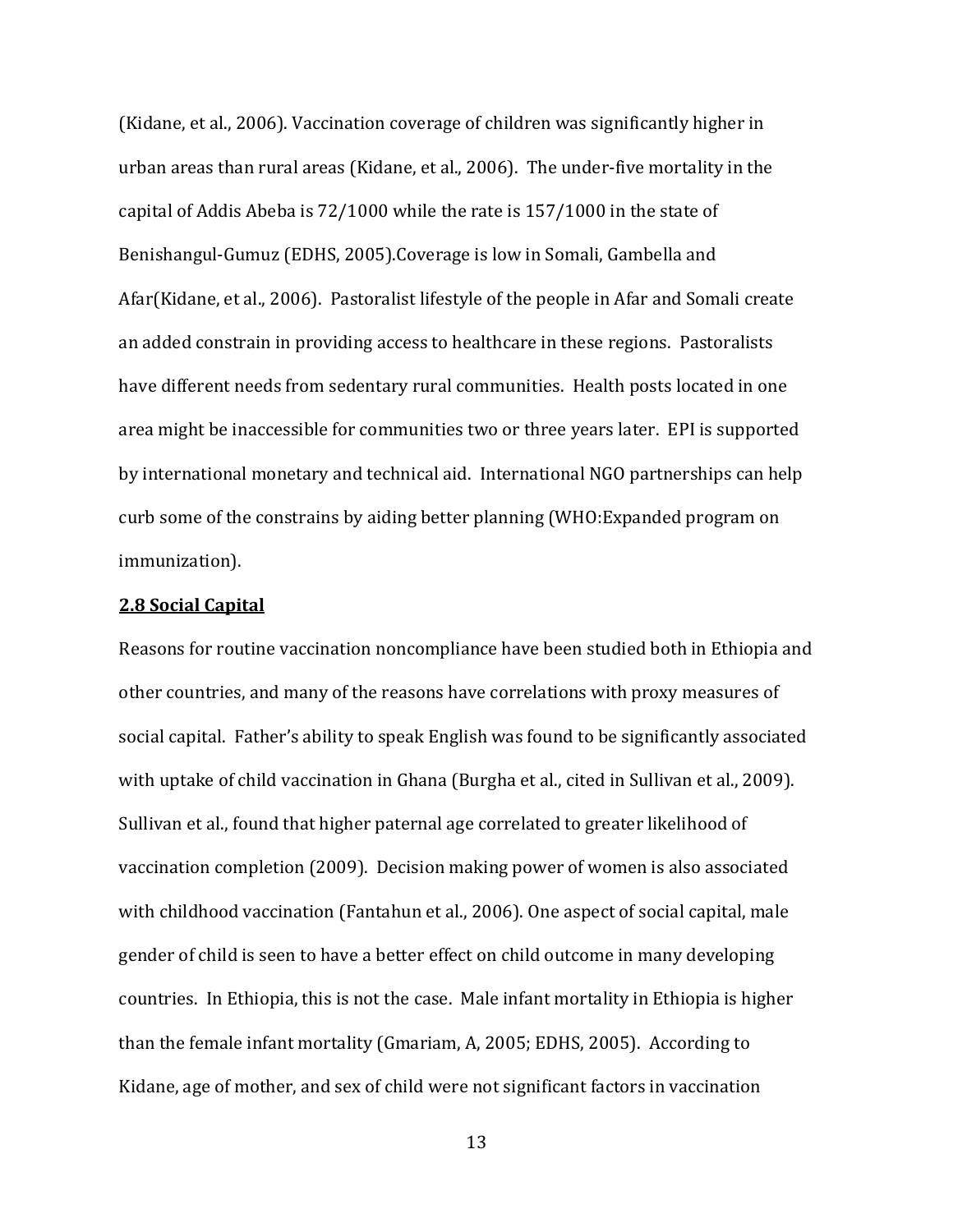(Kidane, et al., 2006). Vaccination coverage of children was significantly higher in urban areas than rural areas (Kidane, et al., 2006). The under-five mortality in the capital of Addis Abeba is 72/1000 while the rate is 157/1000 in the state of Benishangul-Gumuz (EDHS, 2005).Coverage is low in Somali, Gambella and Afar(Kidane, et al., 2006). Pastoralist lifestyle of the people in Afar and Somali create an added constrain in providing access to healthcare in these regions. Pastoralists have different needs from sedentary rural communities. Health posts located in one area might be inaccessible for communities two or three years later. EPI is supported by international monetary and technical aid. International NGO partnerships can help curb some of the constrains by aiding better planning (WHO:Expanded program on immunization).

**2.8 Social Capital**

Reasons for routine vaccination noncompliance have been studied both in Ethiopia and other countries, and many of the reasons have correlations with proxy measures of social capital. Father's ability to speak English was found to be significantly associated with uptake of child vaccination in Ghana (Burgha et al., cited in Sullivan et al., 2009). Sullivan et al., found that higher paternal age correlated to greater likelihood of vaccination completion (2009). Decision making power of women is also associated with childhood vaccination (Fantahun et al., 2006). One aspect of social capital, male gender of child is seen to have a better effect on child outcome in many developing countries. In Ethiopia, this is not the case. Male infant mortality in Ethiopia is higher than the female infant mortality (Gmariam, A, 2005; EDHS, 2005). According to Kidane, age of mother, and sex of child were not significant factors in vaccination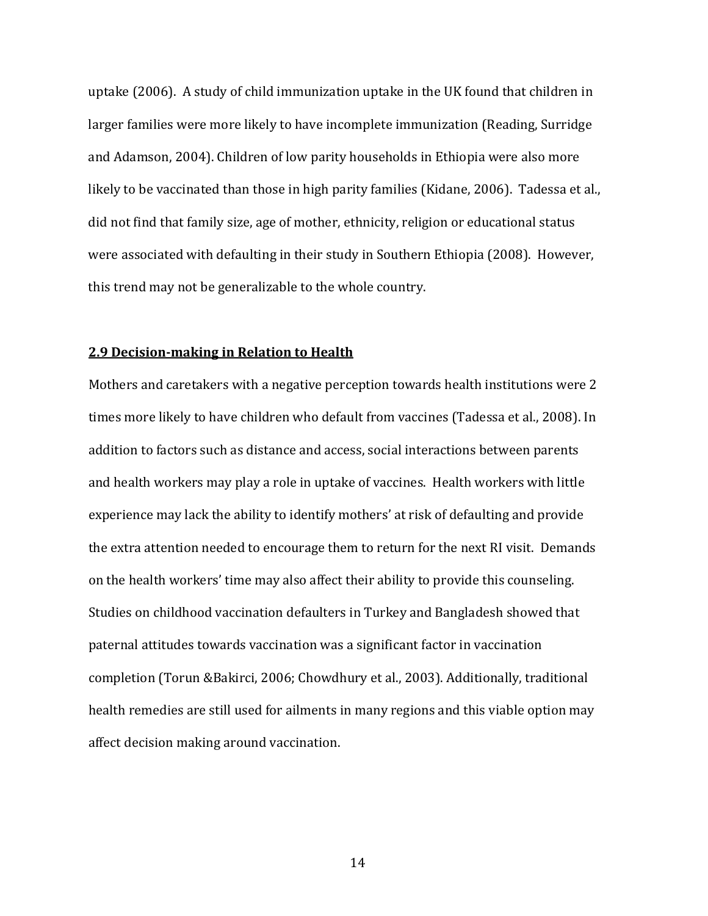uptake (2006). A study of child immunization uptake in the UK found that children in larger families were more likely to have incomplete immunization (Reading, Surridge and Adamson, 2004). Children of low parity households in Ethiopia were also more likely to be vaccinated than those in high parity families (Kidane, 2006). Tadessa et al., did not find that family size, age of mother, ethnicity, religion or educational status were associated with defaulting in their study in Southern Ethiopia (2008). However, this trend may not be generalizable to the whole country.

## **2.9 Decision-making in Relation to Health**

Mothers and caretakers with a negative perception towards health institutions were 2 times more likely to have children who default from vaccines (Tadessa et al., 2008). In addition to factors such as distance and access, social interactions between parents and health workers may play a role in uptake of vaccines. Health workers with little experience may lack the ability to identify mothers' at risk of defaulting and provide the extra attention needed to encourage them to return for the next RI visit. Demands on the health workers' time may also affect their ability to provide this counseling. Studies on childhood vaccination defaulters in Turkey and Bangladesh showed that paternal attitudes towards vaccination was a significant factor in vaccination completion (Torun &Bakirci, 2006; Chowdhury et al., 2003). Additionally, traditional health remedies are still used for ailments in many regions and this viable option may affect decision making around vaccination.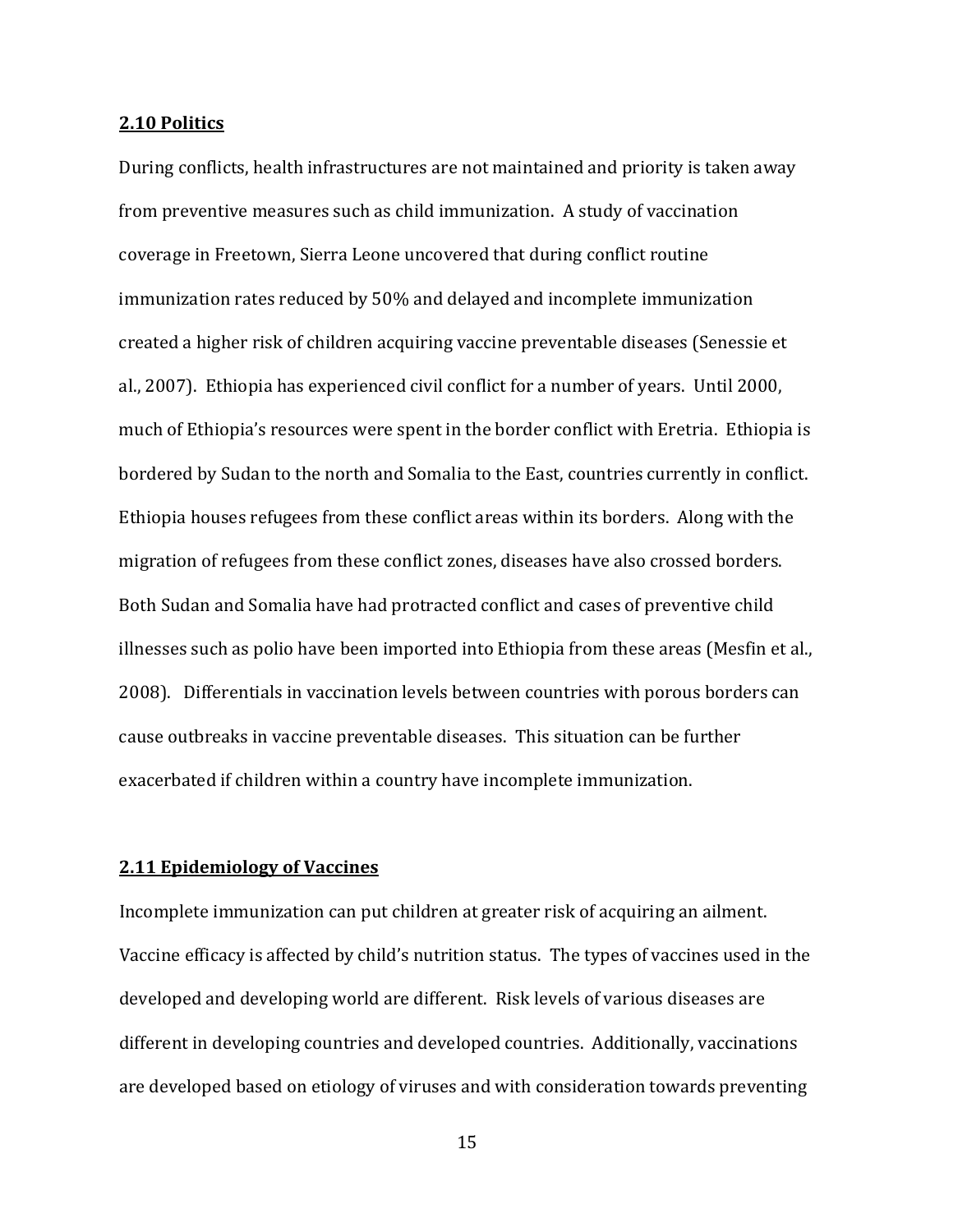## 2.10 Politics

During conflicts, health infrastructures are not maintained and priority is taken away from preventive measures such as child immunization. A study of vaccination coverage in Freetown, Sierra Leone uncovered that during conflict routine immunization rates reduced by 50% and delayed and incomplete immunization created a higher risk of children acquiring vaccine preventable diseases (Senessie et al., 2007). Ethiopia has experienced civil conflict for a number of years. Until 2000, much of Ethiopia's resources were spent in the border conflict with Eretria. Ethiopia is bordered by Sudan to the north and Somalia to the East, countries currently in conflict. Ethiopia houses refugees from these conflict areas within its borders. Along with the migration of refugees from these conflict zones, diseases have also crossed borders. Both Sudan and Somalia have had protracted conflict and cases of preventive child illnesses such as polio have been imported into Ethiopia from these areas (Mesfin et al., 2008). Differentials in vaccination levels between countries with porous borders can cause outbreaks in vaccine preventable diseases. This situation can be further exacerbated if children within a country have incomplete immunization.

## 2.11 Epidemiology of Vaccines

Incomplete immunization can put children at greater risk of acquiring an ailment. Vaccine efficacy is affected by child's nutrition status. The types of vaccines used in the developed and developing world are different. Risk levels of various diseases are different in developing countries and developed countries. Additionally, vaccinations are developed based on etiology of viruses and with consideration towards preventing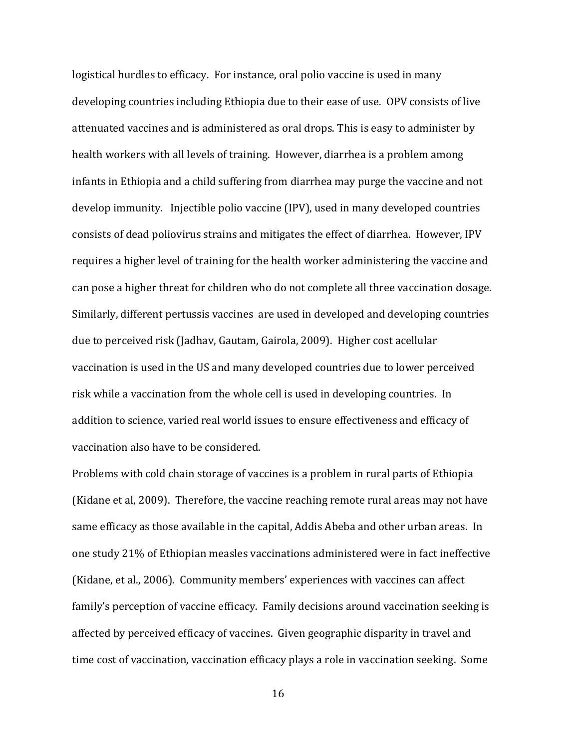logistical hurdles to efficacy. For instance, oral polio vaccine is used in many developing countries including Ethiopia due to their ease of use. OPV consists of live attenuated vaccines and is administered as oral drops. This is easy to administer by health workers with all levels of training. However, diarrhea is a problem among infants in Ethiopia and a child suffering from diarrhea may purge the vaccine and not develop immunity. Injectible polio vaccine (IPV), used in many developed countries consists of dead poliovirus strains and mitigates the effect of diarrhea. However, IPV requires a higher level of training for the health worker administering the vaccine and can pose a higher threat for children who do not complete all three vaccination dosage. Similarly, different pertussis vaccines are used in developed and developing countries due to perceived risk (Jadhav, Gautam, Gairola, 2009). Higher cost acellular vaccination is used in the US and many developed countries due to lower perceived risk while a vaccination from the whole cell is used in developing countries. In addition to science, varied real world issues to ensure effectiveness and efficacy of vaccination also have to be considered.

Problems with cold chain storage of vaccines is a problem in rural parts of Ethiopia (Kidane et al, 2009). Therefore, the vaccine reaching remote rural areas may not have same efficacy as those available in the capital, Addis Abeba and other urban areas. In one study 21% of Ethiopian measles vaccinations administered were in fact ineffective (Kidane, et al., 2006). Community members' experiences with vaccines can affect family's perception of vaccine efficacy. Family decisions around vaccination seeking is affected by perceived efficacy of vaccines. Given geographic disparity in travel and time cost of vaccination, vaccination efficacy plays a role in vaccination seeking. Some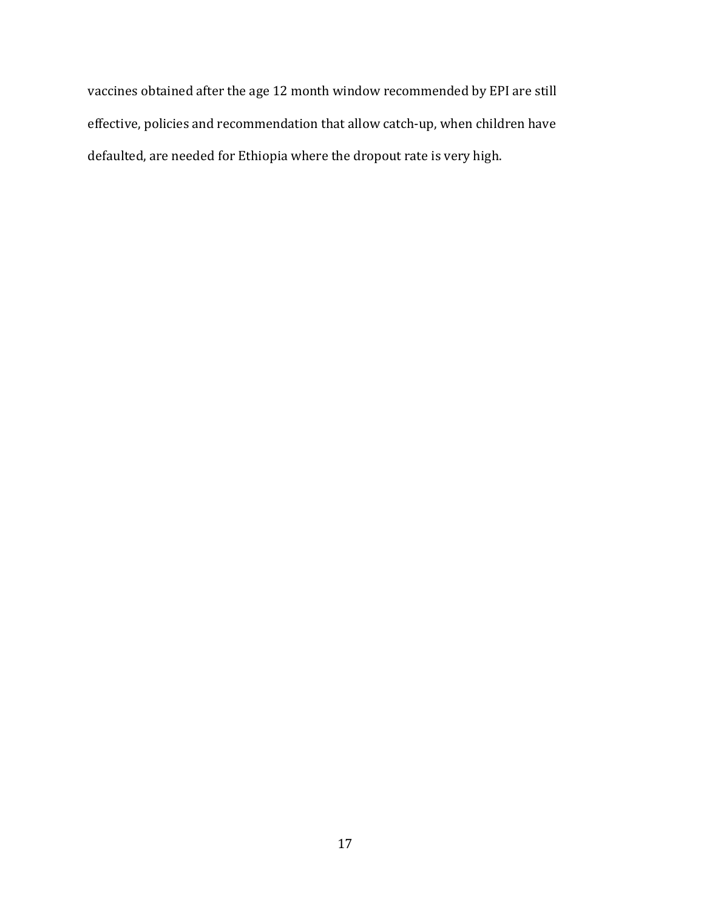vaccines obtained after the age 12 month window recommended by EPI are still effective, policies and recommendation that allow catch-up, when children have defaulted, are needed for Ethiopia where the dropout rate is very high.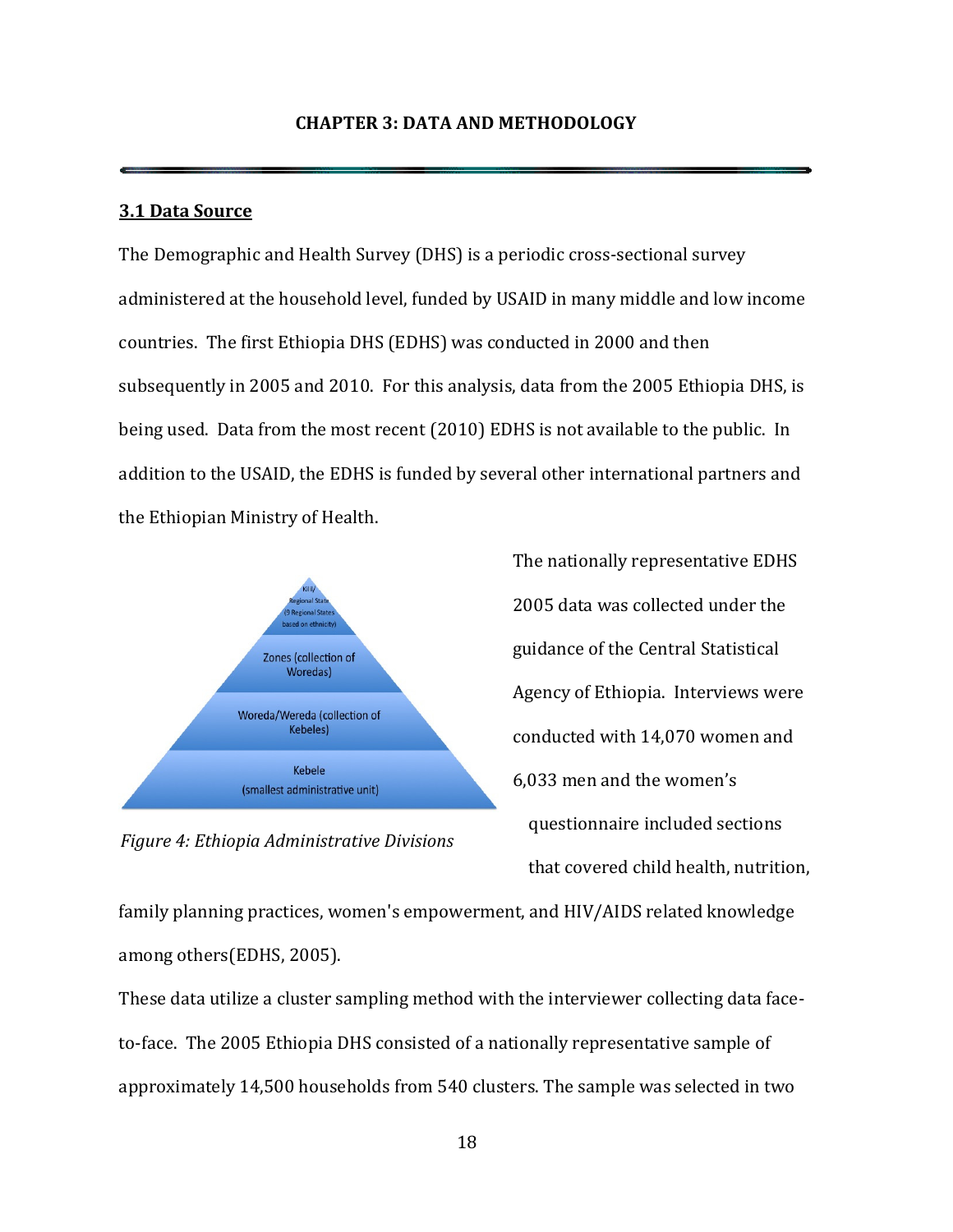# CHAPTER 3: DATA AND METHODOLOGY

## 3.1 Data Source

The Demographic and Health Survey (DHS) is a periodic cross-sectional survey administered at the household level, funded by USAID in many middle and low income countries. The first Ethiopia DHS (EDHS) was conducted in 2000 and then subsequently in 2005 and 2010. For this analysis, data from the 2005 Ethiopia DHS, is being used. Data from the most recent (2010) EDHS is not available to the public. In addition to the USAID, the EDHS is funded by several other international partners and the Ethiopian Ministry of Health.

*Figure 4: Ethiopia Administrative Divisions*

The nationally representative EDHS 2005 data was collected under the guidance of the Central Statistical Agency of Ethiopia. Interviews were conducted with 14,070 women and 6,033 men and the women's questionnaire included sections that covered child health, nutrition, family planning practices, women's empowerment, and HIV/AIDS related knowledge among others(EDHS, 2005).

These data utilize a cluster sampling method with the interviewer collecting data face-to-face. The 2005 Ethiopia DHS consisted of a nationally representative sample of approximately 14,500 households from 540 clusters. The sample was selected in two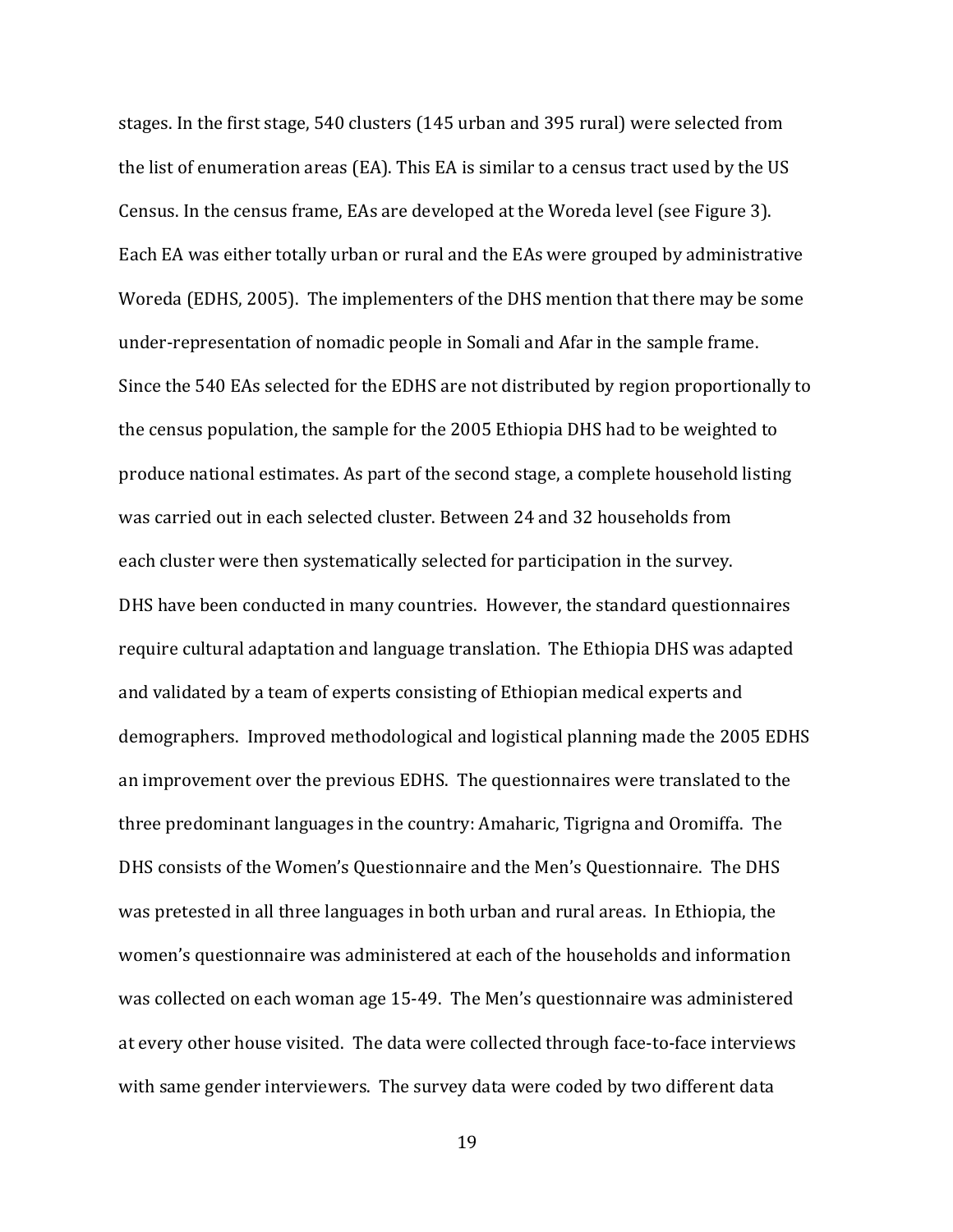stages. In the first stage, 540 clusters (145 urban and 395 rural) were selected from the list of enumeration areas (EA). This EA is similar to a census tract used by the US Census. In the census frame, EAs are developed at the Woreda level (see Figure 3). Each EA was either totally urban or rural and the EAs were grouped by administrative Woreda (EDHS, 2005). The implementers of the DHS mention that there may be some under-representation of nomadic people in Somali and Afar in the sample frame. Since the 540 EAs selected for the EDHS are not distributed by region proportionally to the census population, the sample for the 2005 Ethiopia DHS had to be weighted to produce national estimates. As part of the second stage, a complete household listing was carried out in each selected cluster. Between 24 and 32 households from each cluster were then systematically selected for participation in the survey.

DHS have been conducted in many countries. However, the standard questionnaires require cultural adaptation and language translation. The Ethiopia DHS was adapted and validated by a team of experts consisting of Ethiopian medical experts and demographers. Improved methodological and logistical planning made the 2005 EDHS an improvement over the previous EDHS. The questionnaires were translated to the three predominant languages in the country: Amaharic, Tigrigna and Oromiffa. The DHS consists of the Women's Questionnaire and the Men's Questionnaire. The DHS was pretested in all three languages in both urban and rural areas. In Ethiopia, the women's questionnaire was administered at each of the households and information was collected on each woman age 15-49. The Men's questionnaire was administered at every other house visited. The data were collected through face-to-face interviews with same gender interviewers. The survey data were coded by two different data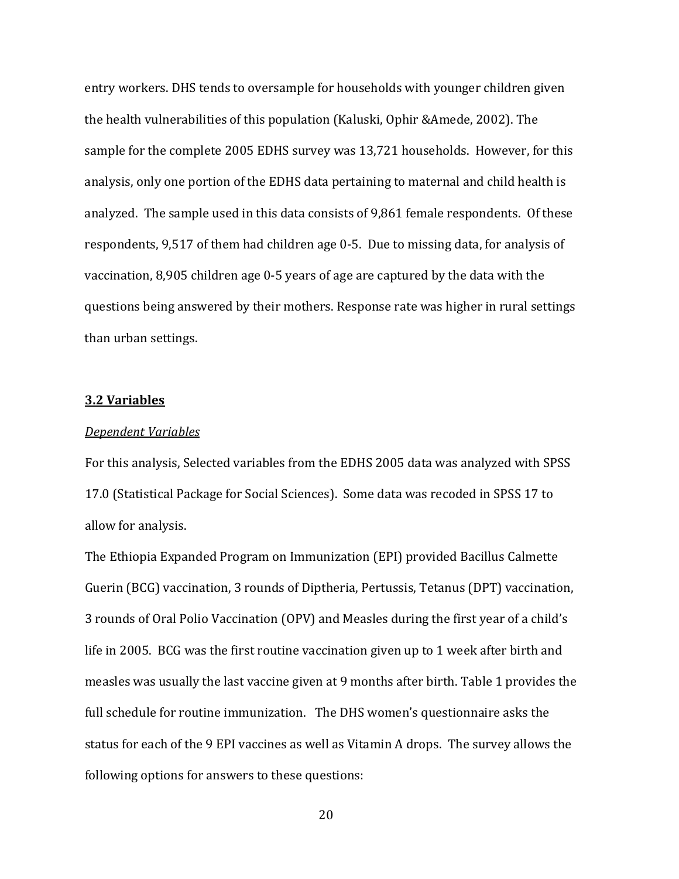entry workers. DHS tends to oversample for households with younger children given the health vulnerabilities of this population (Kaluski, Ophir &Amede, 2002). The sample for the complete 2005 EDHS survey was 13,721 households. However, for this analysis, only one portion of the EDHS data pertaining to maternal and child health is analyzed. The sample used in this data consists of 9,861 female respondents. Of these respondents, 9,517 of them had children age 0-5. Due to missing data, for analysis of vaccination, 8,905 children age 0-5 years of age are captured by the data with the questions being answered by their mothers. Response rate was higher in rural settings than urban settings.

## **3.2 Variables**

*Dependent Variables*

For this analysis, Selected variables from the EDHS 2005 data was analyzed with SPSS 17.0 (Statistical Package for Social Sciences). Some data was recoded in SPSS 17 to allow for analysis.

The Ethiopia Expanded Program on Immunization (EPI) provided Bacillus Calmette Guerin (BCG) vaccination, 3 rounds of Diptheria, Pertussis, Tetanus (DPT) vaccination, 3 rounds of Oral Polio Vaccination (OPV) and Measles during the first year of a child's life in 2005. BCG was the first routine vaccination given up to 1 week after birth and measles was usually the last vaccine given at 9 months after birth. Table 1 provides the full schedule for routine immunization. The DHS women's questionnaire asks the status for each of the 9 EPI vaccines as well as Vitamin A drops. The survey allows the following options for answers to these questions: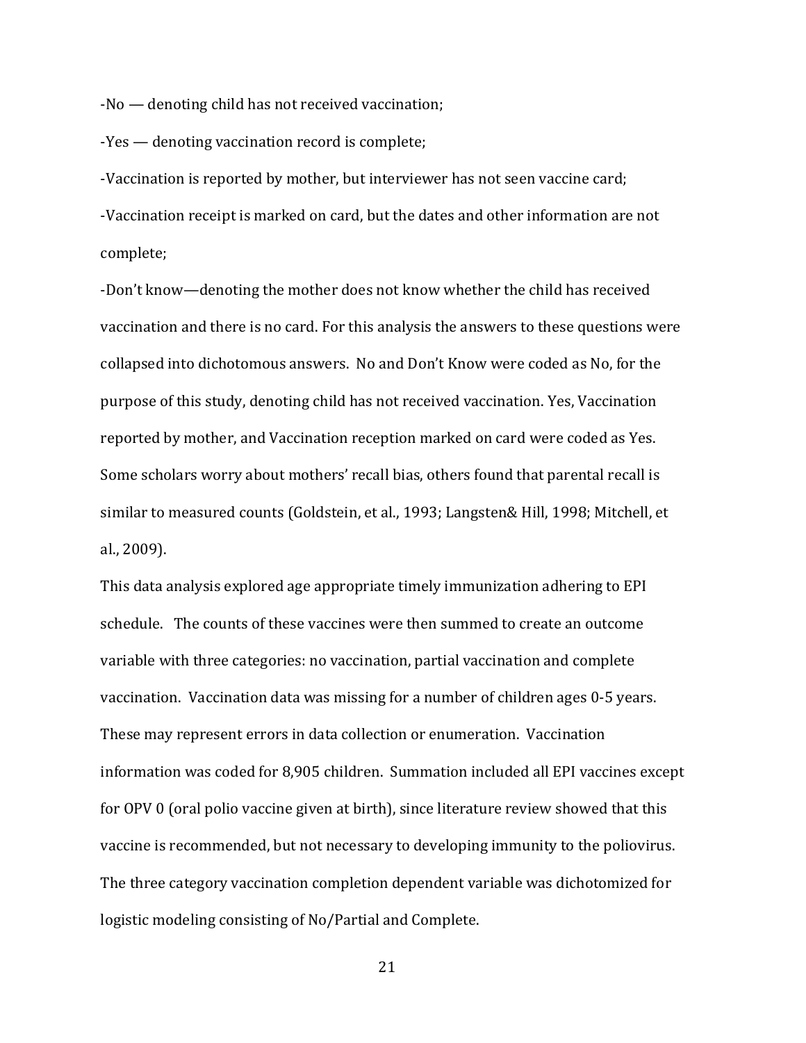-No — denoting child has not received vaccination;

-Yes — denoting vaccination record is complete;

-Vaccination is reported by mother, but interviewer has not seen vaccine card;

-Vaccination receipt is marked on card, but the dates and other information are not complete;

-Don't know—denoting the mother does not know whether the child has received vaccination and there is no card. For this analysis the answers to these questions were collapsed into dichotomous answers. No and Don't Know were coded as No, for the purpose of this study, denoting child has not received vaccination. Yes, Vaccination reported by mother, and Vaccination reception marked on card were coded as Yes. Some scholars worry about mothers' recall bias, others found that parental recall is similar to measured counts (Goldstein, et al., 1993; Langsten& Hill, 1998; Mitchell, et al., 2009).

This data analysis explored age appropriate timely immunization adhering to EPI schedule. The counts of these vaccines were then summed to create an outcome variable with three categories: no vaccination, partial vaccination and complete vaccination. Vaccination data was missing for a number of children ages 0-5 years. These may represent errors in data collection or enumeration. Vaccination information was coded for 8,905 children. Summation included all EPI vaccines except for OPV 0 (oral polio vaccine given at birth), since literature review showed that this vaccine is recommended, but not necessary to developing immunity to the poliovirus. The three category vaccination completion dependent variable was dichotomized for logistic modeling consisting of No/Partial and Complete.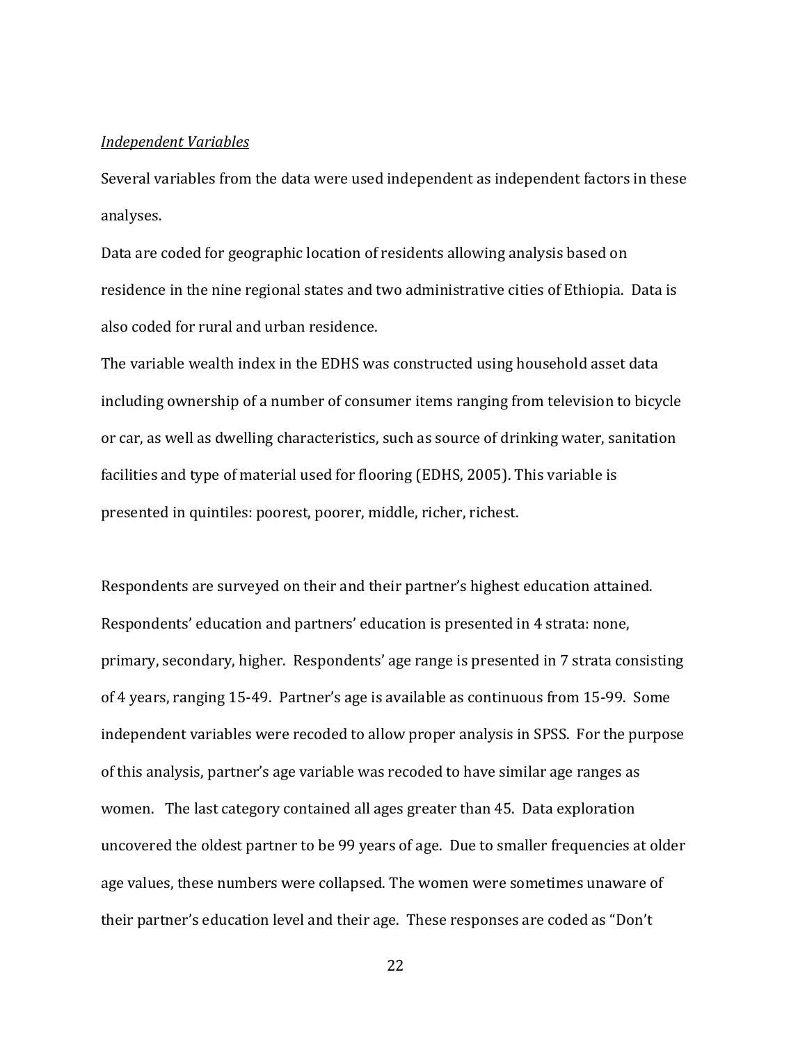*Independent Variables*

Several variables from the data were used independent as independent factors in these analyses.

Data are coded for geographic location of residents allowing analysis based on residence in the nine regional states and two administrative cities of Ethiopia. Data is also coded for rural and urban residence.

The variable wealth index in the EDHS was constructed using household asset data including ownership of a number of consumer items ranging from television to bicycle or car, as well as dwelling characteristics, such as source of drinking water, sanitation facilities and type of material used for flooring (EDHS, 2005). This variable is presented in quintiles: poorest, poorer, middle, richer, richest.

Respondents are surveyed on their and their partner's highest education attained. Respondents' education and partners' education is presented in 4 strata: none, primary, secondary, higher. Respondents' age range is presented in 7 strata consisting of 4 years, ranging 15-49. Partner's age is available as continuous from 15-99. Some independent variables were recoded to allow proper analysis in SPSS. For the purpose of this analysis, partner's age variable was recoded to have similar age ranges as women. The last category contained all ages greater than 45. Data exploration uncovered the oldest partner to be 99 years of age. Due to smaller frequencies at older age values, these numbers were collapsed. The women were sometimes unaware of their partner's education level and their age. These responses are coded as "Don't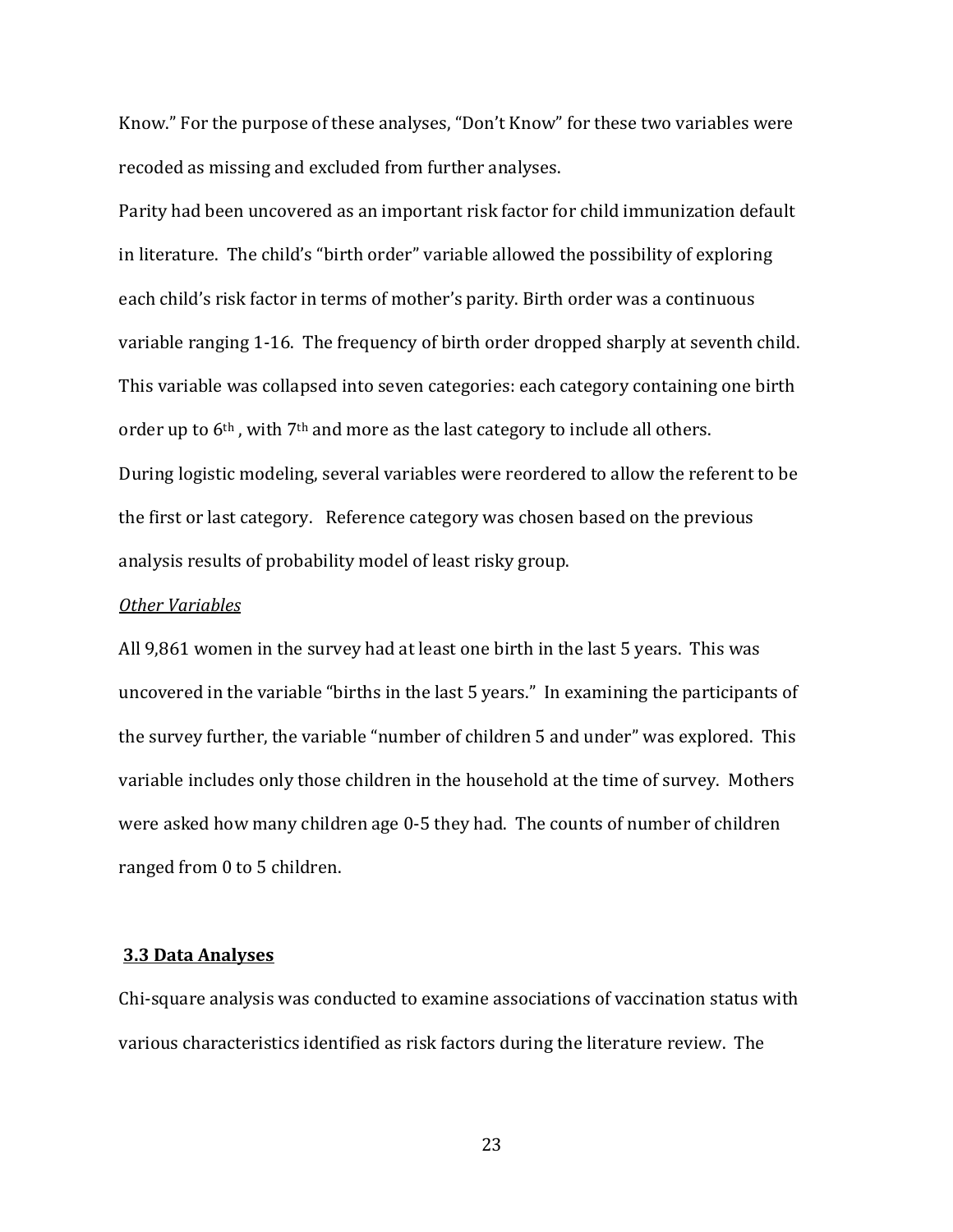Know." For the purpose of these analyses, "Don't Know" for these two variables were recoded as missing and excluded from further analyses.

Parity had been uncovered as an important risk factor for child immunization default in literature. The child's "birth order" variable allowed the possibility of exploring each child's risk factor in terms of mother's parity. Birth order was a continuous variable ranging 1-16. The frequency of birth order dropped sharply at seventh child. This variable was collapsed into seven categories: each category containing one birth order up to 6th , with 7th and more as the last category to include all others.

During logistic modeling, several variables were reordered to allow the referent to be the first or last category. Reference category was chosen based on the previous analysis results of probability model of least risky group.

*Other Variables*

All 9,861 women in the survey had at least one birth in the last 5 years. This was uncovered in the variable "births in the last 5 years." In examining the participants of the survey further, the variable "number of children 5 and under" was explored. This variable includes only those children in the household at the time of survey. Mothers were asked how many children age 0-5 they had. The counts of number of children ranged from 0 to 5 children.

## 3.3 Data Analyses

Chi-square analysis was conducted to examine associations of vaccination status with various characteristics identified as risk factors during the literature review. The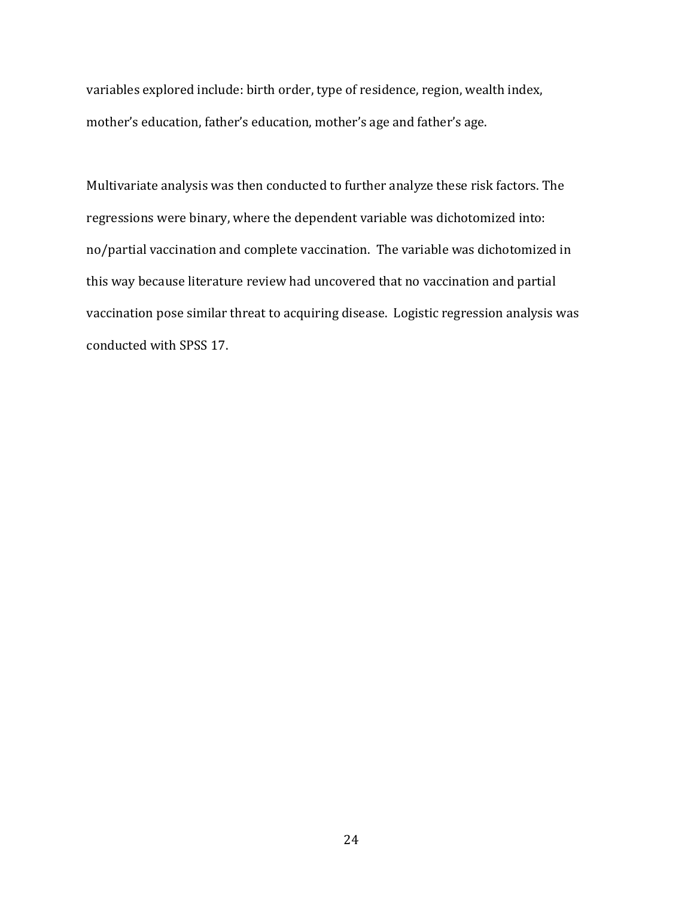variables explored include: birth order, type of residence, region, wealth index, mother's education, father's education, mother's age and father's age.

Multivariate analysis was then conducted to further analyze these risk factors. The regressions were binary, where the dependent variable was dichotomized into: no/partial vaccination and complete vaccination. The variable was dichotomized in this way because literature review had uncovered that no vaccination and partial vaccination pose similar threat to acquiring disease. Logistic regression analysis was conducted with SPSS 17.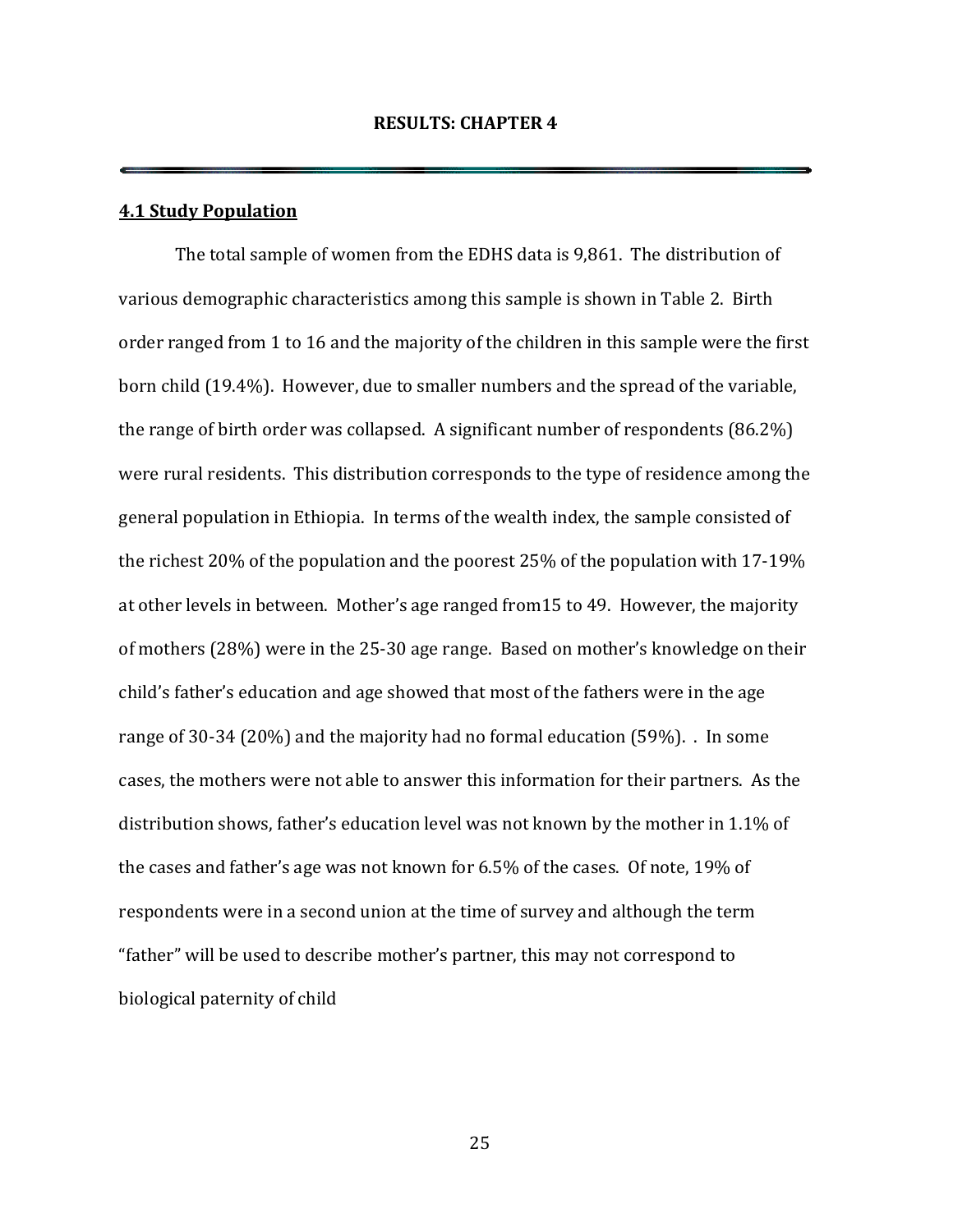# RESULTS: CHAPTER 4

## 4.1 Study Population

The total sample of women from the EDHS data is 9,861. The distribution of various demographic characteristics among this sample is shown in Table 2. Birth order ranged from 1 to 16 and the majority of the children in this sample were the first born child (19.4%). However, due to smaller numbers and the spread of the variable, the range of birth order was collapsed. A significant number of respondents (86.2%) were rural residents. This distribution corresponds to the type of residence among the general population in Ethiopia. In terms of the wealth index, the sample consisted of the richest 20% of the population and the poorest 25% of the population with 17-19% at other levels in between. Mother's age ranged from15 to 49. However, the majority of mothers (28%) were in the 25-30 age range. Based on mother's knowledge on their child's father's education and age showed that most of the fathers were in the age range of 30-34 (20%) and the majority had no formal education (59%). . In some cases, the mothers were not able to answer this information for their partners. As the distribution shows, father's education level was not known by the mother in 1.1% of the cases and father's age was not known for 6.5% of the cases. Of note, 19% of respondents were in a second union at the time of survey and although the term "father" will be used to describe mother's partner, this may not correspond to biological paternity of child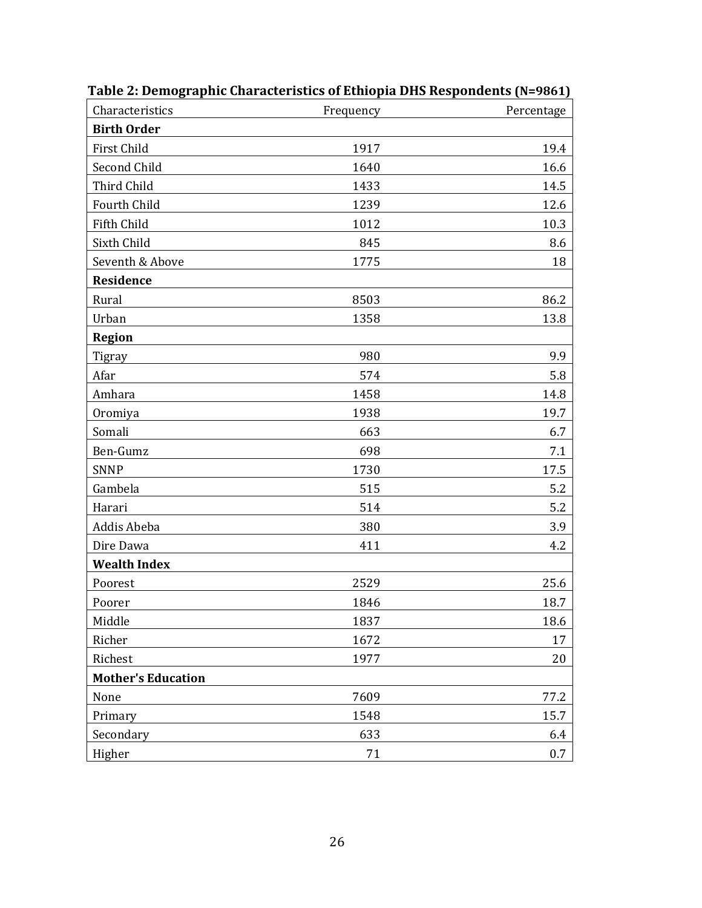**Table 2: Demographic Characteristics of Ethiopia DHS Respondents (N=9861)**

| Characteristics | Frequency | Percentage |
|---|---|---|
| **Birth Order** | | |
| First Child | 1917 | 19.4 |
| Second Child | 1640 | 16.6 |
| Third Child | 1433 | 14.5 |
| Fourth Child | 1239 | 12.6 |
| Fifth Child | 1012 | 10.3 |
| Sixth Child | 845 | 8.6 |
| Seventh & Above | 1775 | 18 |
| **Residence** | | |
| Rural | 8503 | 86.2 |
| Urban | 1358 | 13.8 |
| **Region** | | |
| Tigray | 980 | 9.9 |
| Afar | 574 | 5.8 |
| Amhara | 1458 | 14.8 |
| Oromiya | 1938 | 19.7 |
| Somali | 663 | 6.7 |
| Ben-Gumz | 698 | 7.1 |
| SNNP | 1730 | 17.5 |
| Gambela | 515 | 5.2 |
| Harari | 514 | 5.2 |
| Addis Abeba | 380 | 3.9 |
| Dire Dawa | 411 | 4.2 |
| **Wealth Index** | | |
| Poorest | 2529 | 25.6 |
| Poorer | 1846 | 18.7 |
| Middle | 1837 | 18.6 |
| Richer | 1672 | 17 |
| Richest | 1977 | 20 |
| **Mother's Education** | | |
| None | 7609 | 77.2 |
| Primary | 1548 | 15.7 |
| Secondary | 633 | 6.4 |
| Higher | 71 | 0.7 |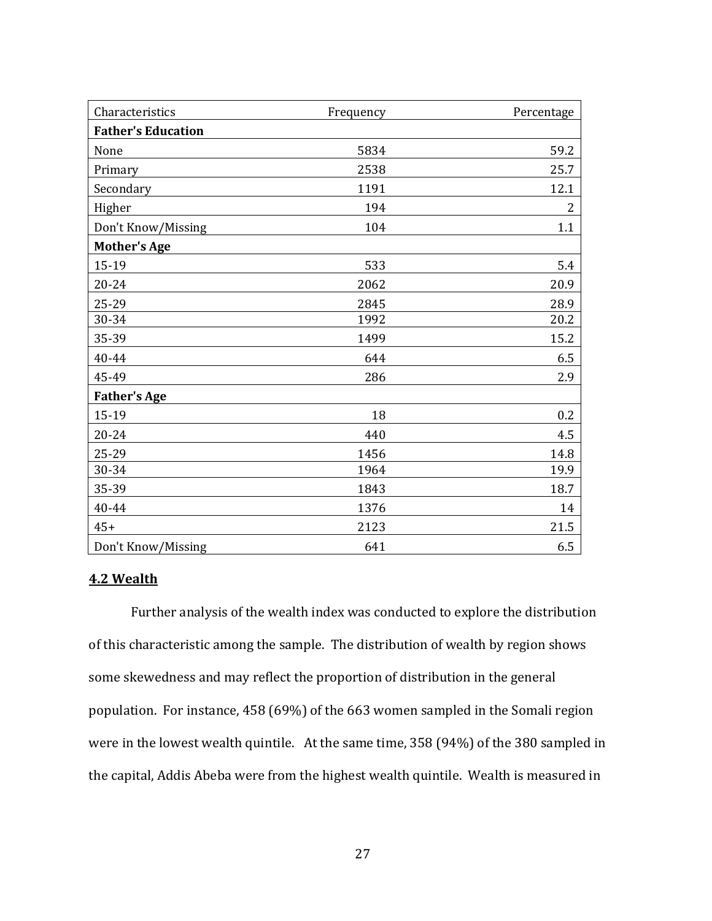| Characteristics | Frequency | Percentage |
|---|---|---|
| **Father's Education** | | |
| None | 5834 | 59.2 |
| Primary | 2538 | 25.7 |
| Secondary | 1191 | 12.1 |
| Higher | 194 | 2 |
| Don't Know/Missing | 104 | 1.1 |
| **Mother's Age** | | |
| 15-19 | 533 | 5.4 |
| 20-24 | 2062 | 20.9 |
| 25-29 | 2845 | 28.9 |
| 30-34 | 1992 | 20.2 |
| 35-39 | 1499 | 15.2 |
| 40-44 | 644 | 6.5 |
| 45-49 | 286 | 2.9 |
| **Father's Age** | | |
| 15-19 | 18 | 0.2 |
| 20-24 | 440 | 4.5 |
| 25-29 | 1456 | 14.8 |
| 30-34 | 1964 | 19.9 |
| 35-39 | 1843 | 18.7 |
| 40-44 | 1376 | 14 |
| 45+ | 2123 | 21.5 |
| Don't Know/Missing | 641 | 6.5 |

### 4.2 Wealth

Further analysis of the wealth index was conducted to explore the distribution of this characteristic among the sample. The distribution of wealth by region shows some skewedness and may reflect the proportion of distribution in the general population. For instance, 458 (69%) of the 663 women sampled in the Somali region were in the lowest wealth quintile. At the same time, 358 (94%) of the 380 sampled in the capital, Addis Abeba were from the highest wealth quintile. Wealth is measured in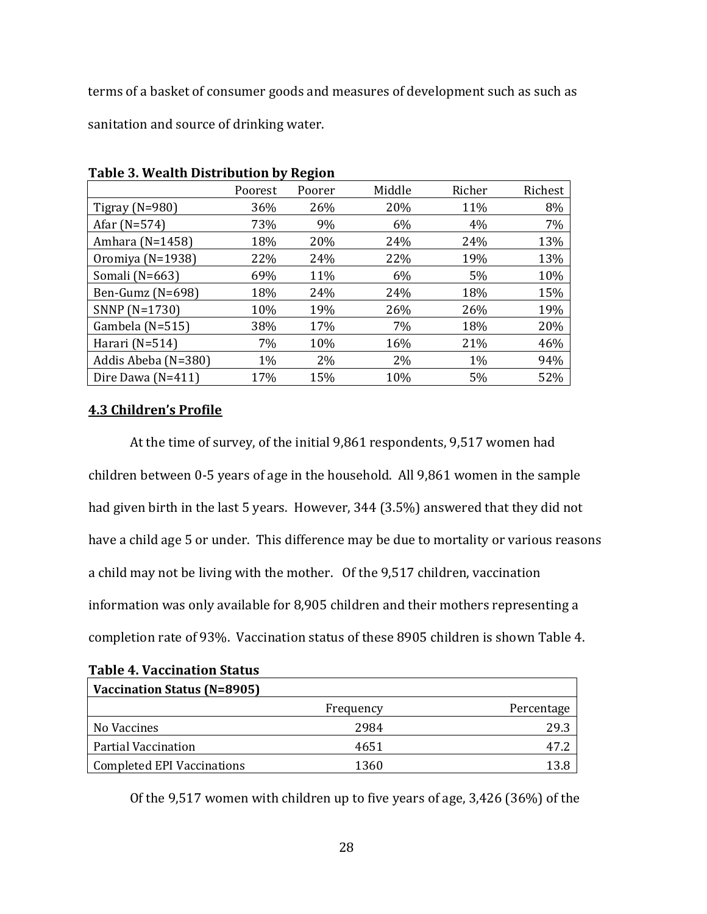terms of a basket of consumer goods and measures of development such as such as sanitation and source of drinking water.

**Table 3. Wealth Distribution by Region**

| | Poorest | Poorer | Middle | Richer | Richest |
|---|---|---|---|---|---|
| Tigray (N=980) | 36% | 26% | 20% | 11% | 8% |
| Afar (N=574) | 73% | 9% | 6% | 4% | 7% |
| Amhara (N=1458) | 18% | 20% | 24% | 24% | 13% |
| Oromiya (N=1938) | 22% | 24% | 22% | 19% | 13% |
| Somali (N=663) | 69% | 11% | 6% | 5% | 10% |
| Ben-Gumz (N=698) | 18% | 24% | 24% | 18% | 15% |
| SNNP (N=1730) | 10% | 19% | 26% | 26% | 19% |
| Gambela (N=515) | 38% | 17% | 7% | 18% | 20% |
| Harari (N=514) | 7% | 10% | 16% | 21% | 46% |
| Addis Abeba (N=380) | 1% | 2% | 2% | 1% | 94% |
| Dire Dawa (N=411) | 17% | 15% | 10% | 5% | 52% |

### 4.3 Children's Profile

At the time of survey, of the initial 9,861 respondents, 9,517 women had children between 0-5 years of age in the household. All 9,861 women in the sample had given birth in the last 5 years. However, 344 (3.5%) answered that they did not have a child age 5 or under. This difference may be due to mortality or various reasons a child may not be living with the mother. Of the 9,517 children, vaccination information was only available for 8,905 children and their mothers representing a completion rate of 93%. Vaccination status of these 8905 children is shown Table 4.

**Table 4. Vaccination Status**

| Vaccination Status (N=8905) | | |
|---|---|---|
| | Frequency | Percentage |
| No Vaccines | 2984 | 29.3 |
| Partial Vaccination | 4651 | 47.2 |
| Completed EPI Vaccinations | 1360 | 13.8 |

Of the 9,517 women with children up to five years of age, 3,426 (36%) of the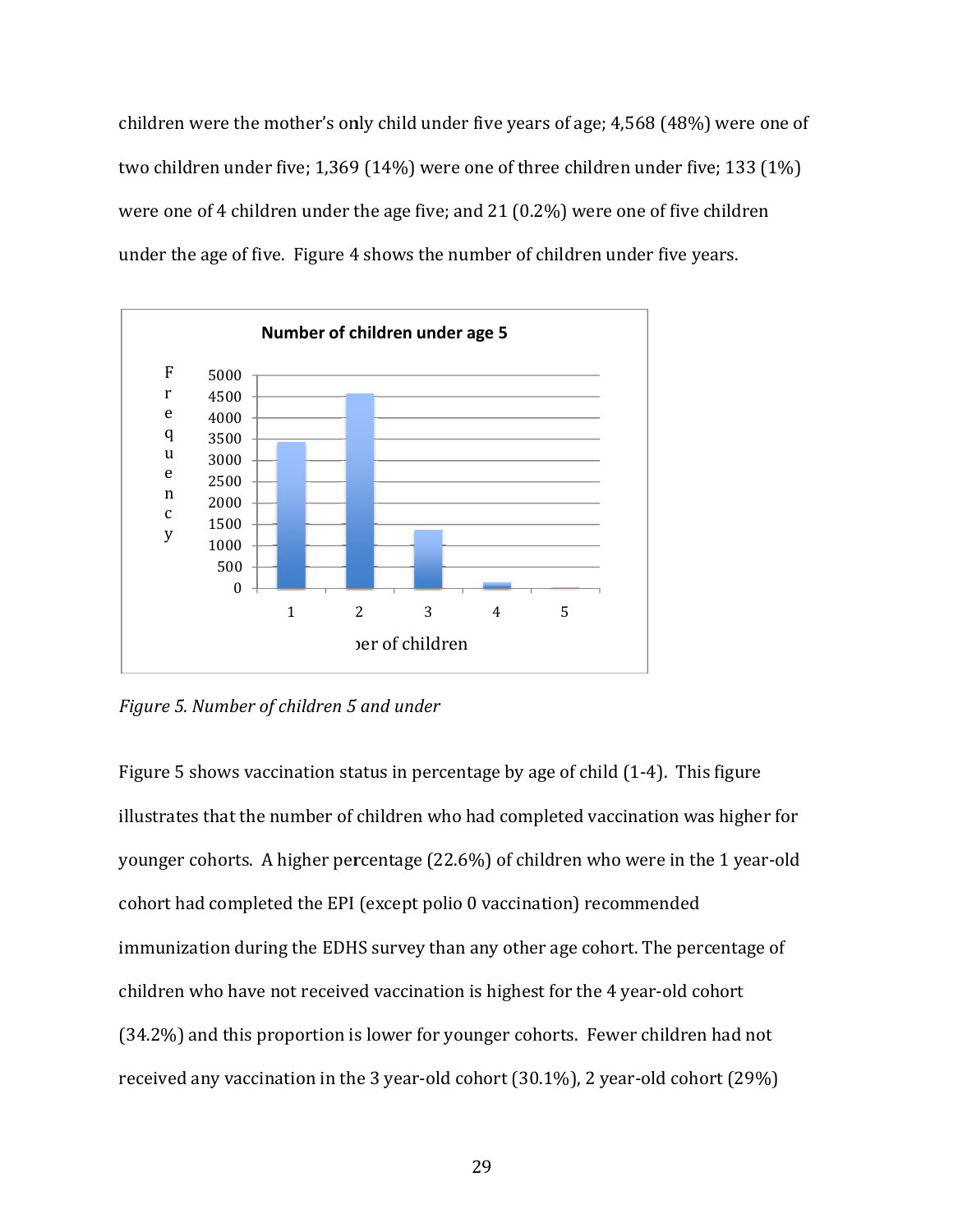children were the mother's only child under five years of age; 4,568 (48%) were one of two children under five; 1,369 (14%) were one of three children under five; 133 (1%) were one of 4 children under the age five; and 21 (0.2%) were one of five children under the age of five. Figure 4 shows the number of children under five years.

*Figure 5. Number of children 5 and under*

Figure 5 shows vaccination status in percentage by age of child (1-4). This figure illustrates that the number of children who had completed vaccination was higher for younger cohorts. A higher percentage (22.6%) of children who were in the 1 year-old cohort had completed the EPI (except polio 0 vaccination) recommended immunization during the EDHS survey than any other age cohort. The percentage of children who have not received vaccination is highest for the 4 year-old cohort (34.2%) and this proportion is lower for younger cohorts. Fewer children had not received any vaccination in the 3 year-old cohort (30.1%), 2 year-old cohort (29%)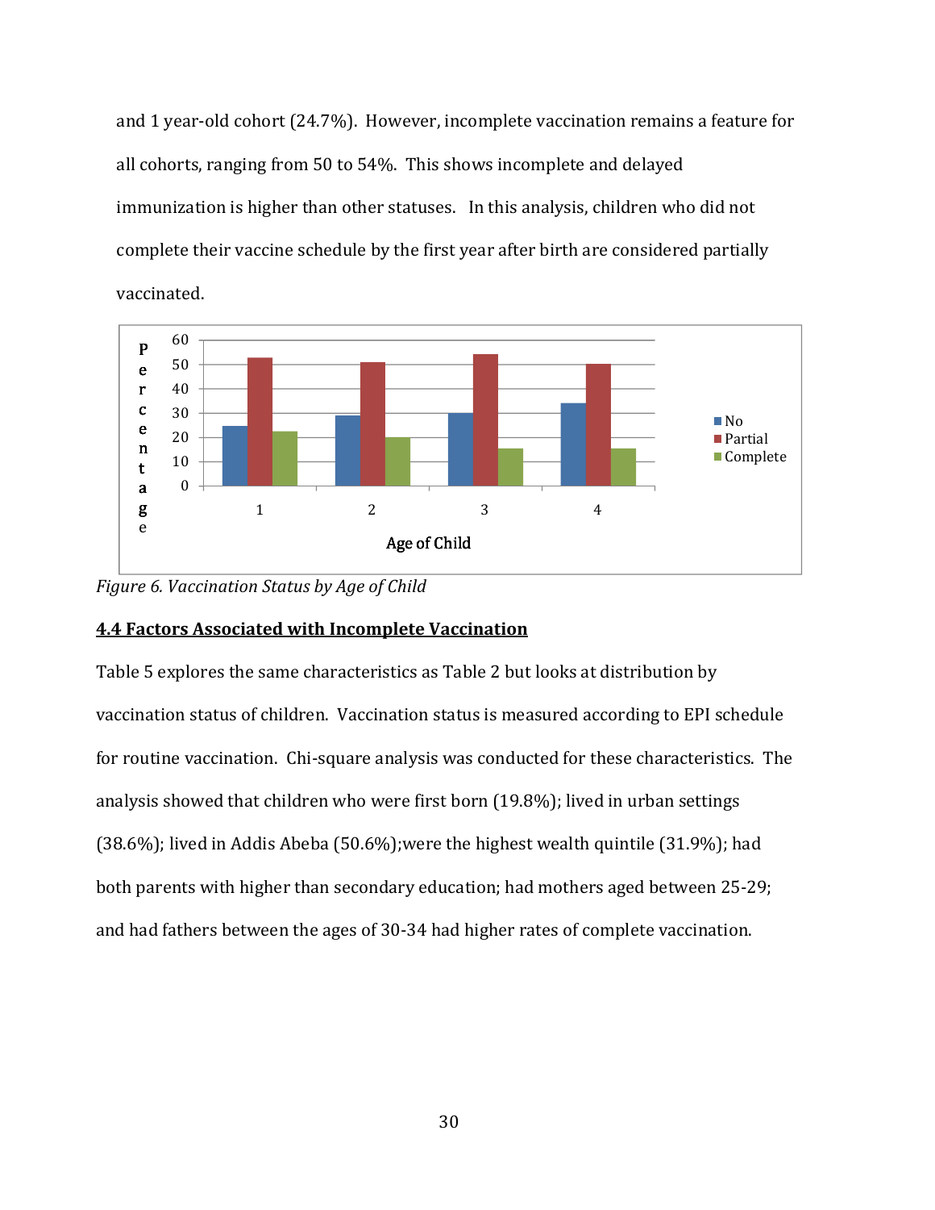and 1 year-old cohort (24.7%). However, incomplete vaccination remains a feature for all cohorts, ranging from 50 to 54%. This shows incomplete and delayed immunization is higher than other statuses. In this analysis, children who did not complete their vaccine schedule by the first year after birth are considered partially vaccinated.

*Figure 6. Vaccination Status by Age of Child*

## 4.4 Factors Associated with Incomplete Vaccination

Table 5 explores the same characteristics as Table 2 but looks at distribution by vaccination status of children. Vaccination status is measured according to EPI schedule for routine vaccination. Chi-square analysis was conducted for these characteristics. The analysis showed that children who were first born (19.8%); lived in urban settings (38.6%); lived in Addis Abeba (50.6%);were the highest wealth quintile (31.9%); had both parents with higher than secondary education; had mothers aged between 25-29; and had fathers between the ages of 30-34 had higher rates of complete vaccination.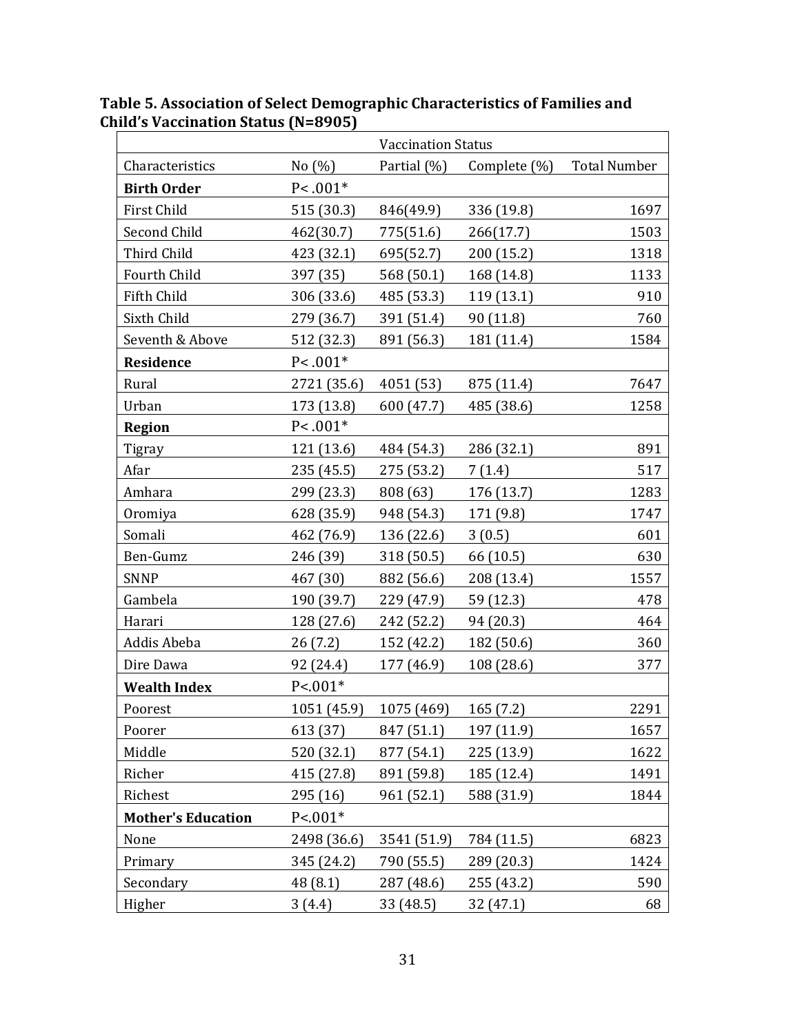**Table 5. Association of Select Demographic Characteristics of Families and Child's Vaccination Status (N=8905)**

| | Vaccination Status | | | |
|---|---|---|---|---|
| Characteristics | No (%) | Partial (%) | Complete (%) | Total Number |
| **Birth Order** | P< .001* | | | |
| First Child | 515 (30.3) | 846(49.9) | 336 (19.8) | 1697 |
| Second Child | 462(30.7) | 775(51.6) | 266(17.7) | 1503 |
| Third Child | 423 (32.1) | 695(52.7) | 200 (15.2) | 1318 |
| Fourth Child | 397 (35) | 568 (50.1) | 168 (14.8) | 1133 |
| Fifth Child | 306 (33.6) | 485 (53.3) | 119 (13.1) | 910 |
| Sixth Child | 279 (36.7) | 391 (51.4) | 90 (11.8) | 760 |
| Seventh & Above | 512 (32.3) | 891 (56.3) | 181 (11.4) | 1584 |
| **Residence** | P< .001* | | | |
| Rural | 2721 (35.6) | 4051 (53) | 875 (11.4) | 7647 |
| Urban | 173 (13.8) | 600 (47.7) | 485 (38.6) | 1258 |
| **Region** | P< .001* | | | |
| Tigray | 121 (13.6) | 484 (54.3) | 286 (32.1) | 891 |
| Afar | 235 (45.5) | 275 (53.2) | 7 (1.4) | 517 |
| Amhara | 299 (23.3) | 808 (63) | 176 (13.7) | 1283 |
| Oromiya | 628 (35.9) | 948 (54.3) | 171 (9.8) | 1747 |
| Somali | 462 (76.9) | 136 (22.6) | 3 (0.5) | 601 |
| Ben-Gumz | 246 (39) | 318 (50.5) | 66 (10.5) | 630 |
| SNNP | 467 (30) | 882 (56.6) | 208 (13.4) | 1557 |
| Gambela | 190 (39.7) | 229 (47.9) | 59 (12.3) | 478 |
| Harari | 128 (27.6) | 242 (52.2) | 94 (20.3) | 464 |
| Addis Abeba | 26 (7.2) | 152 (42.2) | 182 (50.6) | 360 |
| Dire Dawa | 92 (24.4) | 177 (46.9) | 108 (28.6) | 377 |
| **Wealth Index** | P<.001* | | | |
| Poorest | 1051 (45.9) | 1075 (469) | 165 (7.2) | 2291 |
| Poorer | 613 (37) | 847 (51.1) | 197 (11.9) | 1657 |
| Middle | 520 (32.1) | 877 (54.1) | 225 (13.9) | 1622 |
| Richer | 415 (27.8) | 891 (59.8) | 185 (12.4) | 1491 |
| Richest | 295 (16) | 961 (52.1) | 588 (31.9) | 1844 |
| **Mother's Education** | P<.001* | | | |
| None | 2498 (36.6) | 3541 (51.9) | 784 (11.5) | 6823 |
| Primary | 345 (24.2) | 790 (55.5) | 289 (20.3) | 1424 |
| Secondary | 48 (8.1) | 287 (48.6) | 255 (43.2) | 590 |
| Higher | 3 (4.4) | 33 (48.5) | 32 (47.1) | 68 |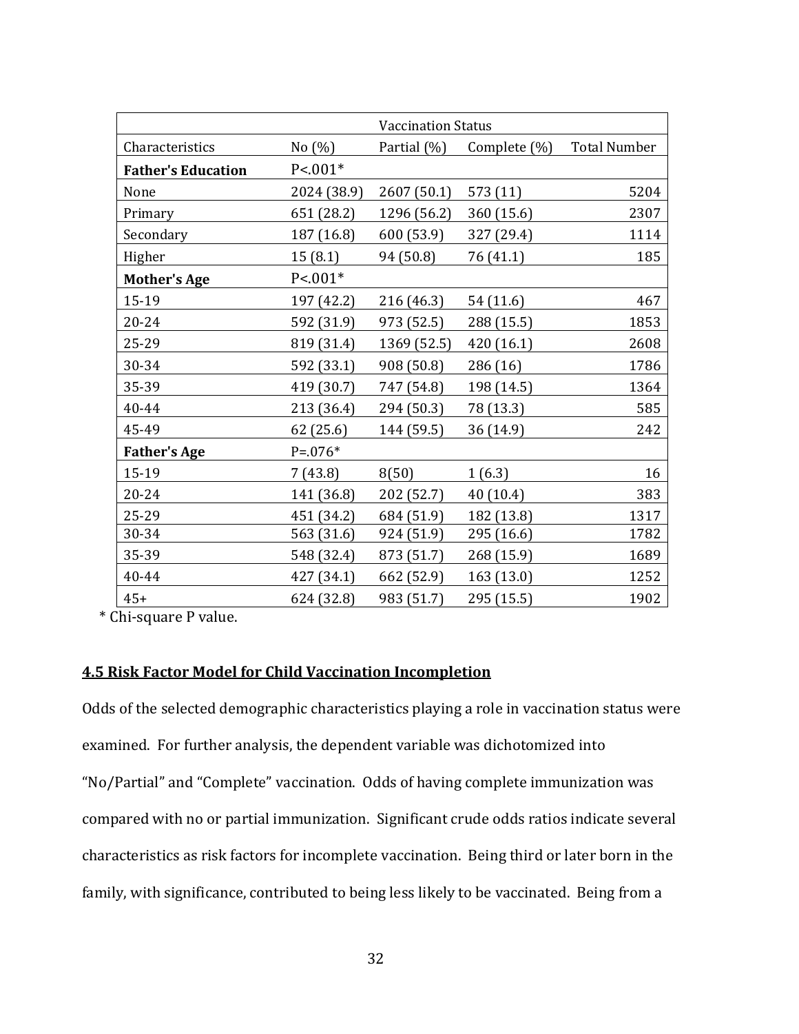| | Vaccination Status | | | |
|---|---|---|---|---|
| Characteristics | No (%) | Partial (%) | Complete (%) | Total Number |
| **Father's Education** | P<.001* | | | |
| None | 2024 (38.9) | 2607 (50.1) | 573 (11) | 5204 |
| Primary | 651 (28.2) | 1296 (56.2) | 360 (15.6) | 2307 |
| Secondary | 187 (16.8) | 600 (53.9) | 327 (29.4) | 1114 |
| Higher | 15 (8.1) | 94 (50.8) | 76 (41.1) | 185 |
| **Mother's Age** | P<.001* | | | |
| 15-19 | 197 (42.2) | 216 (46.3) | 54 (11.6) | 467 |
| 20-24 | 592 (31.9) | 973 (52.5) | 288 (15.5) | 1853 |
| 25-29 | 819 (31.4) | 1369 (52.5) | 420 (16.1) | 2608 |
| 30-34 | 592 (33.1) | 908 (50.8) | 286 (16) | 1786 |
| 35-39 | 419 (30.7) | 747 (54.8) | 198 (14.5) | 1364 |
| 40-44 | 213 (36.4) | 294 (50.3) | 78 (13.3) | 585 |
| 45-49 | 62 (25.6) | 144 (59.5) | 36 (14.9) | 242 |
| **Father's Age** | P=.076* | | | |
| 15-19 | 7 (43.8) | 8(50) | 1 (6.3) | 16 |
| 20-24 | 141 (36.8) | 202 (52.7) | 40 (10.4) | 383 |
| 25-29 | 451 (34.2) | 684 (51.9) | 182 (13.8) | 1317 |
| 30-34 | 563 (31.6) | 924 (51.9) | 295 (16.6) | 1782 |
| 35-39 | 548 (32.4) | 873 (51.7) | 268 (15.9) | 1689 |
| 40-44 | 427 (34.1) | 662 (52.9) | 163 (13.0) | 1252 |
| 45+ | 624 (32.8) | 983 (51.7) | 295 (15.5) | 1902 |

\* Chi-square P value.

### 4.5 Risk Factor Model for Child Vaccination Incompletion

Odds of the selected demographic characteristics playing a role in vaccination status were examined. For further analysis, the dependent variable was dichotomized into "No/Partial" and "Complete" vaccination. Odds of having complete immunization was compared with no or partial immunization. Significant crude odds ratios indicate several characteristics as risk factors for incomplete vaccination. Being third or later born in the family, with significance, contributed to being less likely to be vaccinated. Being from a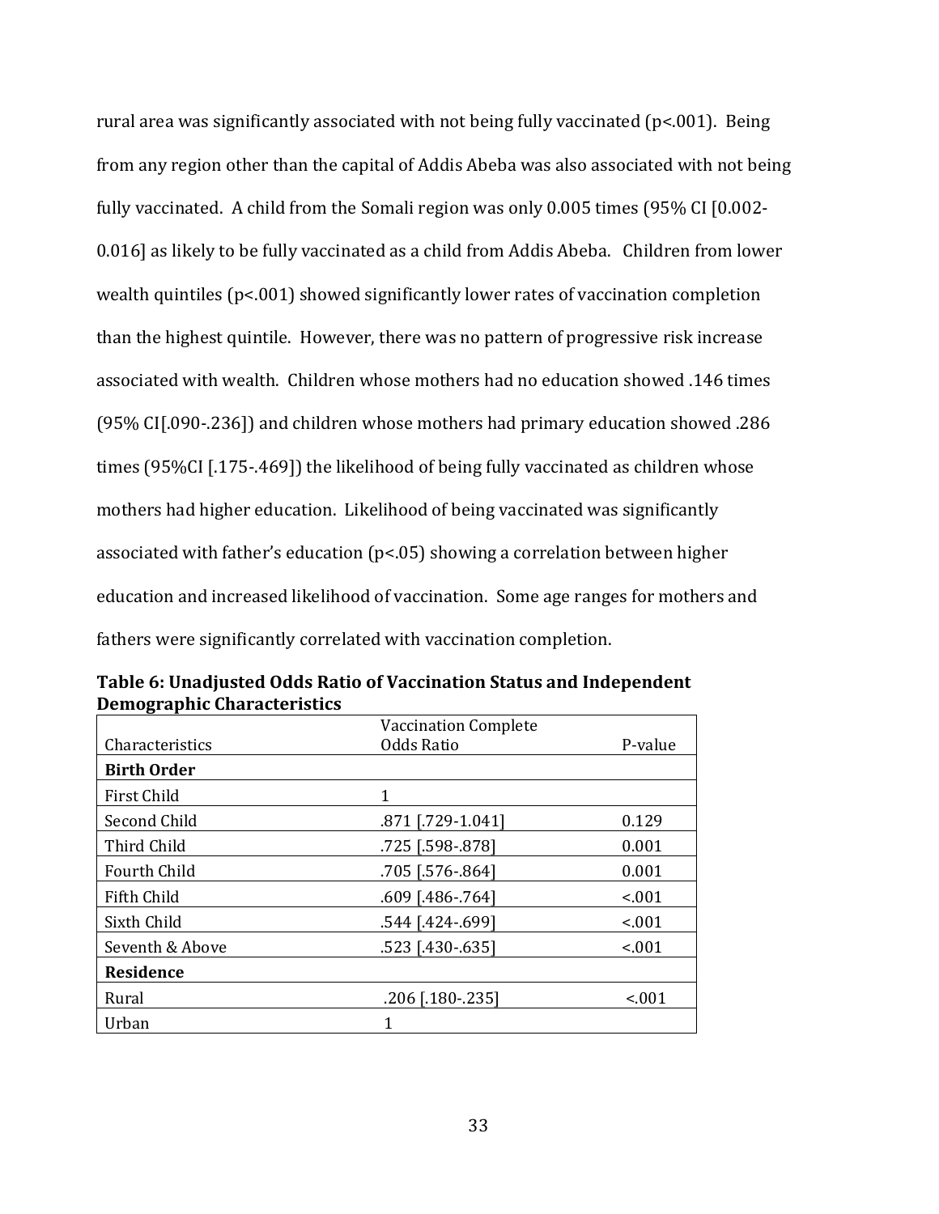rural area was significantly associated with not being fully vaccinated ($p<.001$). Being from any region other than the capital of Addis Abeba was also associated with not being fully vaccinated. A child from the Somali region was only 0.005 times (95% CI [0.002-0.016] as likely to be fully vaccinated as a child from Addis Abeba. Children from lower wealth quintiles ($p<.001$) showed significantly lower rates of vaccination completion than the highest quintile. However, there was no pattern of progressive risk increase associated with wealth. Children whose mothers had no education showed .146 times (95% CI[.090-.236]) and children whose mothers had primary education showed .286 times (95%CI [.175-.469]) the likelihood of being fully vaccinated as children whose mothers had higher education. Likelihood of being vaccinated was significantly associated with father's education ($p<.05$) showing a correlation between higher education and increased likelihood of vaccination. Some age ranges for mothers and fathers were significantly correlated with vaccination completion.

**Table 6: Unadjusted Odds Ratio of Vaccination Status and Independent Demographic Characteristics**

| Characteristics | Vaccination Complete Odds Ratio | P-value |
|---|---|---|
| **Birth Order** | | |
| First Child | 1 | |
| Second Child | .871 [.729-1.041] | 0.129 |
| Third Child | .725 [.598-.878] | 0.001 |
| Fourth Child | .705 [.576-.864] | 0.001 |
| Fifth Child | .609 [.486-.764] | <.001 |
| Sixth Child | .544 [.424-.699] | <.001 |
| Seventh & Above | .523 [.430-.635] | <.001 |
| **Residence** | | |
| Rural | .206 [.180-.235] | <.001 |
| Urban | 1 | |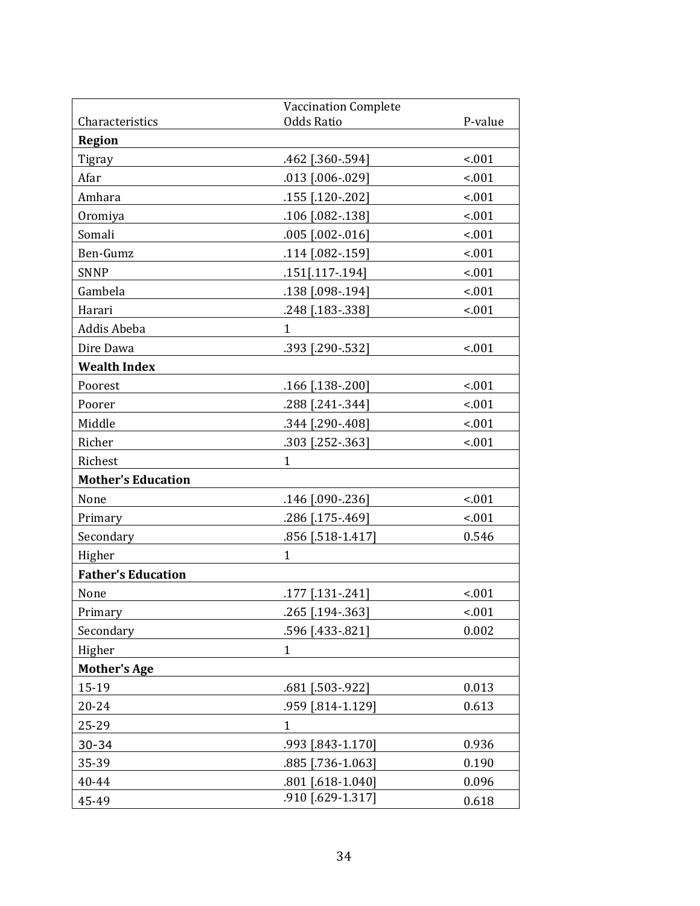| Characteristics | Vaccination Complete Odds Ratio | P-value |
|---|---|---|
| **Region** | | |
| Tigray | .462 [.360-.594] | <.001 |
| Afar | .013 [.006-.029] | <.001 |
| Amhara | .155 [.120-.202] | <.001 |
| Oromiya | .106 [.082-.138] | <.001 |
| Somali | .005 [.002-.016] | <.001 |
| Ben-Gumz | .114 [.082-.159] | <.001 |
| SNNP | .151[.117-.194] | <.001 |
| Gambela | .138 [.098-.194] | <.001 |
| Harari | .248 [.183-.338] | <.001 |
| Addis Abeba | 1 | |
| Dire Dawa | .393 [.290-.532] | <.001 |
| **Wealth Index** | | |
| Poorest | .166 [.138-.200] | <.001 |
| Poorer | .288 [.241-.344] | <.001 |
| Middle | .344 [.290-.408] | <.001 |
| Richer | .303 [.252-.363] | <.001 |
| Richest | 1 | |
| **Mother's Education** | | |
| None | .146 [.090-.236] | <.001 |
| Primary | .286 [.175-.469] | <.001 |
| Secondary | .856 [.518-1.417] | 0.546 |
| Higher | 1 | |
| **Father's Education** | | |
| None | .177 [.131-.241] | <.001 |
| Primary | .265 [.194-.363] | <.001 |
| Secondary | .596 [.433-.821] | 0.002 |
| Higher | 1 | |
| **Mother's Age** | | |
| 15-19 | .681 [.503-.922] | 0.013 |
| 20-24 | .959 [.814-1.129] | 0.613 |
| 25-29 | 1 | |
| 30-34 | .993 [.843-1.170] | 0.936 |
| 35-39 | .885 [.736-1.063] | 0.190 |
| 40-44 | .801 [.618-1.040] | 0.096 |
| 45-49 | .910 [.629-1.317] | 0.618 |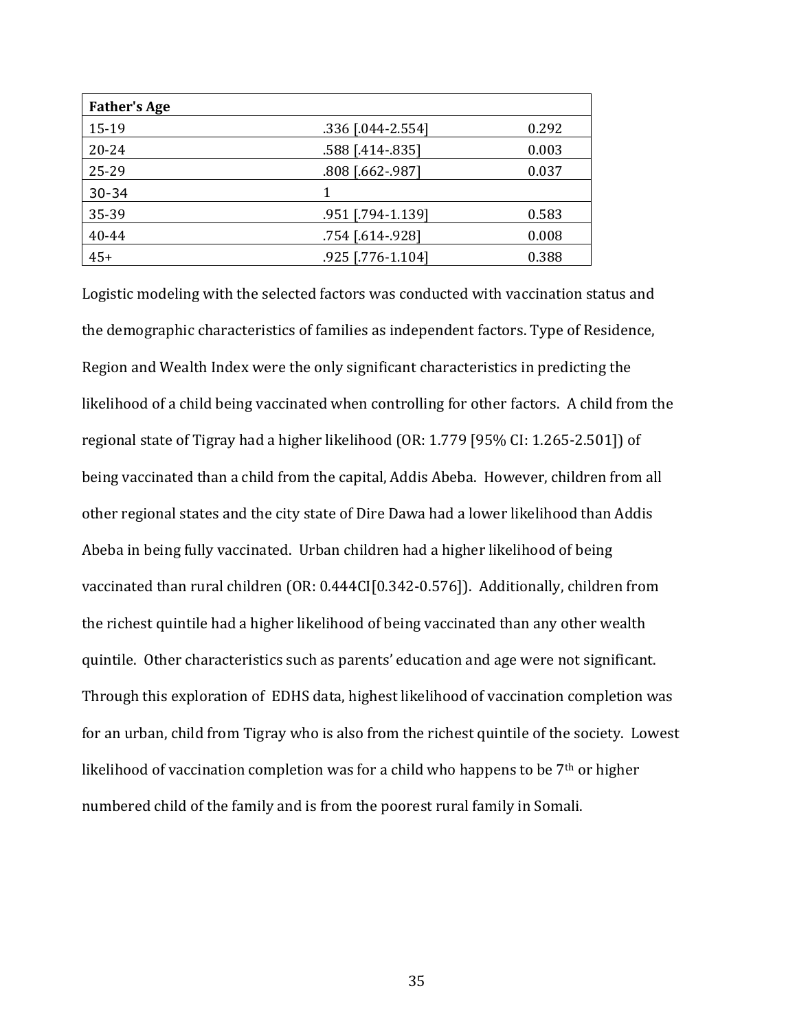| Father's Age | | |
|---|---|---|
| 15-19 | .336 [.044-2.554] | 0.292 |
| 20-24 | .588 [.414-.835] | 0.003 |
| 25-29 | .808 [.662-.987] | 0.037 |
| 30-34 | 1 | |
| 35-39 | .951 [.794-1.139] | 0.583 |
| 40-44 | .754 [.614-.928] | 0.008 |
| 45+ | .925 [.776-1.104] | 0.388 |

Logistic modeling with the selected factors was conducted with vaccination status and the demographic characteristics of families as independent factors. Type of Residence, Region and Wealth Index were the only significant characteristics in predicting the likelihood of a child being vaccinated when controlling for other factors. A child from the regional state of Tigray had a higher likelihood (OR: 1.779 [95% CI: 1.265-2.501]) of being vaccinated than a child from the capital, Addis Abeba. However, children from all other regional states and the city state of Dire Dawa had a lower likelihood than Addis Abeba in being fully vaccinated. Urban children had a higher likelihood of being vaccinated than rural children (OR: 0.444CI[0.342-0.576]). Additionally, children from the richest quintile had a higher likelihood of being vaccinated than any other wealth quintile. Other characteristics such as parents' education and age were not significant. Through this exploration of EDHS data, highest likelihood of vaccination completion was for an urban, child from Tigray who is also from the richest quintile of the society. Lowest likelihood of vaccination completion was for a child who happens to be 7th or higher numbered child of the family and is from the poorest rural family in Somali.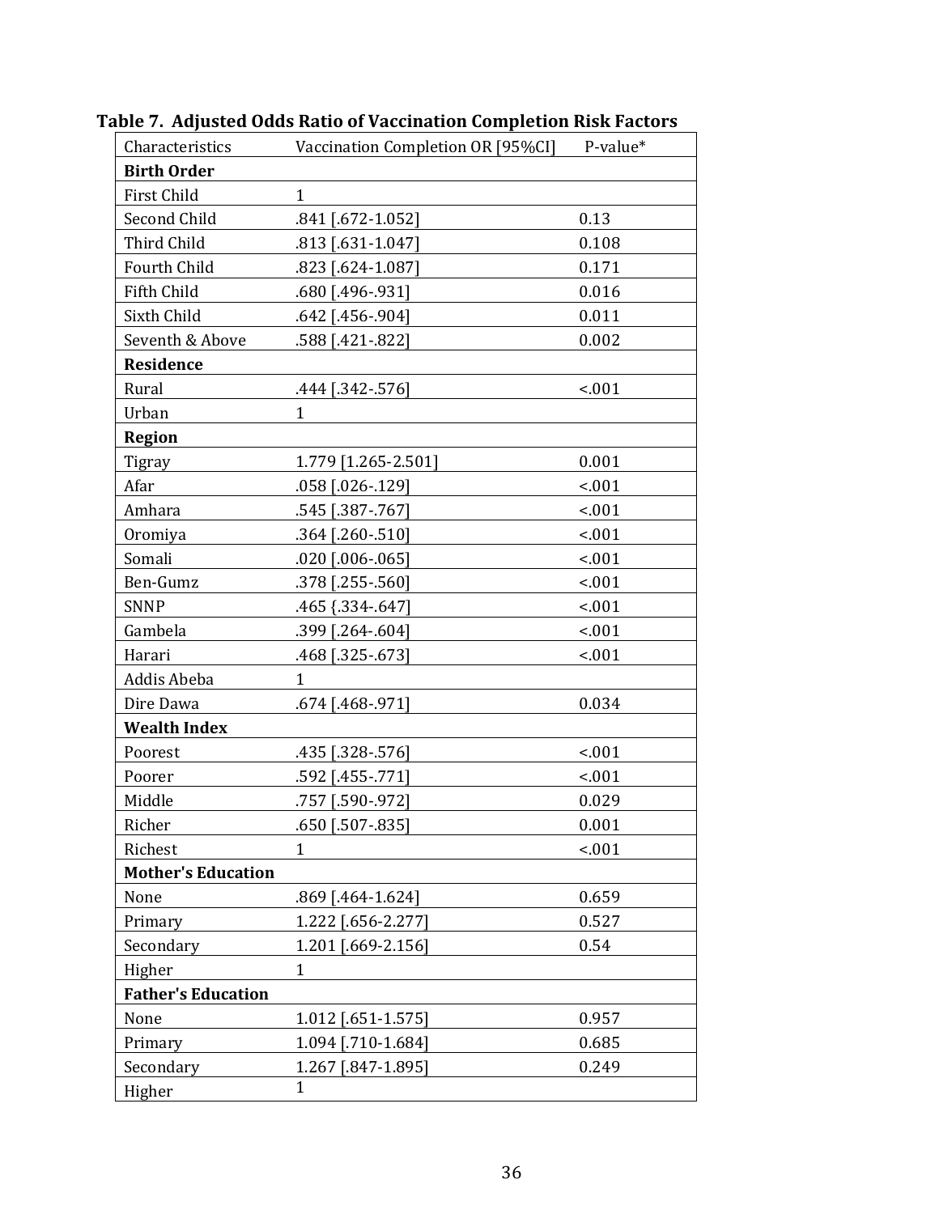**Table 7. Adjusted Odds Ratio of Vaccination Completion Risk Factors**

| Characteristics | Vaccination Completion OR [95%CI] | P-value* |
|---|---|---|
| **Birth Order** | | |
| First Child | 1 | |
| Second Child | .841 [.672-1.052] | 0.13 |
| Third Child | .813 [.631-1.047] | 0.108 |
| Fourth Child | .823 [.624-1.087] | 0.171 |
| Fifth Child | .680 [.496-.931] | 0.016 |
| Sixth Child | .642 [.456-.904] | 0.011 |
| Seventh & Above | .588 [.421-.822] | 0.002 |
| **Residence** | | |
| Rural | .444 [.342-.576] | <.001 |
| Urban | 1 | |
| **Region** | | |
| Tigray | 1.779 [1.265-2.501] | 0.001 |
| Afar | .058 [.026-.129] | <.001 |
| Amhara | .545 [.387-.767] | <.001 |
| Oromiya | .364 [.260-.510] | <.001 |
| Somali | .020 [.006-.065] | <.001 |
| Ben-Gumz | .378 [.255-.560] | <.001 |
| SNNP | .465 {.334-.647] | <.001 |
| Gambela | .399 [.264-.604] | <.001 |
| Harari | .468 [.325-.673] | <.001 |
| Addis Abeba | 1 | |
| Dire Dawa | .674 [.468-.971] | 0.034 |
| **Wealth Index** | | |
| Poorest | .435 [.328-.576] | <.001 |
| Poorer | .592 [.455-.771] | <.001 |
| Middle | .757 [.590-.972] | 0.029 |
| Richer | .650 [.507-.835] | 0.001 |
| Richest | 1 | <.001 |
| **Mother's Education** | | |
| None | .869 [.464-1.624] | 0.659 |
| Primary | 1.222 [.656-2.277] | 0.527 |
| Secondary | 1.201 [.669-2.156] | 0.54 |
| Higher | 1 | |
| **Father's Education** | | |
| None | 1.012 [.651-1.575] | 0.957 |
| Primary | 1.094 [.710-1.684] | 0.685 |
| Secondary | 1.267 [.847-1.895] | 0.249 |
| Higher | 1 | |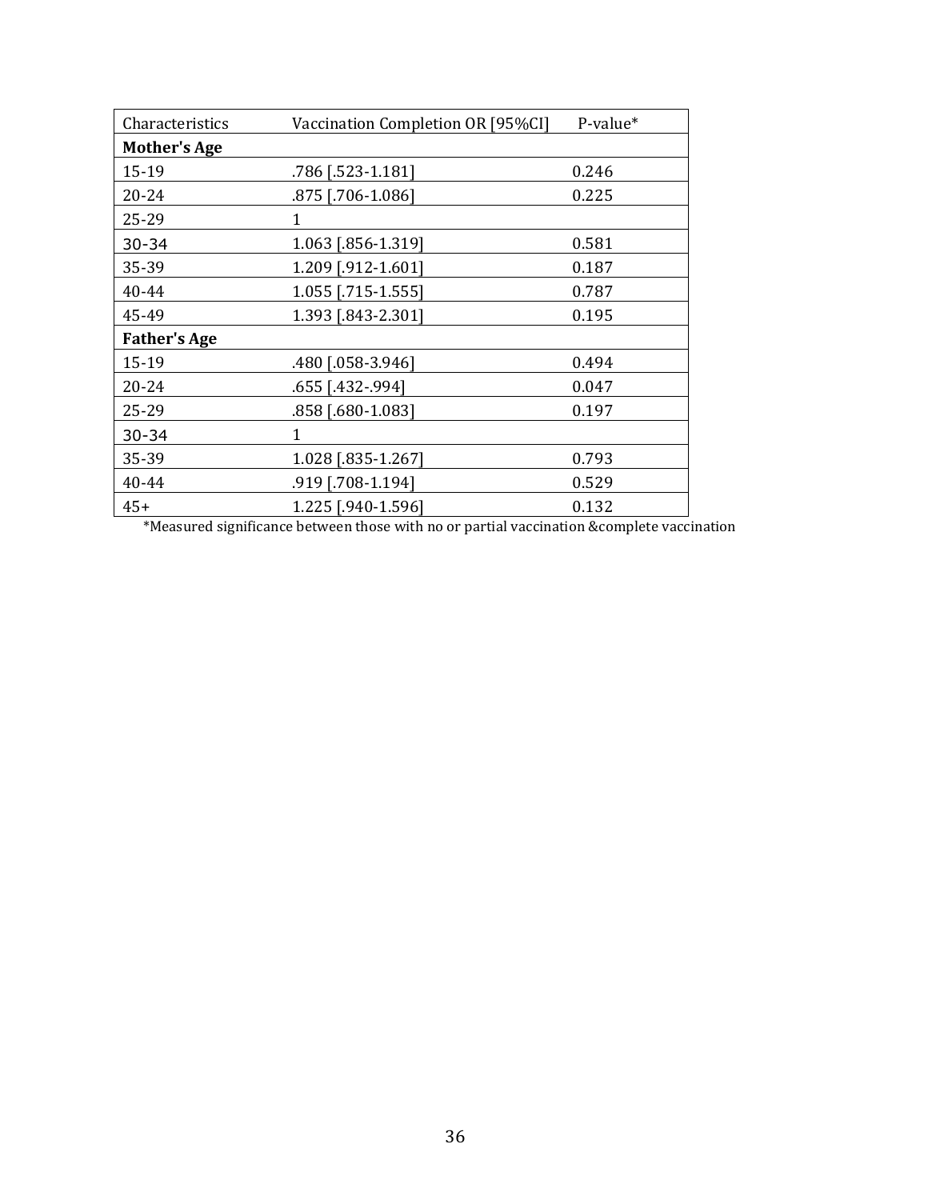| Characteristics | Vaccination Completion OR [95%CI] | P-value* |
|---|---|---|
| **Mother's Age** | | |
| 15-19 | .786 [.523-1.181] | 0.246 |
| 20-24 | .875 [.706-1.086] | 0.225 |
| 25-29 | 1 | |
| 30-34 | 1.063 [.856-1.319] | 0.581 |
| 35-39 | 1.209 [.912-1.601] | 0.187 |
| 40-44 | 1.055 [.715-1.555] | 0.787 |
| 45-49 | 1.393 [.843-2.301] | 0.195 |
| **Father's Age** | | |
| 15-19 | .480 [.058-3.946] | 0.494 |
| 20-24 | .655 [.432-.994] | 0.047 |
| 25-29 | .858 [.680-1.083] | 0.197 |
| 30-34 | 1 | |
| 35-39 | 1.028 [.835-1.267] | 0.793 |
| 40-44 | .919 [.708-1.194] | 0.529 |
| 45+ | 1.225 [.940-1.596] | 0.132 |

*Measured significance between those with no or partial vaccination &complete vaccination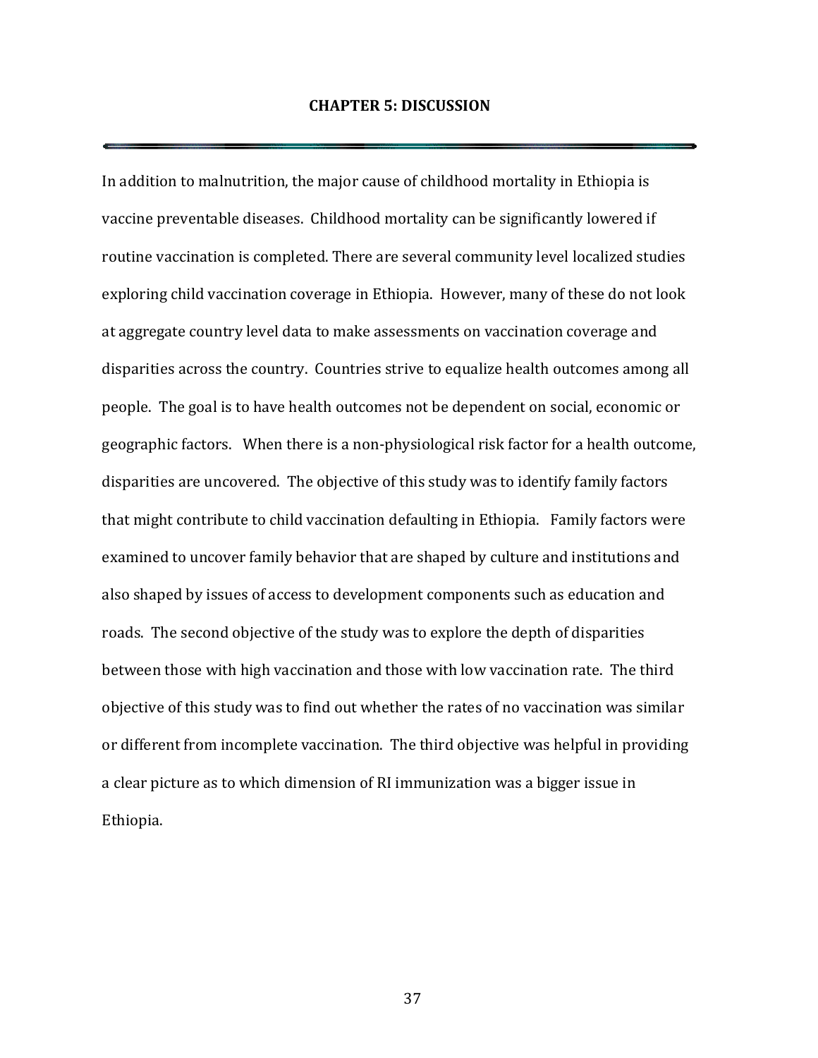# CHAPTER 5: DISCUSSION

In addition to malnutrition, the major cause of childhood mortality in Ethiopia is vaccine preventable diseases. Childhood mortality can be significantly lowered if routine vaccination is completed. There are several community level localized studies exploring child vaccination coverage in Ethiopia. However, many of these do not look at aggregate country level data to make assessments on vaccination coverage and disparities across the country. Countries strive to equalize health outcomes among all people. The goal is to have health outcomes not be dependent on social, economic or geographic factors. When there is a non-physiological risk factor for a health outcome, disparities are uncovered. The objective of this study was to identify family factors that might contribute to child vaccination defaulting in Ethiopia. Family factors were examined to uncover family behavior that are shaped by culture and institutions and also shaped by issues of access to development components such as education and roads. The second objective of the study was to explore the depth of disparities between those with high vaccination and those with low vaccination rate. The third objective of this study was to find out whether the rates of no vaccination was similar or different from incomplete vaccination. The third objective was helpful in providing a clear picture as to which dimension of RI immunization was a bigger issue in Ethiopia.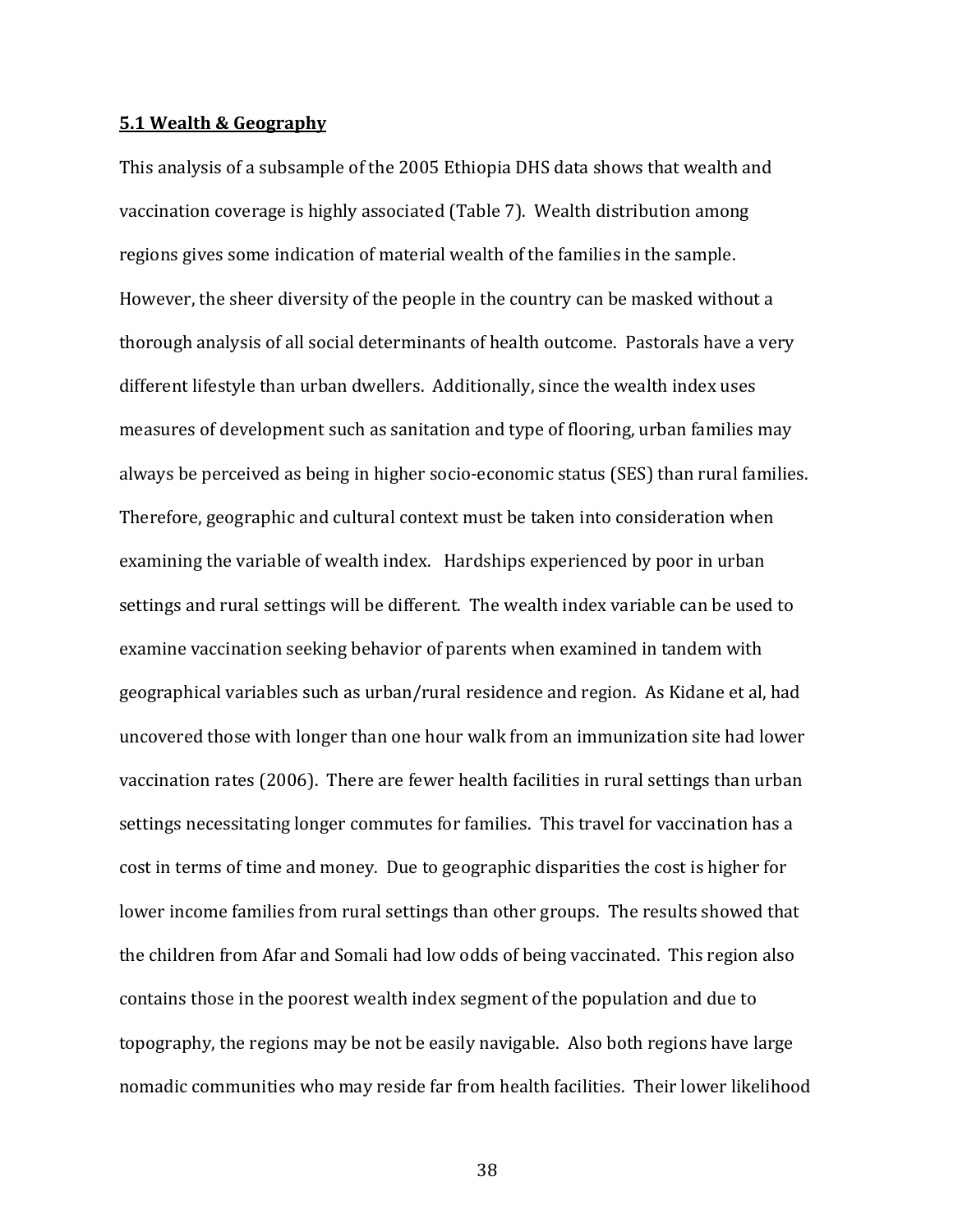## 5.1 Wealth & Geography

This analysis of a subsample of the 2005 Ethiopia DHS data shows that wealth and vaccination coverage is highly associated (Table 7). Wealth distribution among regions gives some indication of material wealth of the families in the sample. However, the sheer diversity of the people in the country can be masked without a thorough analysis of all social determinants of health outcome. Pastorals have a very different lifestyle than urban dwellers. Additionally, since the wealth index uses measures of development such as sanitation and type of flooring, urban families may always be perceived as being in higher socio-economic status (SES) than rural families. Therefore, geographic and cultural context must be taken into consideration when examining the variable of wealth index. Hardships experienced by poor in urban settings and rural settings will be different. The wealth index variable can be used to examine vaccination seeking behavior of parents when examined in tandem with geographical variables such as urban/rural residence and region. As Kidane et al, had uncovered those with longer than one hour walk from an immunization site had lower vaccination rates (2006). There are fewer health facilities in rural settings than urban settings necessitating longer commutes for families. This travel for vaccination has a cost in terms of time and money. Due to geographic disparities the cost is higher for lower income families from rural settings than other groups. The results showed that the children from Afar and Somali had low odds of being vaccinated. This region also contains those in the poorest wealth index segment of the population and due to topography, the regions may be not be easily navigable. Also both regions have large nomadic communities who may reside far from health facilities. Their lower likelihood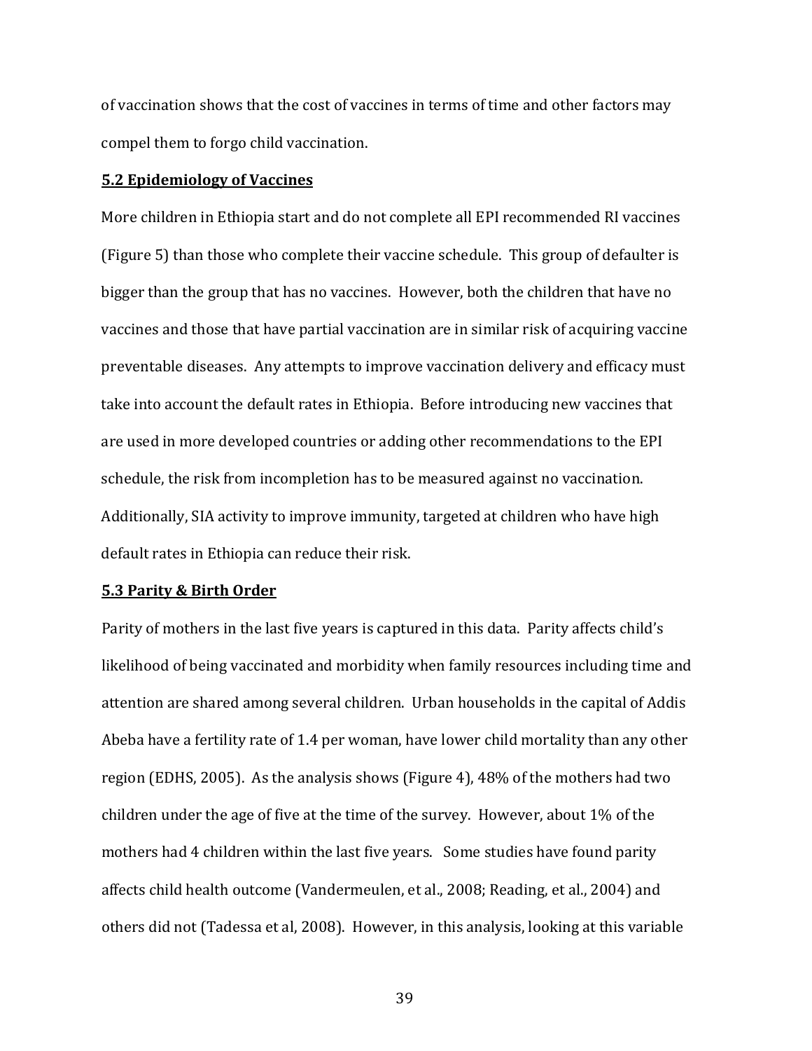of vaccination shows that the cost of vaccines in terms of time and other factors may compel them to forgo child vaccination.

### 5.2 Epidemiology of Vaccines

More children in Ethiopia start and do not complete all EPI recommended RI vaccines (Figure 5) than those who complete their vaccine schedule. This group of defaulter is bigger than the group that has no vaccines. However, both the children that have no vaccines and those that have partial vaccination are in similar risk of acquiring vaccine preventable diseases. Any attempts to improve vaccination delivery and efficacy must take into account the default rates in Ethiopia. Before introducing new vaccines that are used in more developed countries or adding other recommendations to the EPI schedule, the risk from incompletion has to be measured against no vaccination. Additionally, SIA activity to improve immunity, targeted at children who have high default rates in Ethiopia can reduce their risk.

### 5.3 Parity & Birth Order

Parity of mothers in the last five years is captured in this data. Parity affects child's likelihood of being vaccinated and morbidity when family resources including time and attention are shared among several children. Urban households in the capital of Addis Abeba have a fertility rate of 1.4 per woman, have lower child mortality than any other region (EDHS, 2005). As the analysis shows (Figure 4), 48% of the mothers had two children under the age of five at the time of the survey. However, about 1% of the mothers had 4 children within the last five years. Some studies have found parity affects child health outcome (Vandermeulen, et al., 2008; Reading, et al., 2004) and others did not (Tadessa et al, 2008). However, in this analysis, looking at this variable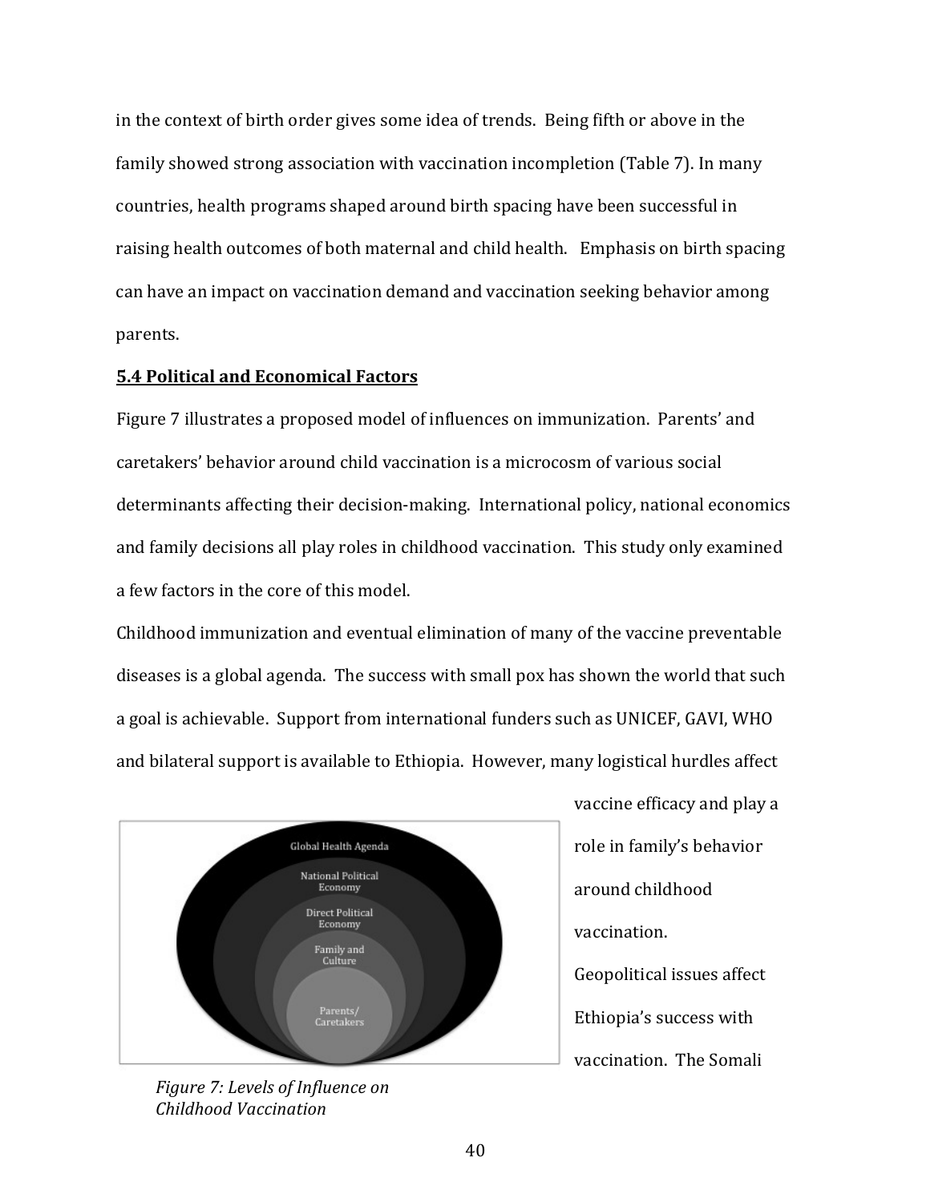in the context of birth order gives some idea of trends. Being fifth or above in the family showed strong association with vaccination incompletion (Table 7). In many countries, health programs shaped around birth spacing have been successful in raising health outcomes of both maternal and child health. Emphasis on birth spacing can have an impact on vaccination demand and vaccination seeking behavior among parents.

**5.4 Political and Economical Factors**

Figure 7 illustrates a proposed model of influences on immunization. Parents' and caretakers' behavior around child vaccination is a microcosm of various social determinants affecting their decision-making. International policy, national economics and family decisions all play roles in childhood vaccination. This study only examined a few factors in the core of this model.

Childhood immunization and eventual elimination of many of the vaccine preventable diseases is a global agenda. The success with small pox has shown the world that such a goal is achievable. Support from international funders such as UNICEF, GAVI, WHO and bilateral support is available to Ethiopia. However, many logistical hurdles affect vaccine efficacy and play a role in family's behavior around childhood vaccination.

*Figure 7: Levels of Influence on Childhood Vaccination*

Geopolitical issues affect Ethiopia's success with vaccination. The Somali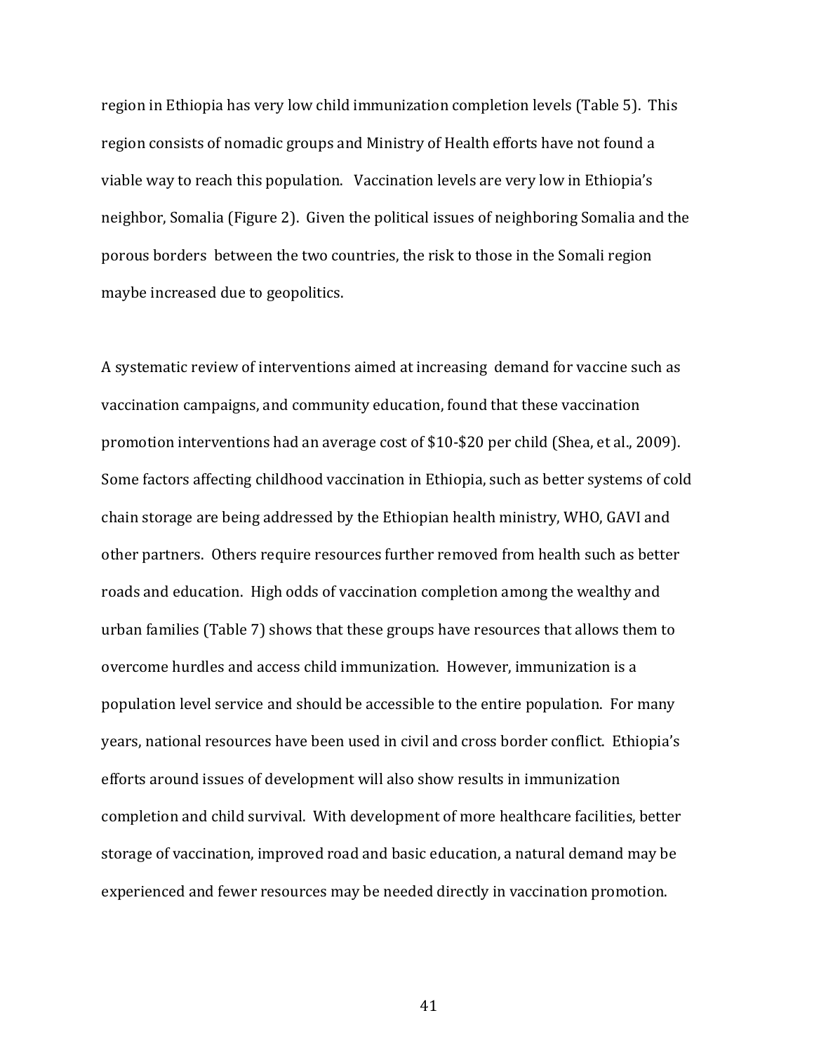region in Ethiopia has very low child immunization completion levels (Table 5). This region consists of nomadic groups and Ministry of Health efforts have not found a viable way to reach this population. Vaccination levels are very low in Ethiopia's neighbor, Somalia (Figure 2). Given the political issues of neighboring Somalia and the porous borders between the two countries, the risk to those in the Somali region maybe increased due to geopolitics.

A systematic review of interventions aimed at increasing demand for vaccine such as vaccination campaigns, and community education, found that these vaccination promotion interventions had an average cost of $10-$20 per child (Shea, et al., 2009). Some factors affecting childhood vaccination in Ethiopia, such as better systems of cold chain storage are being addressed by the Ethiopian health ministry, WHO, GAVI and other partners. Others require resources further removed from health such as better roads and education. High odds of vaccination completion among the wealthy and urban families (Table 7) shows that these groups have resources that allows them to overcome hurdles and access child immunization. However, immunization is a population level service and should be accessible to the entire population. For many years, national resources have been used in civil and cross border conflict. Ethiopia's efforts around issues of development will also show results in immunization completion and child survival. With development of more healthcare facilities, better storage of vaccination, improved road and basic education, a natural demand may be experienced and fewer resources may be needed directly in vaccination promotion.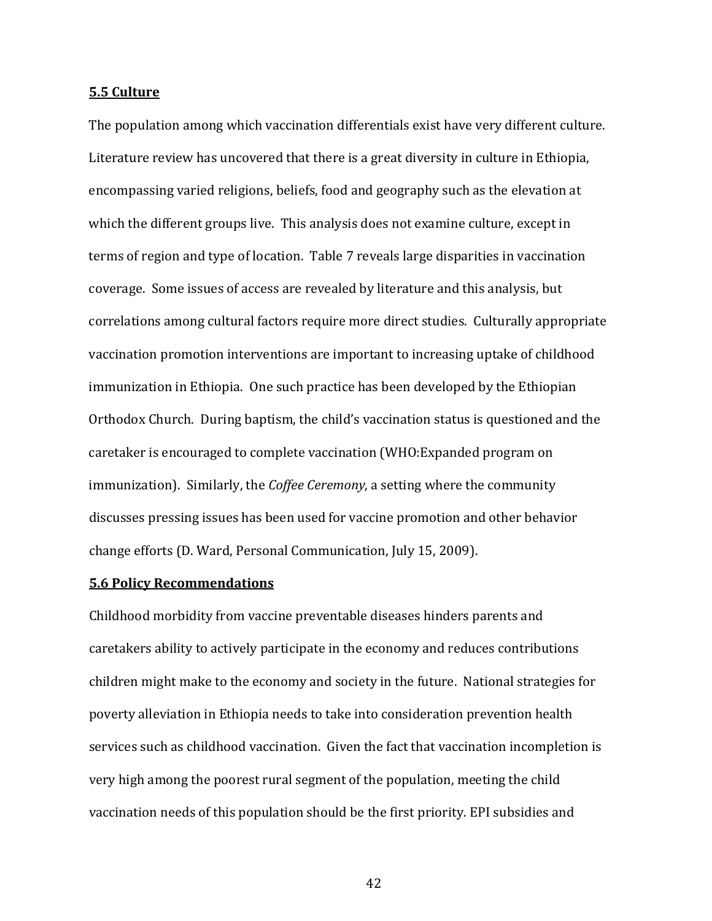## 5.5 Culture

The population among which vaccination differentials exist have very different culture. Literature review has uncovered that there is a great diversity in culture in Ethiopia, encompassing varied religions, beliefs, food and geography such as the elevation at which the different groups live. This analysis does not examine culture, except in terms of region and type of location. Table 7 reveals large disparities in vaccination coverage. Some issues of access are revealed by literature and this analysis, but correlations among cultural factors require more direct studies. Culturally appropriate vaccination promotion interventions are important to increasing uptake of childhood immunization in Ethiopia. One such practice has been developed by the Ethiopian Orthodox Church. During baptism, the child's vaccination status is questioned and the caretaker is encouraged to complete vaccination (WHO:Expanded program on immunization). Similarly, the *Coffee Ceremony*, a setting where the community discusses pressing issues has been used for vaccine promotion and other behavior change efforts (D. Ward, Personal Communication, July 15, 2009).

## 5.6 Policy Recommendations

Childhood morbidity from vaccine preventable diseases hinders parents and caretakers ability to actively participate in the economy and reduces contributions children might make to the economy and society in the future. National strategies for poverty alleviation in Ethiopia needs to take into consideration prevention health services such as childhood vaccination. Given the fact that vaccination incompletion is very high among the poorest rural segment of the population, meeting the child vaccination needs of this population should be the first priority. EPI subsidies and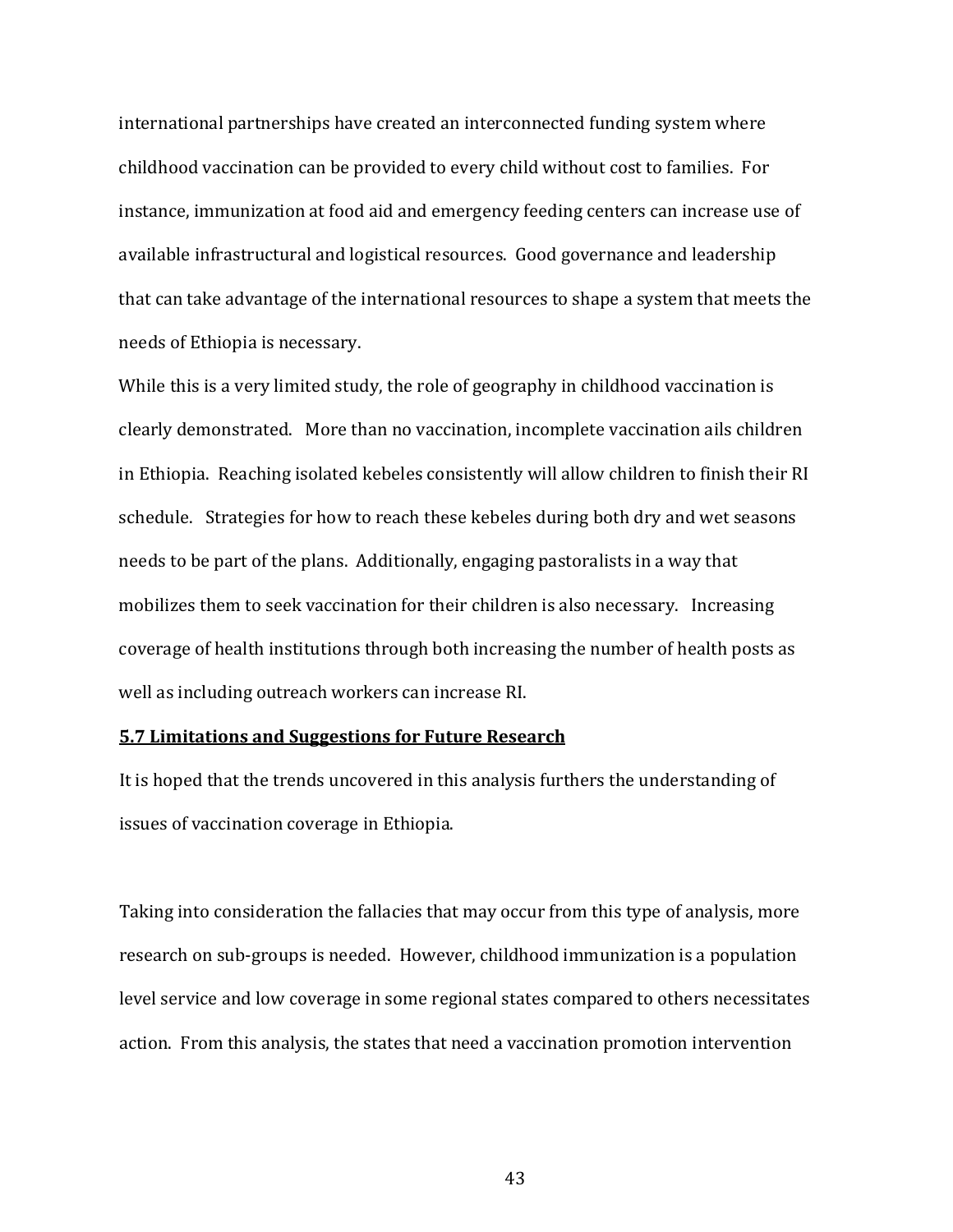international partnerships have created an interconnected funding system where childhood vaccination can be provided to every child without cost to families. For instance, immunization at food aid and emergency feeding centers can increase use of available infrastructural and logistical resources. Good governance and leadership that can take advantage of the international resources to shape a system that meets the needs of Ethiopia is necessary.

While this is a very limited study, the role of geography in childhood vaccination is clearly demonstrated. More than no vaccination, incomplete vaccination ails children in Ethiopia. Reaching isolated kebeles consistently will allow children to finish their RI schedule. Strategies for how to reach these kebeles during both dry and wet seasons needs to be part of the plans. Additionally, engaging pastoralists in a way that mobilizes them to seek vaccination for their children is also necessary. Increasing coverage of health institutions through both increasing the number of health posts as well as including outreach workers can increase RI.

### 5.7 Limitations and Suggestions for Future Research

It is hoped that the trends uncovered in this analysis furthers the understanding of issues of vaccination coverage in Ethiopia.

Taking into consideration the fallacies that may occur from this type of analysis, more research on sub-groups is needed. However, childhood immunization is a population level service and low coverage in some regional states compared to others necessitates action. From this analysis, the states that need a vaccination promotion intervention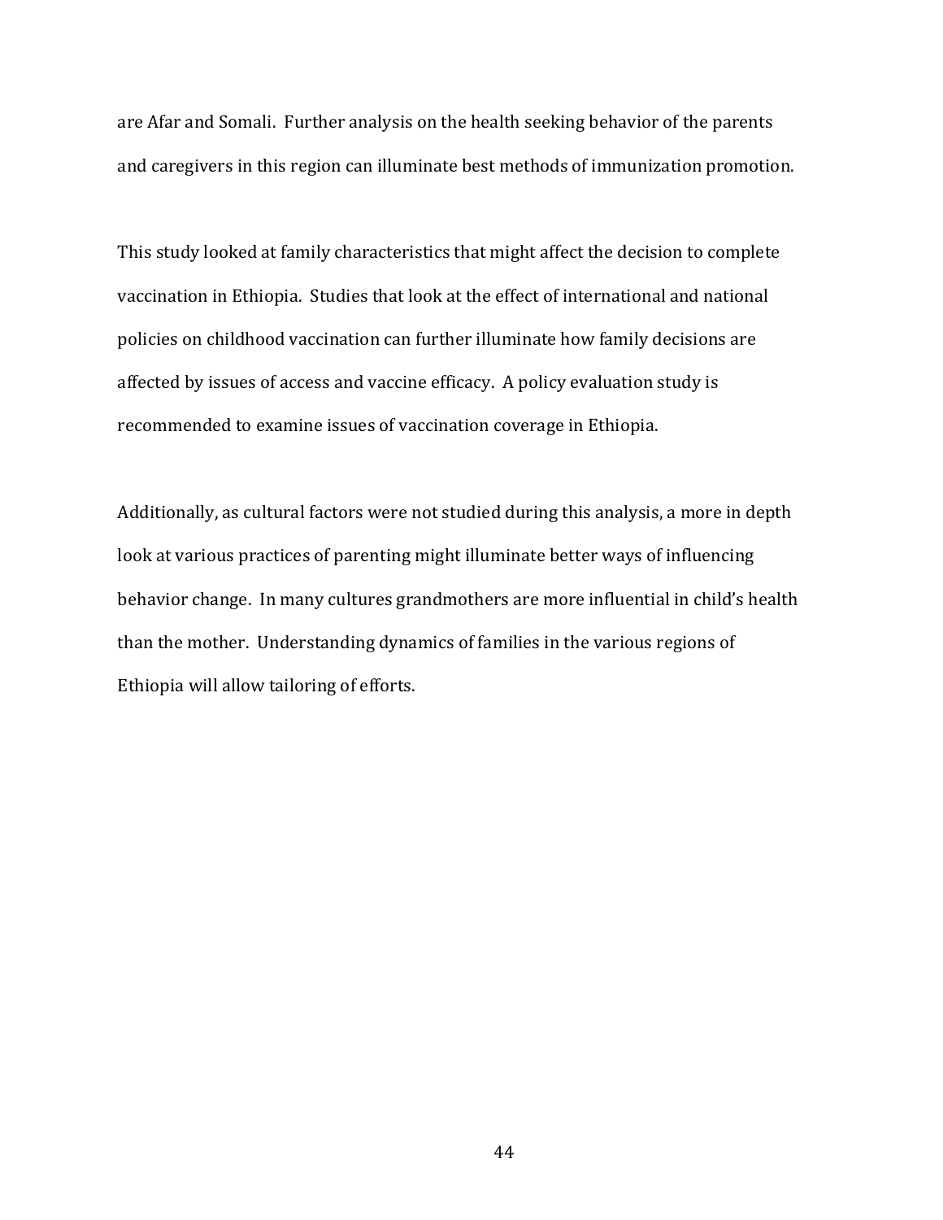are Afar and Somali. Further analysis on the health seeking behavior of the parents and caregivers in this region can illuminate best methods of immunization promotion.

This study looked at family characteristics that might affect the decision to complete vaccination in Ethiopia. Studies that look at the effect of international and national policies on childhood vaccination can further illuminate how family decisions are affected by issues of access and vaccine efficacy. A policy evaluation study is recommended to examine issues of vaccination coverage in Ethiopia.

Additionally, as cultural factors were not studied during this analysis, a more in depth look at various practices of parenting might illuminate better ways of influencing behavior change. In many cultures grandmothers are more influential in child's health than the mother. Understanding dynamics of families in the various regions of Ethiopia will allow tailoring of efforts.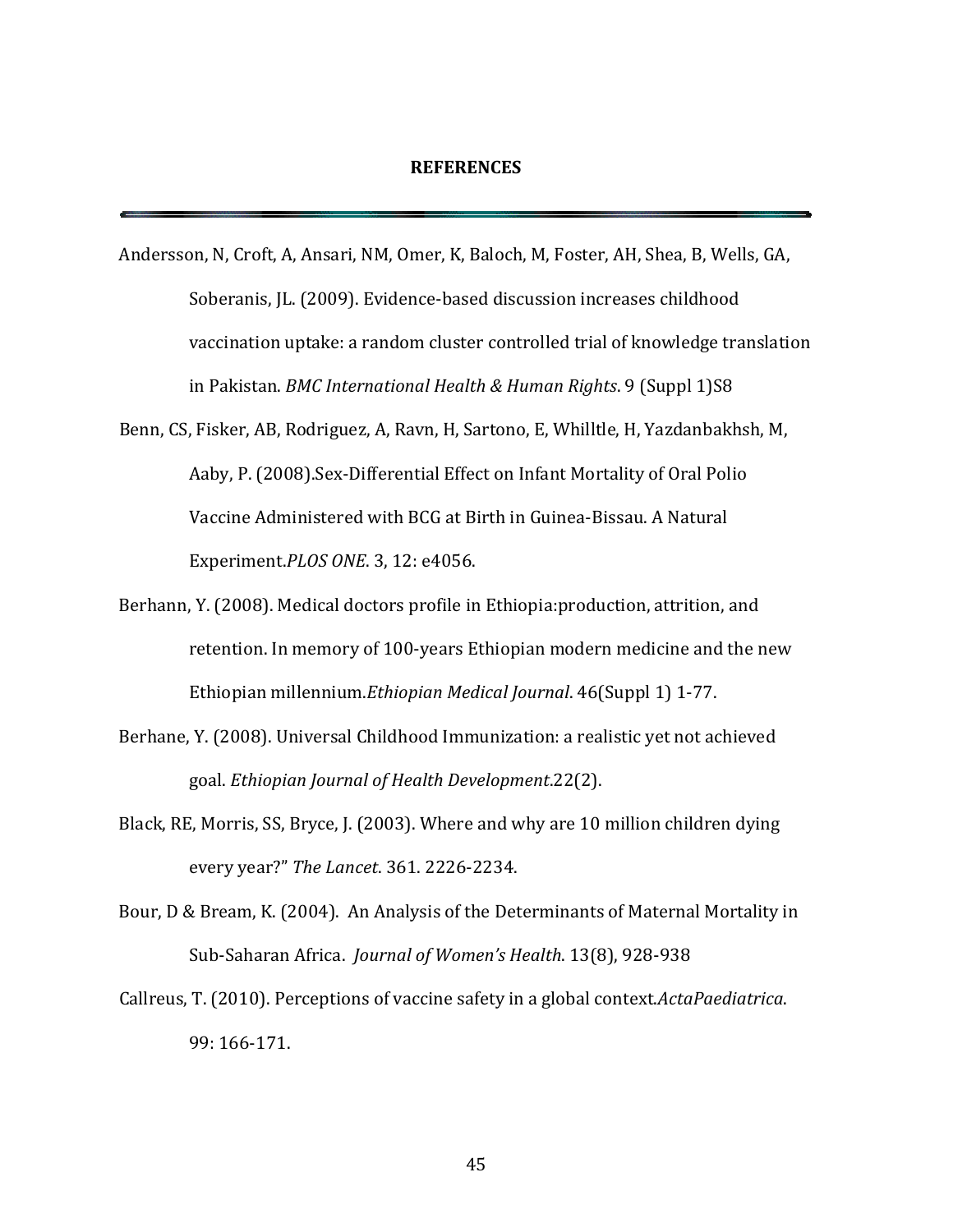# REFERENCES

Andersson, N, Croft, A, Ansari, NM, Omer, K, Baloch, M, Foster, AH, Shea, B, Wells, GA, Soberanis, JL. (2009). Evidence-based discussion increases childhood vaccination uptake: a random cluster controlled trial of knowledge translation in Pakistan. *BMC International Health & Human Rights*. 9 (Suppl 1)S8

Benn, CS, Fisker, AB, Rodriguez, A, Ravn, H, Sartono, E, Whilltle, H, Yazdanbakhsh, M, Aaby, P. (2008).Sex-Differential Effect on Infant Mortality of Oral Polio Vaccine Administered with BCG at Birth in Guinea-Bissau. A Natural Experiment.*PLOS ONE*. 3, 12: e4056.

Berhann, Y. (2008). Medical doctors profile in Ethiopia:production, attrition, and retention. In memory of 100-years Ethiopian modern medicine and the new Ethiopian millennium.*Ethiopian Medical Journal*. 46(Suppl 1) 1-77.

Berhane, Y. (2008). Universal Childhood Immunization: a realistic yet not achieved goal. *Ethiopian Journal of Health Development.*22(2).

Black, RE, Morris, SS, Bryce, J. (2003). Where and why are 10 million children dying every year?" *The Lancet*. 361. 2226-2234.

Bour, D & Bream, K. (2004). An Analysis of the Determinants of Maternal Mortality in Sub-Saharan Africa. *Journal of Women's Health*. 13(8), 928-938

Callreus, T. (2010). Perceptions of vaccine safety in a global context.*ActaPaediatrica*. 99: 166-171.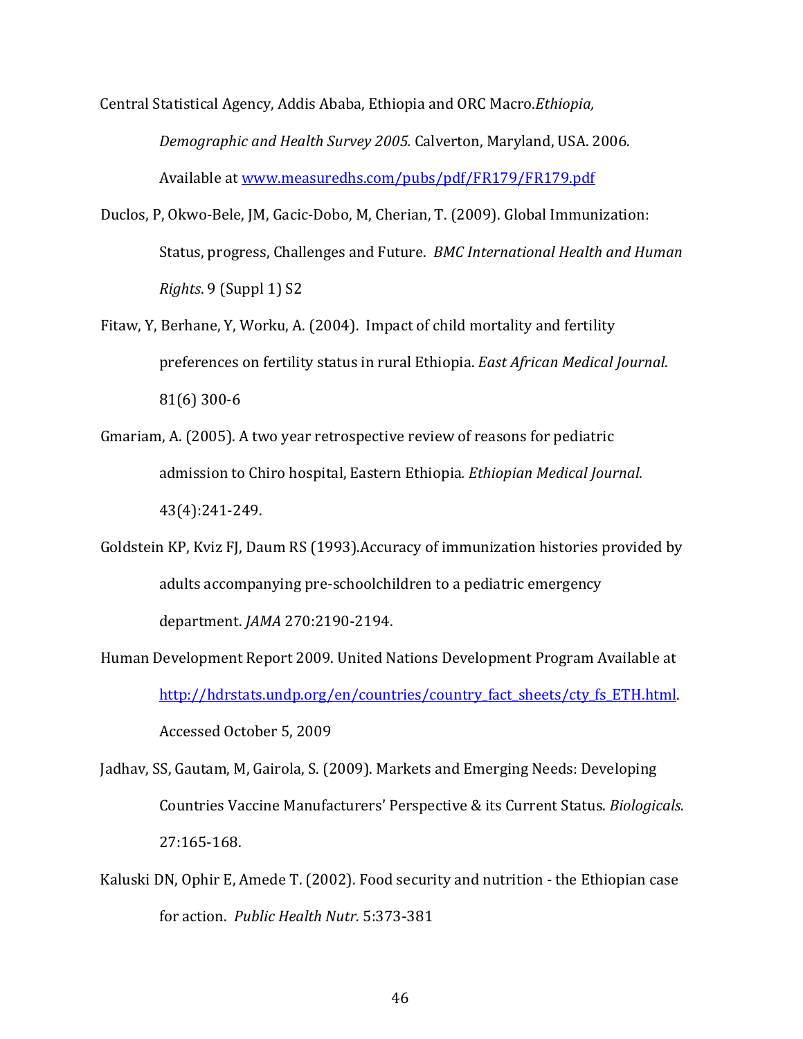Central Statistical Agency, Addis Ababa, Ethiopia and ORC Macro.*Ethiopia, Demographic and Health Survey 2005.* Calverton, Maryland, USA. 2006. Available at www.measuredhs.com/pubs/pdf/FR179/FR179.pdf

Duclos, P, Okwo-Bele, JM, Gacic-Dobo, M, Cherian, T. (2009). Global Immunization: Status, progress, Challenges and Future. *BMC International Health and Human Rights*. 9 (Suppl 1) S2

Fitaw, Y, Berhane, Y, Worku, A. (2004). Impact of child mortality and fertility preferences on fertility status in rural Ethiopia. *East African Medical Journal*. 81(6) 300-6

Gmariam, A. (2005). A two year retrospective review of reasons for pediatric admission to Chiro hospital, Eastern Ethiopia*. Ethiopian Medical Journal.* 43(4):241-249.

Goldstein KP, Kviz FJ, Daum RS (1993).Accuracy of immunization histories provided by adults accompanying pre-schoolchildren to a pediatric emergency department. *JAMA* 270:2190-2194.

Human Development Report 2009. United Nations Development Program Available at http://hdrstats.undp.org/en/countries/country_fact_sheets/cty_fs_ETH.html. Accessed October 5, 2009

Jadhav, SS, Gautam, M, Gairola, S. (2009). Markets and Emerging Needs: Developing Countries Vaccine Manufacturers' Perspective & its Current Status. *Biologicals.* 27:165-168.

Kaluski DN, Ophir E, Amede T. (2002). Food security and nutrition - the Ethiopian case for action. *Public Health Nutr.* 5:373-381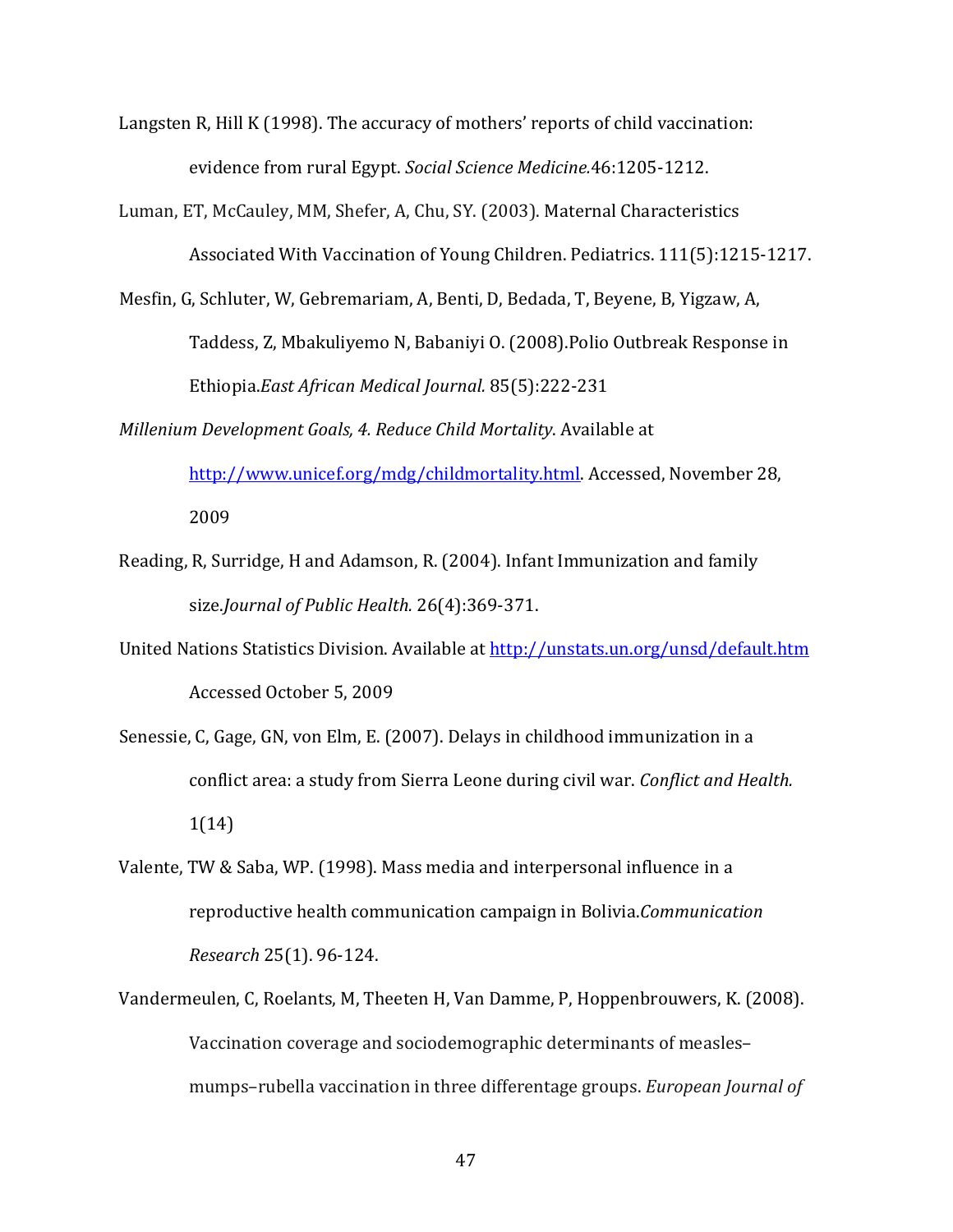Langsten R, Hill K (1998). The accuracy of mothers' reports of child vaccination: evidence from rural Egypt. *Social Science Medicine.*46:1205-1212.

Luman, ET, McCauley, MM, Shefer, A, Chu, SY. (2003). Maternal Characteristics Associated With Vaccination of Young Children. Pediatrics. 111(5):1215-1217.

Mesfin, G, Schluter, W, Gebremariam, A, Benti, D, Bedada, T, Beyene, B, Yigzaw, A, Taddess, Z, Mbakuliyemo N, Babaniyi O. (2008).Polio Outbreak Response in Ethiopia.*East African Medical Journal.* 85(5):222-231

*Millenium Development Goals, 4. Reduce Child Mortality*. Available at http://www.unicef.org/mdg/childmortality.html. Accessed, November 28, 2009

Reading, R, Surridge, H and Adamson, R. (2004). Infant Immunization and family size.*Journal of Public Health.* 26(4):369-371.

United Nations Statistics Division. Available at http://unstats.un.org/unsd/default.htm Accessed October 5, 2009

Senessie, C, Gage, GN, von Elm, E. (2007). Delays in childhood immunization in a conflict area: a study from Sierra Leone during civil war. *Conflict and Health.* 1(14)

Valente, TW & Saba, WP. (1998). Mass media and interpersonal influence in a reproductive health communication campaign in Bolivia.*Communication Research* 25(1). 96-124.

Vandermeulen, C, Roelants, M, Theeten H, Van Damme, P, Hoppenbrouwers, K. (2008). Vaccination coverage and sociodemographic determinants of measles–mumps–rubella vaccination in three differentage groups. *European Journal of*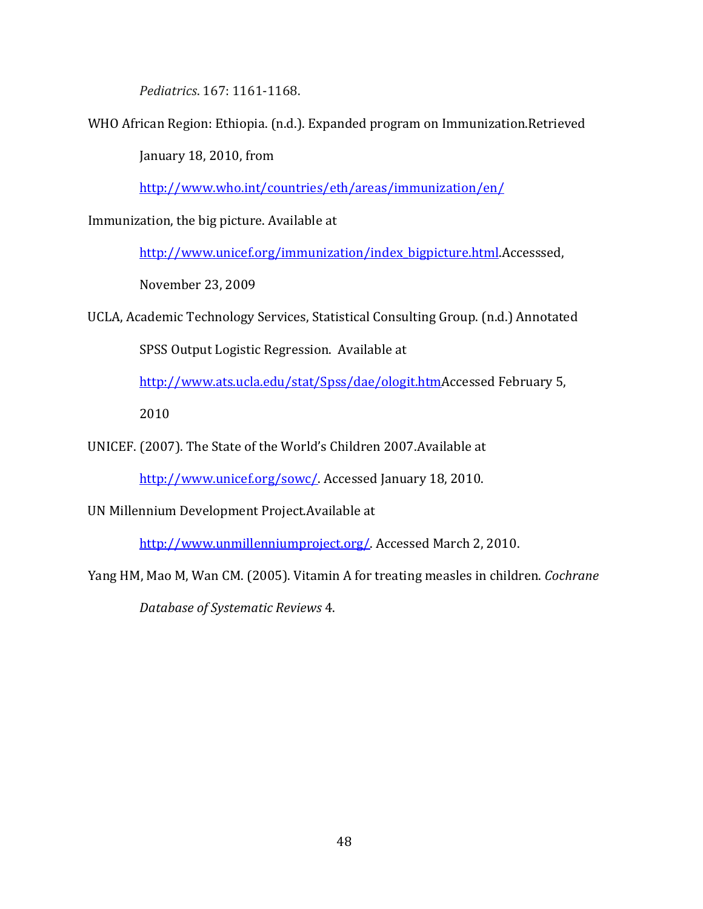*Pediatrics*. 167: 1161-1168.

WHO African Region: Ethiopia. (n.d.). Expanded program on Immunization.Retrieved January 18, 2010, from http://www.who.int/countries/eth/areas/immunization/en/

Immunization, the big picture. Available at http://www.unicef.org/immunization/index_bigpicture.html.Accesssed, November 23, 2009

UCLA, Academic Technology Services, Statistical Consulting Group. (n.d.) Annotated SPSS Output Logistic Regression. Available at http://www.ats.ucla.edu/stat/Spss/dae/ologit.htmAccessed February 5, 2010

UNICEF. (2007). The State of the World's Children 2007.Available at http://www.unicef.org/sowc/. Accessed January 18, 2010.

UN Millennium Development Project.Available at http://www.unmillenniumproject.org/. Accessed March 2, 2010.

Yang HM, Mao M, Wan CM. (2005). Vitamin A for treating measles in children. *Cochrane Database of Systematic Reviews* 4.